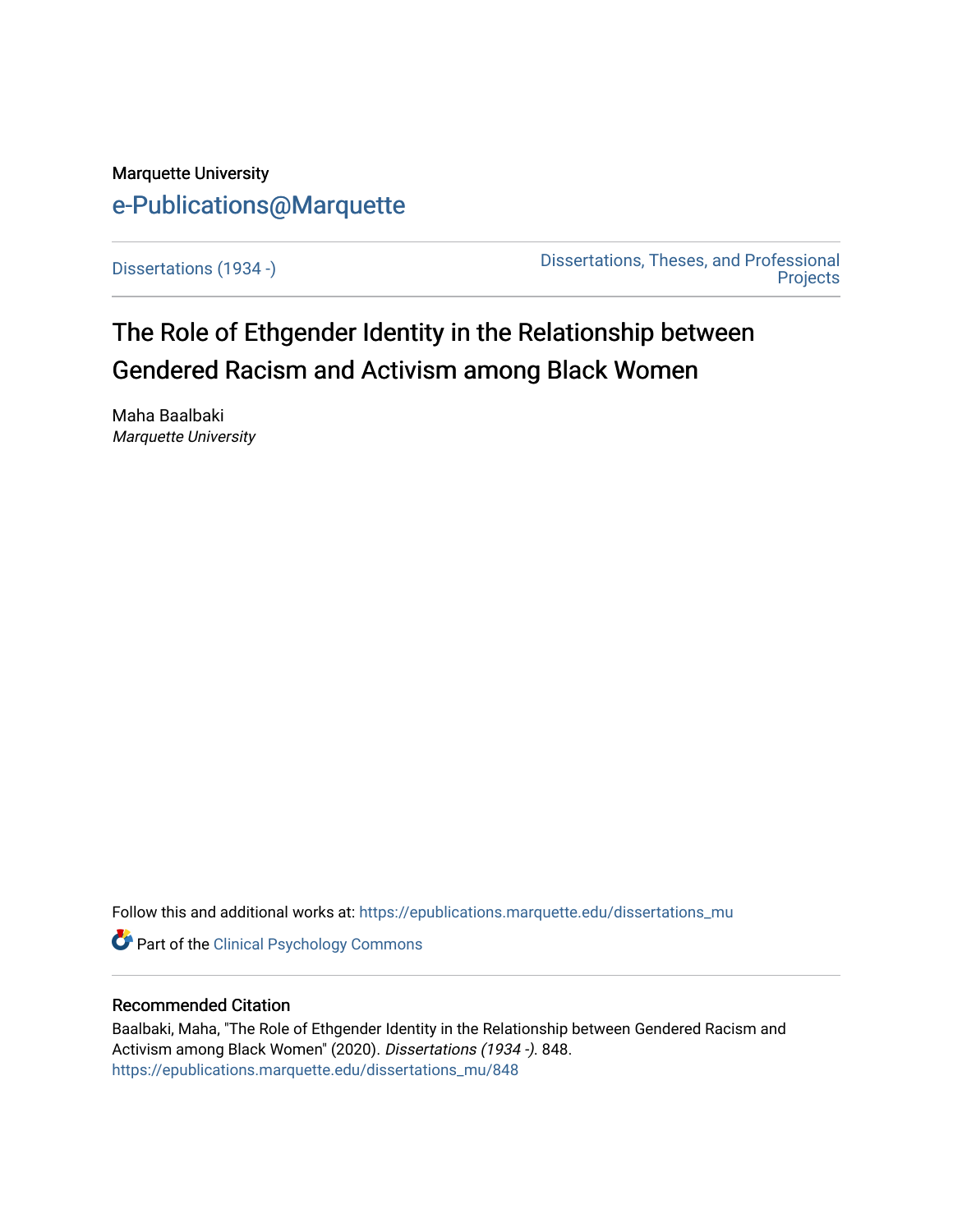Marquette University

e-Publications@Marquette

Dissertations (1934 -)

Dissertations, Theses, and Professional Projects

# The Role of Ethgender Identity in the Relationship between Gendered Racism and Activism among Black Women

Maha Baalbaki
*Marquette University*

Follow this and additional works at: https://epublications.marquette.edu/dissertations_mu

Part of the Clinical Psychology Commons

## Recommended Citation

Baalbaki, Maha, "The Role of Ethgender Identity in the Relationship between Gendered Racism and Activism among Black Women" (2020). *Dissertations (1934 -)*. 848.
https://epublications.marquette.edu/dissertations_mu/848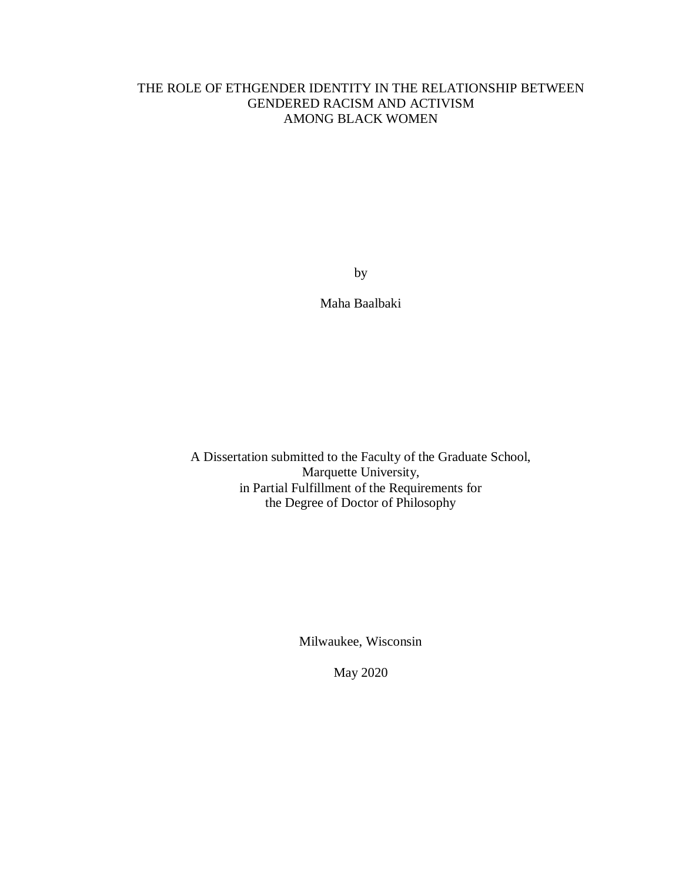# THE ROLE OF ETHGENDER IDENTITY IN THE RELATIONSHIP BETWEEN GENDERED RACISM AND ACTIVISM AMONG BLACK WOMEN

by

Maha Baalbaki

A Dissertation submitted to the Faculty of the Graduate School,
Marquette University,
in Partial Fulfillment of the Requirements for
the Degree of Doctor of Philosophy

Milwaukee, Wisconsin

May 2020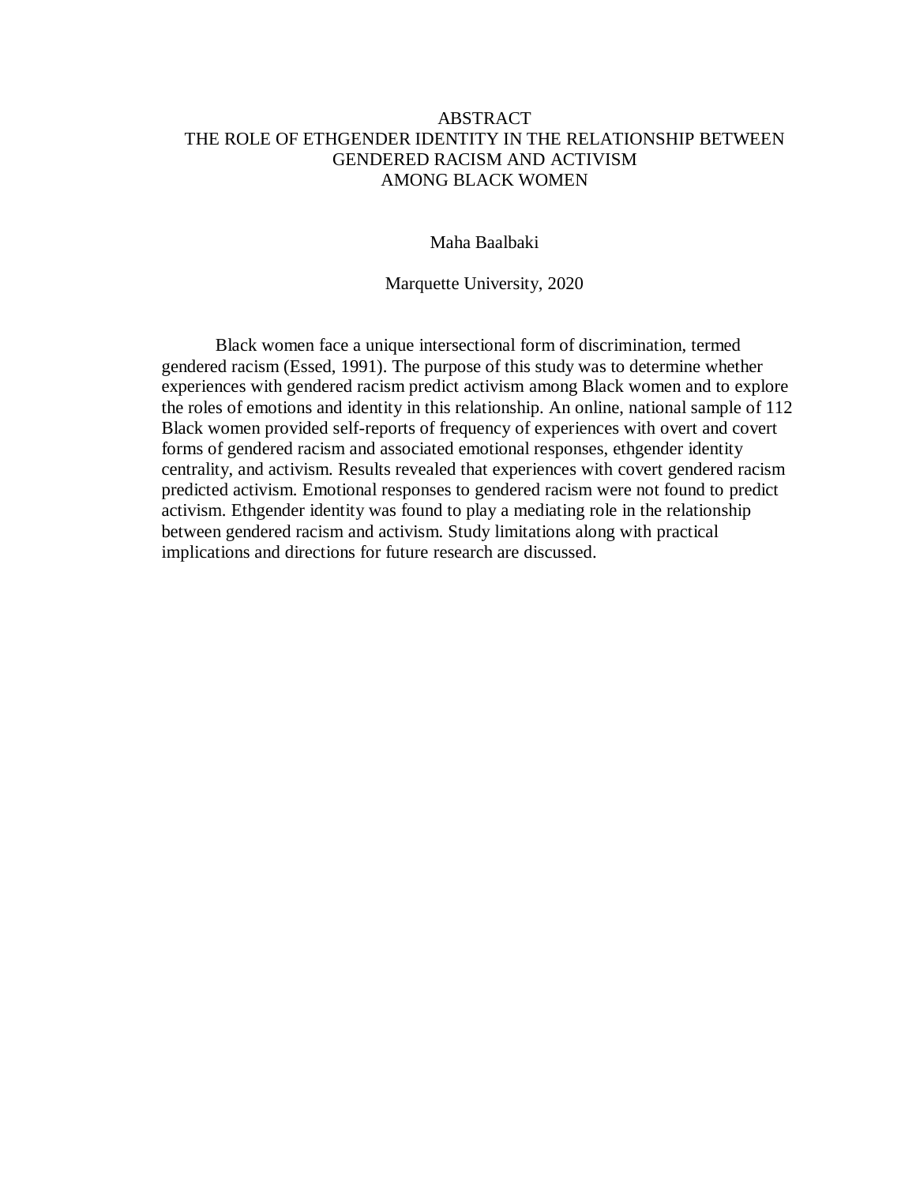# ABSTRACT
# THE ROLE OF ETHGENDER IDENTITY IN THE RELATIONSHIP BETWEEN GENDERED RACISM AND ACTIVISM AMONG BLACK WOMEN

Maha Baalbaki

Marquette University, 2020

Black women face a unique intersectional form of discrimination, termed gendered racism (Essed, 1991). The purpose of this study was to determine whether experiences with gendered racism predict activism among Black women and to explore the roles of emotions and identity in this relationship. An online, national sample of 112 Black women provided self-reports of frequency of experiences with overt and covert forms of gendered racism and associated emotional responses, ethgender identity centrality, and activism. Results revealed that experiences with covert gendered racism predicted activism. Emotional responses to gendered racism were not found to predict activism. Ethgender identity was found to play a mediating role in the relationship between gendered racism and activism. Study limitations along with practical implications and directions for future research are discussed.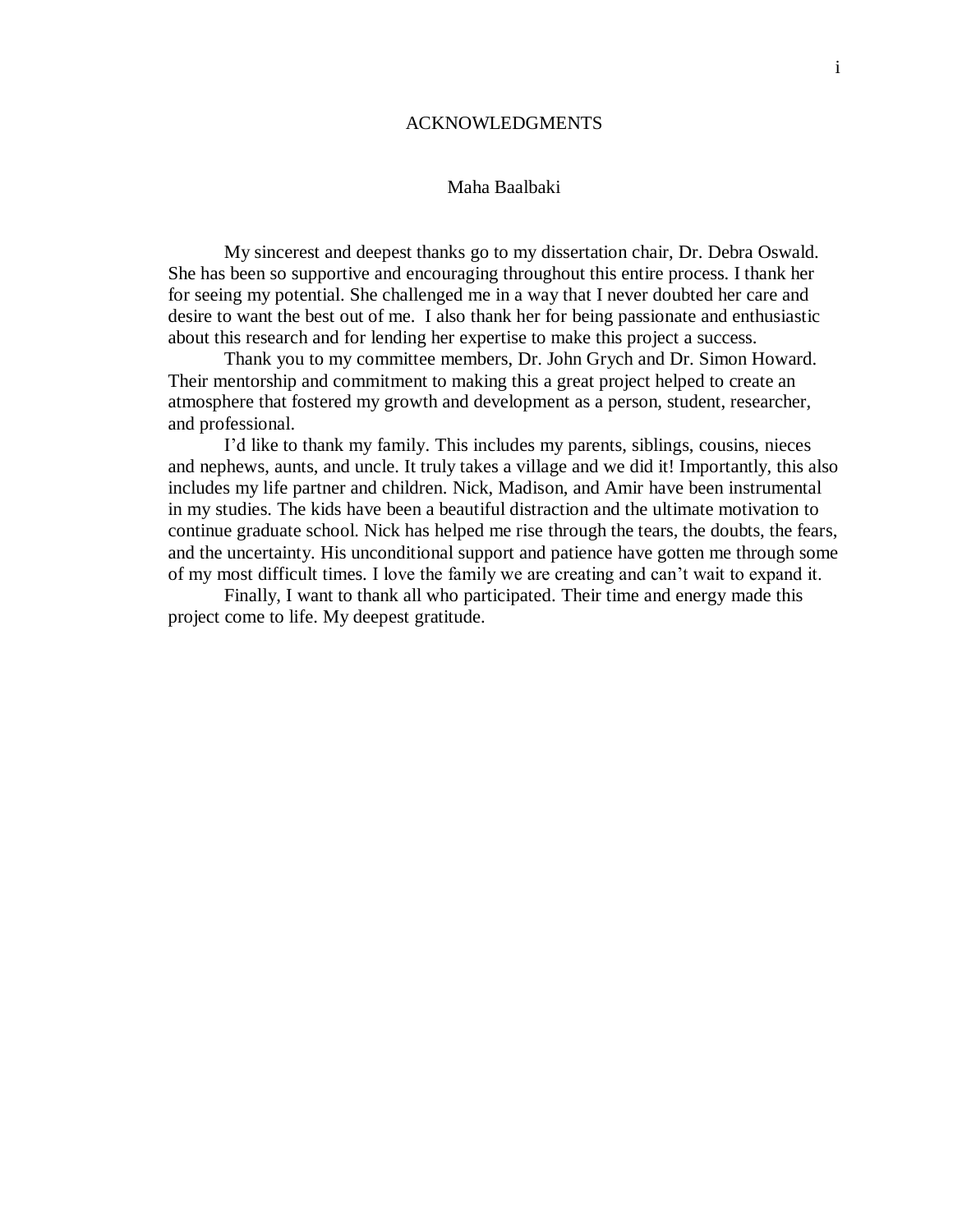# ACKNOWLEDGMENTS

Maha Baalbaki

My sincerest and deepest thanks go to my dissertation chair, Dr. Debra Oswald. She has been so supportive and encouraging throughout this entire process. I thank her for seeing my potential. She challenged me in a way that I never doubted her care and desire to want the best out of me. I also thank her for being passionate and enthusiastic about this research and for lending her expertise to make this project a success.

Thank you to my committee members, Dr. John Grych and Dr. Simon Howard. Their mentorship and commitment to making this a great project helped to create an atmosphere that fostered my growth and development as a person, student, researcher, and professional.

I'd like to thank my family. This includes my parents, siblings, cousins, nieces and nephews, aunts, and uncle. It truly takes a village and we did it! Importantly, this also includes my life partner and children. Nick, Madison, and Amir have been instrumental in my studies. The kids have been a beautiful distraction and the ultimate motivation to continue graduate school. Nick has helped me rise through the tears, the doubts, the fears, and the uncertainty. His unconditional support and patience have gotten me through some of my most difficult times. I love the family we are creating and can't wait to expand it.

Finally, I want to thank all who participated. Their time and energy made this project come to life. My deepest gratitude.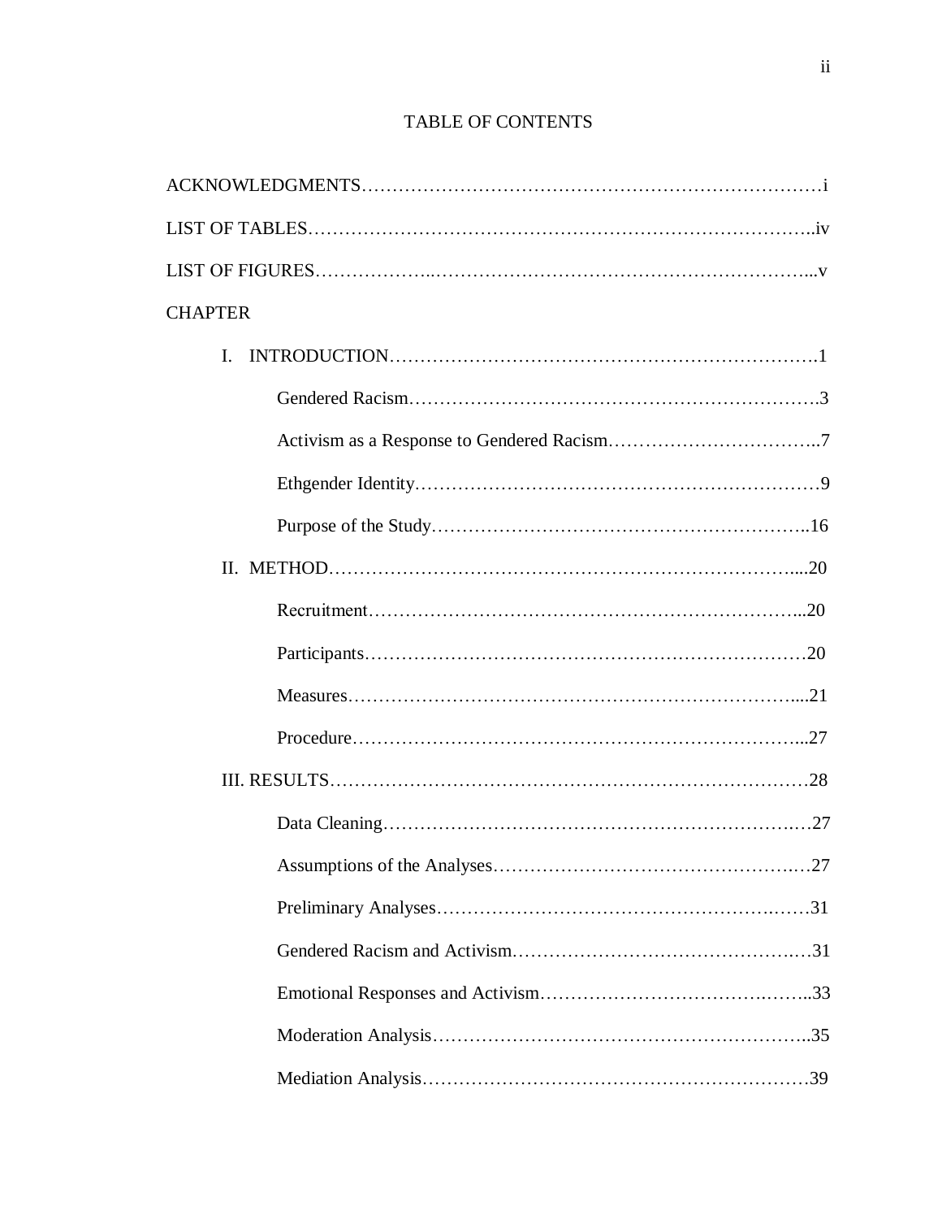# TABLE OF CONTENTS

ACKNOWLEDGMENTS………………………………………………………………i

LIST OF TABLES…………………………………………………………………..iv

LIST OF FIGURES………………..…………………………………………….…...v

CHAPTER

I. INTRODUCTION…………………………………………………………….1

- Gendered Racism……………………………………………………….3
- Activism as a Response to Gendered Racism……………………………..7
- Ethgender Identity……………………………………………………….9
- Purpose of the Study……………………….………………………….16

II. METHOD…………………………………………………………………....20

- Recruitment……………………………………………………………...20
- Participants………………………………………………………………20
- Measures…………………………………………………………….....21
- Procedure…………………………………………………………….....27

III. RESULTS…………………………………………………………………28

- Data Cleaning…………………………………………………………..…27
- Assumptions of the Analyses……………………………………….…27
- Preliminary Analyses……………………………………………….……31
- Gendered Racism and Activism………………………………………..…31
- Emotional Responses and Activism……………………………….……..33
- Moderation Analysis…………………………………………………..35
- Mediation Analysis……………………………………………………39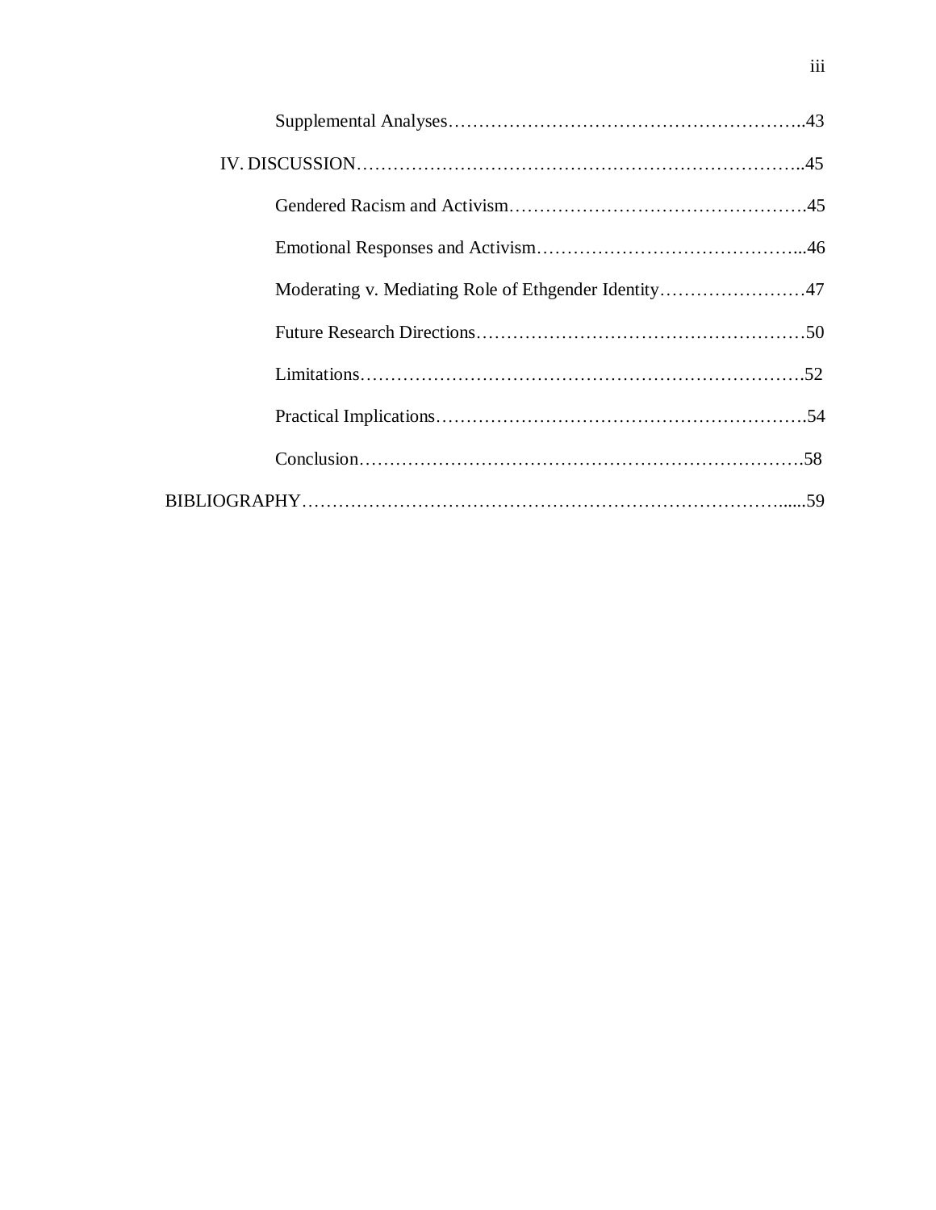Supplemental Analyses……………………………………………………..43

IV. DISCUSSION………………………………………………………………..45

Gendered Racism and Activism………………………………………….45

Emotional Responses and Activism……………………………………...46

Moderating v. Mediating Role of Ethgender Identity……………….…47

Future Research Directions………………………………………………50

Limitations……………………………………………………………….52

Practical Implications…………………………………………………….54

Conclusion……………………………………………………………….58

BIBLIOGRAPHY……………………………………………………………….....59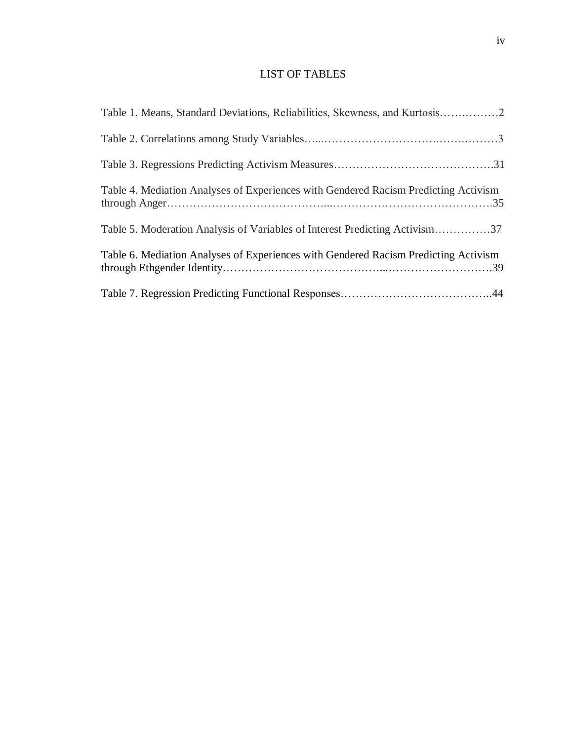# LIST OF TABLES

Table 1. Means, Standard Deviations, Reliabilities, Skewness, and Kurtosis……..………2

Table 2. Correlations among Study Variables…...………………………….…….………3

Table 3. Regressions Predicting Activism Measures…………………………….……….31

Table 4. Mediation Analyses of Experiences with Gendered Racism Predicting Activism through Anger…………………………………...…………………………………….35

Table 5. Moderation Analysis of Variables of Interest Predicting Activism……………37

Table 6. Mediation Analyses of Experiences with Gendered Racism Predicting Activism through Ethgender Identity…………………………………...……………………….39

Table 7. Regression Predicting Functional Responses…………………………………..44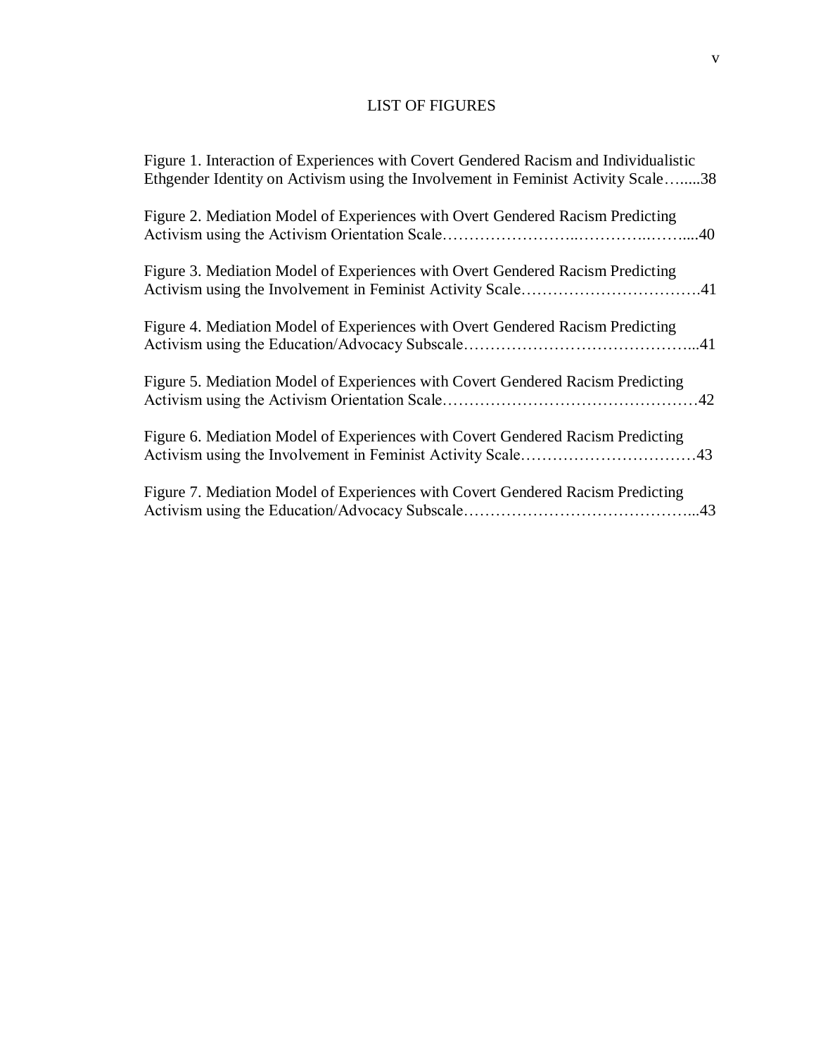# LIST OF FIGURES

Figure 1. Interaction of Experiences with Covert Gendered Racism and Individualistic Ethgender Identity on Activism using the Involvement in Feminist Activity Scale…......38

Figure 2. Mediation Model of Experiences with Overt Gendered Racism Predicting Activism using the Activism Orientation Scale……………………..…………..……....40

Figure 3. Mediation Model of Experiences with Overt Gendered Racism Predicting Activism using the Involvement in Feminist Activity Scale…………………………….41

Figure 4. Mediation Model of Experiences with Overt Gendered Racism Predicting Activism using the Education/Advocacy Subscale……………………………………...41

Figure 5. Mediation Model of Experiences with Covert Gendered Racism Predicting Activism using the Activism Orientation Scale…………………………………………42

Figure 6. Mediation Model of Experiences with Covert Gendered Racism Predicting Activism using the Involvement in Feminist Activity Scale……………………………43

Figure 7. Mediation Model of Experiences with Covert Gendered Racism Predicting Activism using the Education/Advocacy Subscale……………………………………...43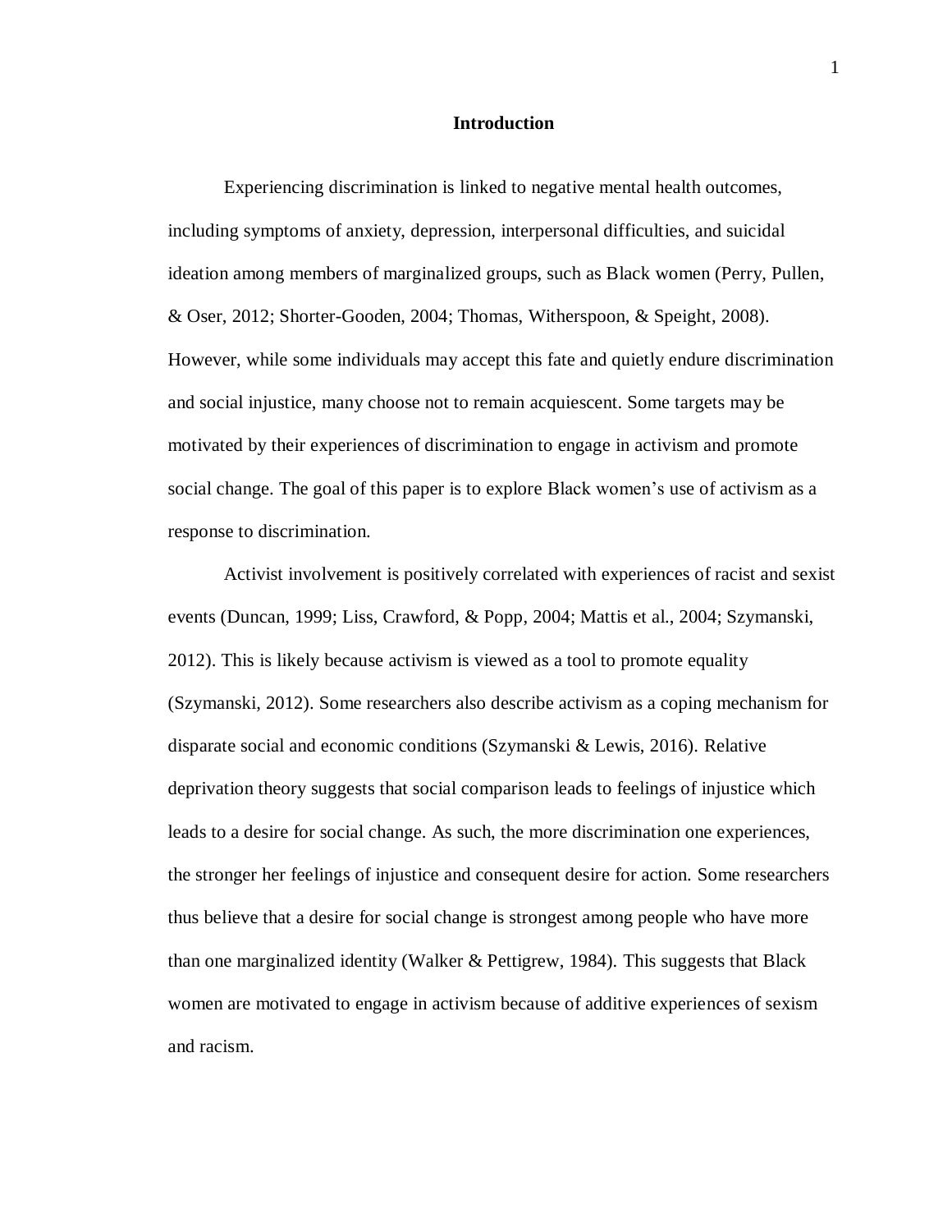# Introduction

Experiencing discrimination is linked to negative mental health outcomes, including symptoms of anxiety, depression, interpersonal difficulties, and suicidal ideation among members of marginalized groups, such as Black women (Perry, Pullen, & Oser, 2012; Shorter-Gooden, 2004; Thomas, Witherspoon, & Speight, 2008). However, while some individuals may accept this fate and quietly endure discrimination and social injustice, many choose not to remain acquiescent. Some targets may be motivated by their experiences of discrimination to engage in activism and promote social change. The goal of this paper is to explore Black women's use of activism as a response to discrimination.

Activist involvement is positively correlated with experiences of racist and sexist events (Duncan, 1999; Liss, Crawford, & Popp, 2004; Mattis et al., 2004; Szymanski, 2012). This is likely because activism is viewed as a tool to promote equality (Szymanski, 2012). Some researchers also describe activism as a coping mechanism for disparate social and economic conditions (Szymanski & Lewis, 2016). Relative deprivation theory suggests that social comparison leads to feelings of injustice which leads to a desire for social change. As such, the more discrimination one experiences, the stronger her feelings of injustice and consequent desire for action. Some researchers thus believe that a desire for social change is strongest among people who have more than one marginalized identity (Walker & Pettigrew, 1984). This suggests that Black women are motivated to engage in activism because of additive experiences of sexism and racism.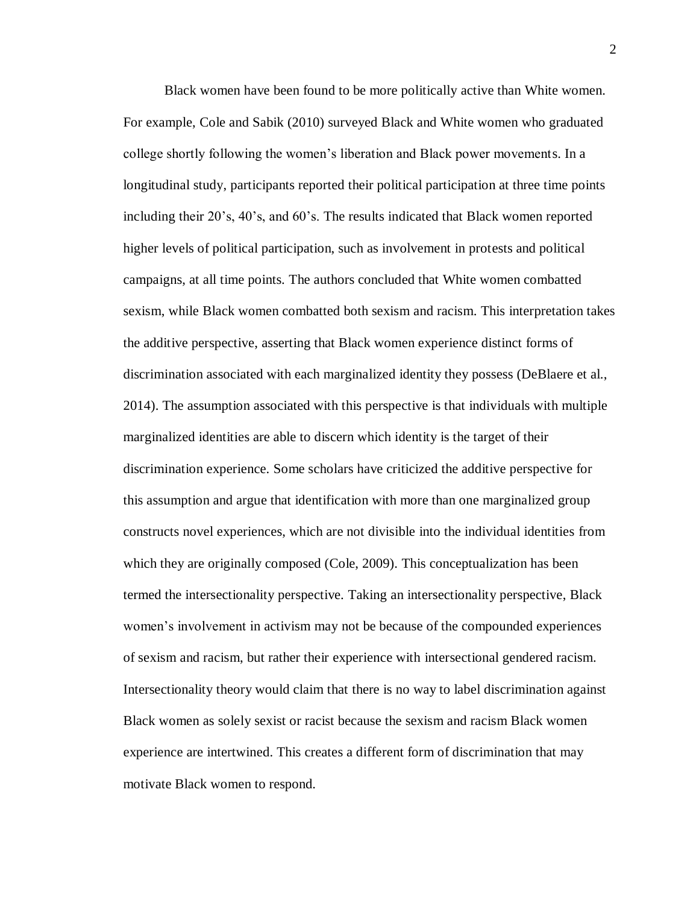Black women have been found to be more politically active than White women. For example, Cole and Sabik (2010) surveyed Black and White women who graduated college shortly following the women's liberation and Black power movements. In a longitudinal study, participants reported their political participation at three time points including their 20's, 40's, and 60's. The results indicated that Black women reported higher levels of political participation, such as involvement in protests and political campaigns, at all time points. The authors concluded that White women combatted sexism, while Black women combatted both sexism and racism. This interpretation takes the additive perspective, asserting that Black women experience distinct forms of discrimination associated with each marginalized identity they possess (DeBlaere et al., 2014). The assumption associated with this perspective is that individuals with multiple marginalized identities are able to discern which identity is the target of their discrimination experience. Some scholars have criticized the additive perspective for this assumption and argue that identification with more than one marginalized group constructs novel experiences, which are not divisible into the individual identities from which they are originally composed (Cole, 2009). This conceptualization has been termed the intersectionality perspective. Taking an intersectionality perspective, Black women's involvement in activism may not be because of the compounded experiences of sexism and racism, but rather their experience with intersectional gendered racism. Intersectionality theory would claim that there is no way to label discrimination against Black women as solely sexist or racist because the sexism and racism Black women experience are intertwined. This creates a different form of discrimination that may motivate Black women to respond.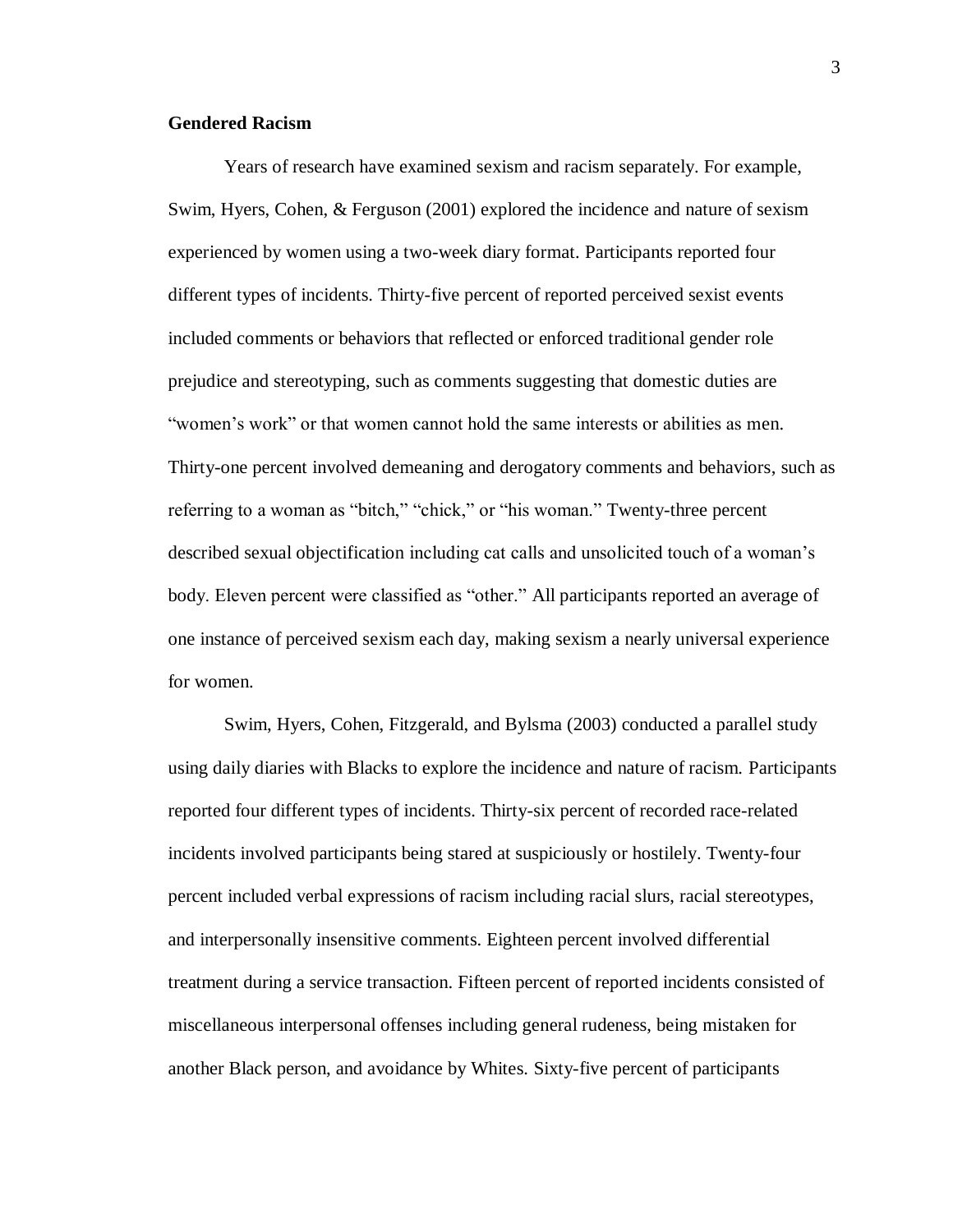**Gendered Racism**

Years of research have examined sexism and racism separately. For example, Swim, Hyers, Cohen, & Ferguson (2001) explored the incidence and nature of sexism experienced by women using a two-week diary format. Participants reported four different types of incidents. Thirty-five percent of reported perceived sexist events included comments or behaviors that reflected or enforced traditional gender role prejudice and stereotyping, such as comments suggesting that domestic duties are "women's work" or that women cannot hold the same interests or abilities as men. Thirty-one percent involved demeaning and derogatory comments and behaviors, such as referring to a woman as "bitch," "chick," or "his woman." Twenty-three percent described sexual objectification including cat calls and unsolicited touch of a woman's body. Eleven percent were classified as "other." All participants reported an average of one instance of perceived sexism each day, making sexism a nearly universal experience for women.

Swim, Hyers, Cohen, Fitzgerald, and Bylsma (2003) conducted a parallel study using daily diaries with Blacks to explore the incidence and nature of racism. Participants reported four different types of incidents. Thirty-six percent of recorded race-related incidents involved participants being stared at suspiciously or hostilely. Twenty-four percent included verbal expressions of racism including racial slurs, racial stereotypes, and interpersonally insensitive comments. Eighteen percent involved differential treatment during a service transaction. Fifteen percent of reported incidents consisted of miscellaneous interpersonal offenses including general rudeness, being mistaken for another Black person, and avoidance by Whites. Sixty-five percent of participants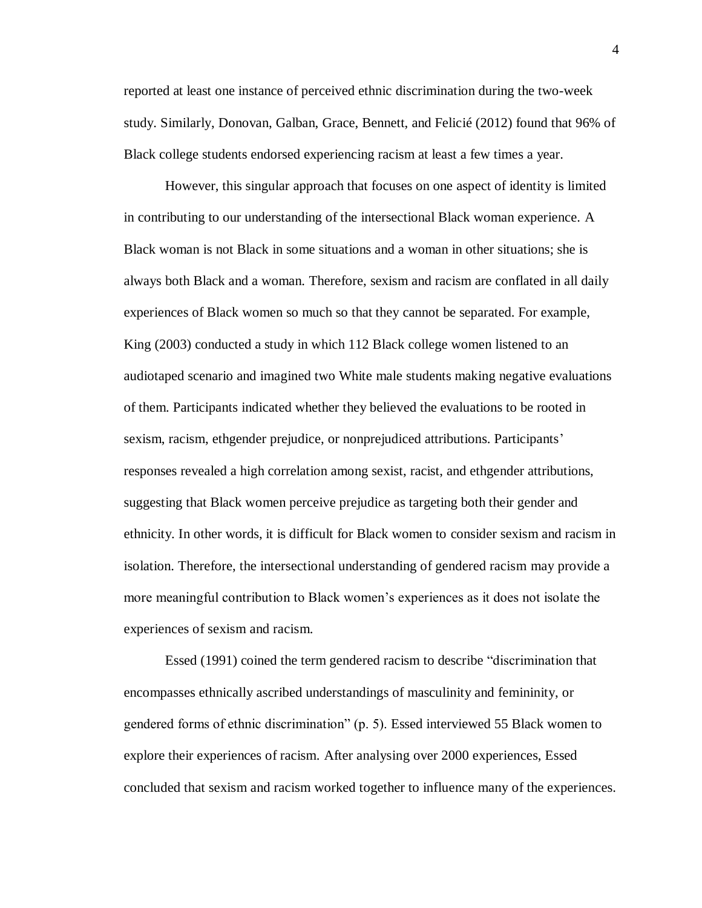reported at least one instance of perceived ethnic discrimination during the two-week study. Similarly, Donovan, Galban, Grace, Bennett, and Felicié (2012) found that 96% of Black college students endorsed experiencing racism at least a few times a year.

However, this singular approach that focuses on one aspect of identity is limited in contributing to our understanding of the intersectional Black woman experience. A Black woman is not Black in some situations and a woman in other situations; she is always both Black and a woman. Therefore, sexism and racism are conflated in all daily experiences of Black women so much so that they cannot be separated. For example, King (2003) conducted a study in which 112 Black college women listened to an audiotaped scenario and imagined two White male students making negative evaluations of them. Participants indicated whether they believed the evaluations to be rooted in sexism, racism, ethgender prejudice, or nonprejudiced attributions. Participants' responses revealed a high correlation among sexist, racist, and ethgender attributions, suggesting that Black women perceive prejudice as targeting both their gender and ethnicity. In other words, it is difficult for Black women to consider sexism and racism in isolation. Therefore, the intersectional understanding of gendered racism may provide a more meaningful contribution to Black women's experiences as it does not isolate the experiences of sexism and racism.

Essed (1991) coined the term gendered racism to describe "discrimination that encompasses ethnically ascribed understandings of masculinity and femininity, or gendered forms of ethnic discrimination" (p. 5). Essed interviewed 55 Black women to explore their experiences of racism. After analysing over 2000 experiences, Essed concluded that sexism and racism worked together to influence many of the experiences.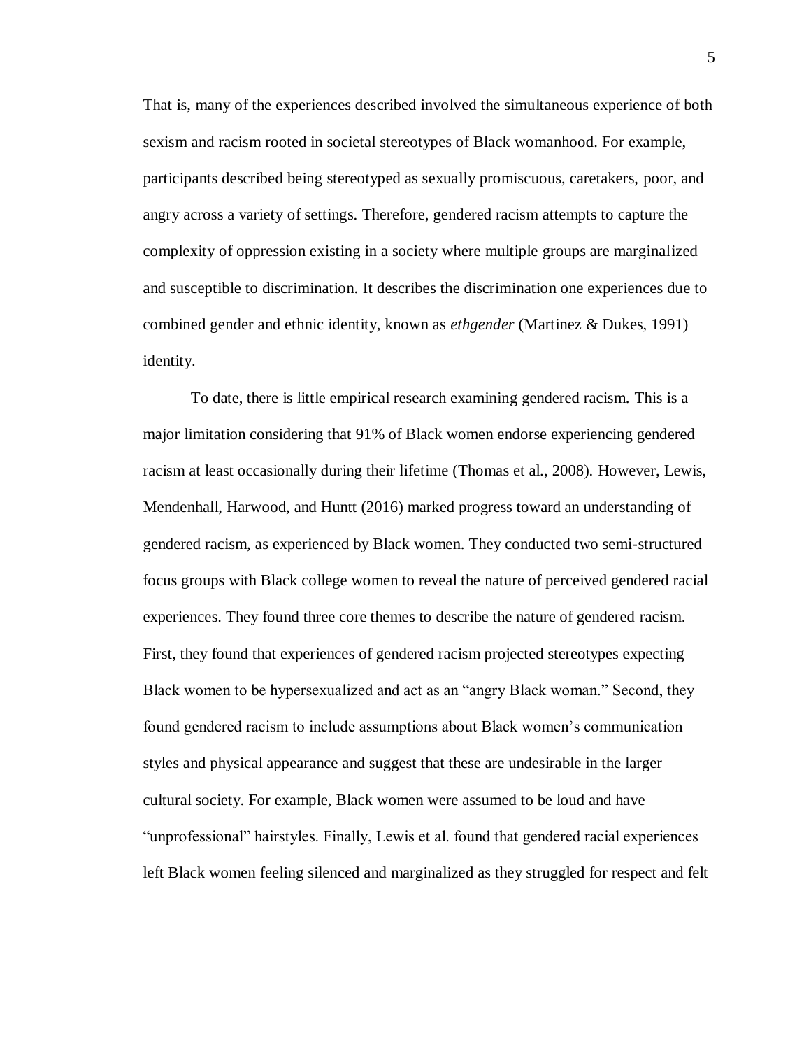That is, many of the experiences described involved the simultaneous experience of both sexism and racism rooted in societal stereotypes of Black womanhood. For example, participants described being stereotyped as sexually promiscuous, caretakers, poor, and angry across a variety of settings. Therefore, gendered racism attempts to capture the complexity of oppression existing in a society where multiple groups are marginalized and susceptible to discrimination. It describes the discrimination one experiences due to combined gender and ethnic identity, known as *ethgender* (Martinez & Dukes, 1991) identity.

To date, there is little empirical research examining gendered racism. This is a major limitation considering that 91% of Black women endorse experiencing gendered racism at least occasionally during their lifetime (Thomas et al., 2008). However, Lewis, Mendenhall, Harwood, and Huntt (2016) marked progress toward an understanding of gendered racism, as experienced by Black women. They conducted two semi-structured focus groups with Black college women to reveal the nature of perceived gendered racial experiences. They found three core themes to describe the nature of gendered racism. First, they found that experiences of gendered racism projected stereotypes expecting Black women to be hypersexualized and act as an "angry Black woman." Second, they found gendered racism to include assumptions about Black women's communication styles and physical appearance and suggest that these are undesirable in the larger cultural society. For example, Black women were assumed to be loud and have "unprofessional" hairstyles. Finally, Lewis et al. found that gendered racial experiences left Black women feeling silenced and marginalized as they struggled for respect and felt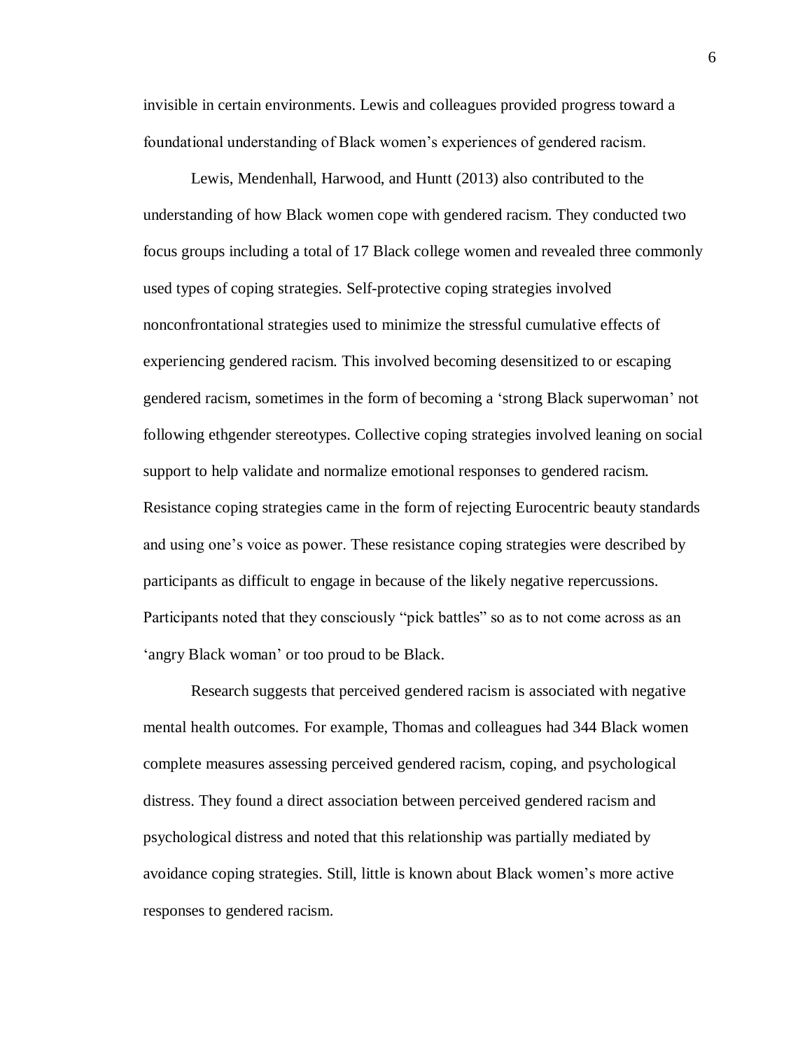invisible in certain environments. Lewis and colleagues provided progress toward a foundational understanding of Black women's experiences of gendered racism.

Lewis, Mendenhall, Harwood, and Huntt (2013) also contributed to the understanding of how Black women cope with gendered racism. They conducted two focus groups including a total of 17 Black college women and revealed three commonly used types of coping strategies. Self-protective coping strategies involved nonconfrontational strategies used to minimize the stressful cumulative effects of experiencing gendered racism. This involved becoming desensitized to or escaping gendered racism, sometimes in the form of becoming a 'strong Black superwoman' not following ethgender stereotypes. Collective coping strategies involved leaning on social support to help validate and normalize emotional responses to gendered racism. Resistance coping strategies came in the form of rejecting Eurocentric beauty standards and using one's voice as power. These resistance coping strategies were described by participants as difficult to engage in because of the likely negative repercussions. Participants noted that they consciously "pick battles" so as to not come across as an 'angry Black woman' or too proud to be Black.

Research suggests that perceived gendered racism is associated with negative mental health outcomes. For example, Thomas and colleagues had 344 Black women complete measures assessing perceived gendered racism, coping, and psychological distress. They found a direct association between perceived gendered racism and psychological distress and noted that this relationship was partially mediated by avoidance coping strategies. Still, little is known about Black women's more active responses to gendered racism.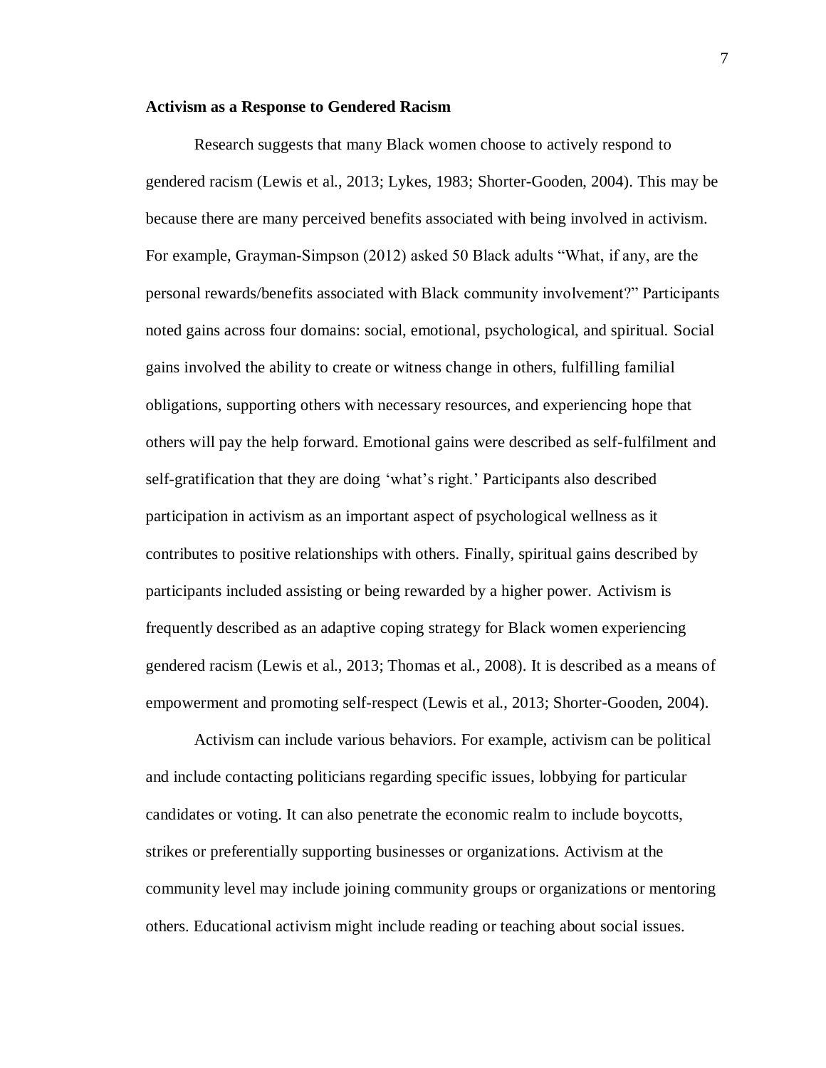**Activism as a Response to Gendered Racism**

Research suggests that many Black women choose to actively respond to gendered racism (Lewis et al., 2013; Lykes, 1983; Shorter-Gooden, 2004). This may be because there are many perceived benefits associated with being involved in activism. For example, Grayman-Simpson (2012) asked 50 Black adults "What, if any, are the personal rewards/benefits associated with Black community involvement?" Participants noted gains across four domains: social, emotional, psychological, and spiritual. Social gains involved the ability to create or witness change in others, fulfilling familial obligations, supporting others with necessary resources, and experiencing hope that others will pay the help forward. Emotional gains were described as self-fulfilment and self-gratification that they are doing 'what's right.' Participants also described participation in activism as an important aspect of psychological wellness as it contributes to positive relationships with others. Finally, spiritual gains described by participants included assisting or being rewarded by a higher power. Activism is frequently described as an adaptive coping strategy for Black women experiencing gendered racism (Lewis et al., 2013; Thomas et al., 2008). It is described as a means of empowerment and promoting self-respect (Lewis et al., 2013; Shorter-Gooden, 2004).

Activism can include various behaviors. For example, activism can be political and include contacting politicians regarding specific issues, lobbying for particular candidates or voting. It can also penetrate the economic realm to include boycotts, strikes or preferentially supporting businesses or organizations. Activism at the community level may include joining community groups or organizations or mentoring others. Educational activism might include reading or teaching about social issues.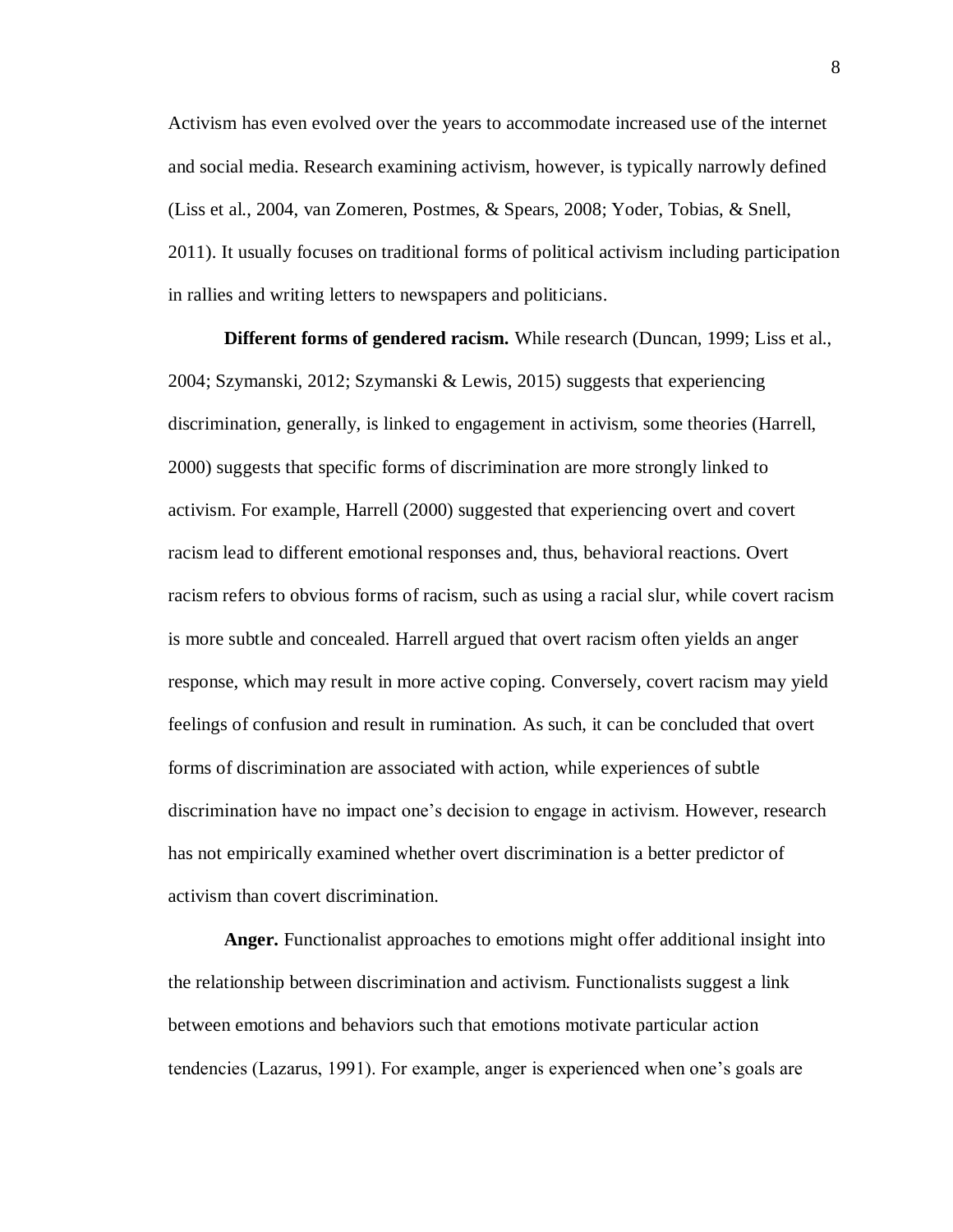Activism has even evolved over the years to accommodate increased use of the internet and social media. Research examining activism, however, is typically narrowly defined (Liss et al., 2004, van Zomeren, Postmes, & Spears, 2008; Yoder, Tobias, & Snell, 2011). It usually focuses on traditional forms of political activism including participation in rallies and writing letters to newspapers and politicians.

**Different forms of gendered racism.** While research (Duncan, 1999; Liss et al., 2004; Szymanski, 2012; Szymanski & Lewis, 2015) suggests that experiencing discrimination, generally, is linked to engagement in activism, some theories (Harrell, 2000) suggests that specific forms of discrimination are more strongly linked to activism. For example, Harrell (2000) suggested that experiencing overt and covert racism lead to different emotional responses and, thus, behavioral reactions. Overt racism refers to obvious forms of racism, such as using a racial slur, while covert racism is more subtle and concealed. Harrell argued that overt racism often yields an anger response, which may result in more active coping. Conversely, covert racism may yield feelings of confusion and result in rumination. As such, it can be concluded that overt forms of discrimination are associated with action, while experiences of subtle discrimination have no impact one's decision to engage in activism. However, research has not empirically examined whether overt discrimination is a better predictor of activism than covert discrimination.

**Anger.** Functionalist approaches to emotions might offer additional insight into the relationship between discrimination and activism. Functionalists suggest a link between emotions and behaviors such that emotions motivate particular action tendencies (Lazarus, 1991). For example, anger is experienced when one's goals are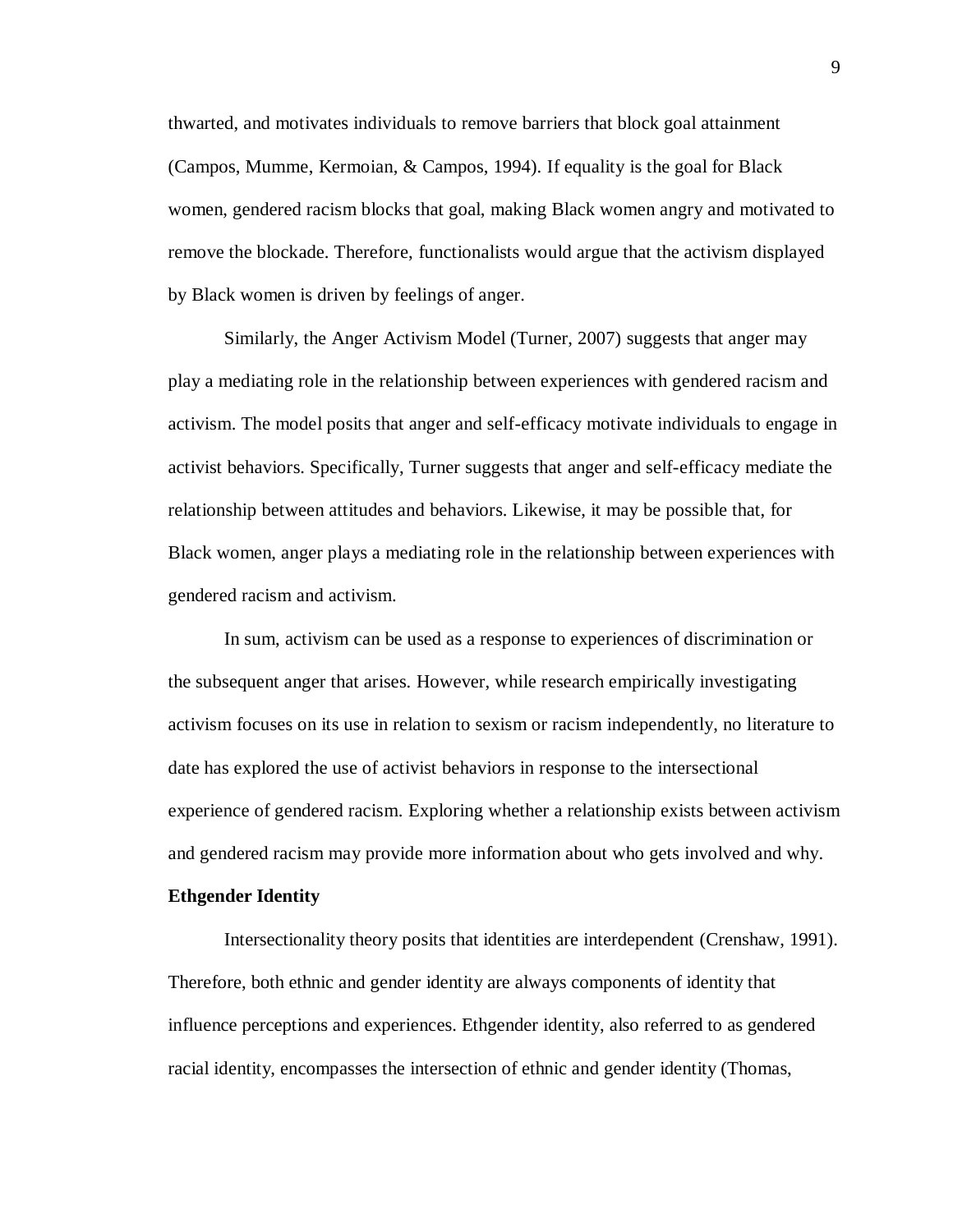thwarted, and motivates individuals to remove barriers that block goal attainment (Campos, Mumme, Kermoian, & Campos, 1994). If equality is the goal for Black women, gendered racism blocks that goal, making Black women angry and motivated to remove the blockade. Therefore, functionalists would argue that the activism displayed by Black women is driven by feelings of anger.

Similarly, the Anger Activism Model (Turner, 2007) suggests that anger may play a mediating role in the relationship between experiences with gendered racism and activism. The model posits that anger and self-efficacy motivate individuals to engage in activist behaviors. Specifically, Turner suggests that anger and self-efficacy mediate the relationship between attitudes and behaviors. Likewise, it may be possible that, for Black women, anger plays a mediating role in the relationship between experiences with gendered racism and activism.

In sum, activism can be used as a response to experiences of discrimination or the subsequent anger that arises. However, while research empirically investigating activism focuses on its use in relation to sexism or racism independently, no literature to date has explored the use of activist behaviors in response to the intersectional experience of gendered racism. Exploring whether a relationship exists between activism and gendered racism may provide more information about who gets involved and why.

**Ethgender Identity**

Intersectionality theory posits that identities are interdependent (Crenshaw, 1991). Therefore, both ethnic and gender identity are always components of identity that influence perceptions and experiences. Ethgender identity, also referred to as gendered racial identity, encompasses the intersection of ethnic and gender identity (Thomas,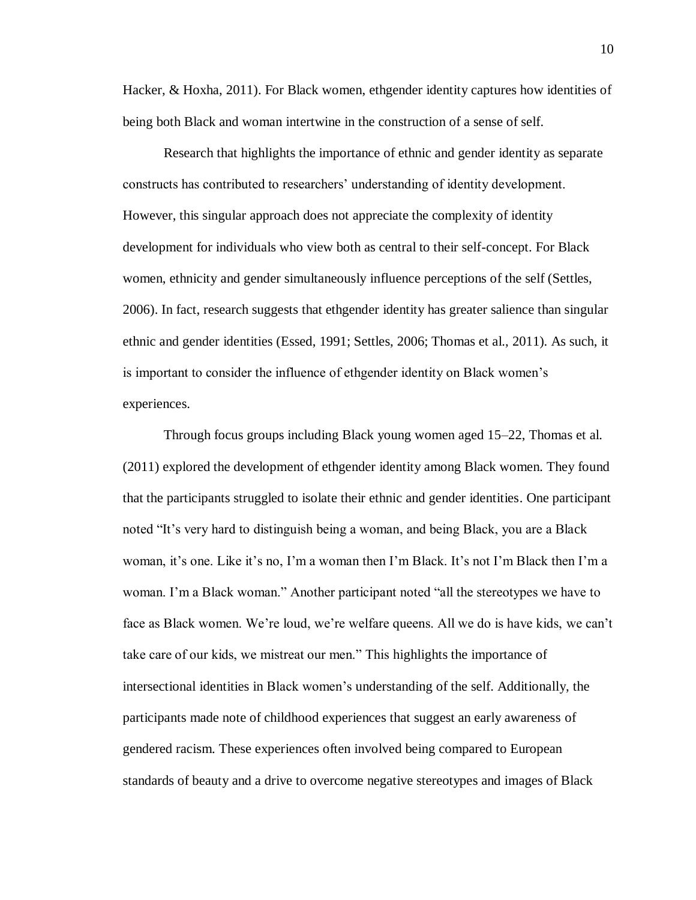Hacker, & Hoxha, 2011). For Black women, ethgender identity captures how identities of being both Black and woman intertwine in the construction of a sense of self.

Research that highlights the importance of ethnic and gender identity as separate constructs has contributed to researchers' understanding of identity development. However, this singular approach does not appreciate the complexity of identity development for individuals who view both as central to their self-concept. For Black women, ethnicity and gender simultaneously influence perceptions of the self (Settles, 2006). In fact, research suggests that ethgender identity has greater salience than singular ethnic and gender identities (Essed, 1991; Settles, 2006; Thomas et al., 2011). As such, it is important to consider the influence of ethgender identity on Black women's experiences.

Through focus groups including Black young women aged 15–22, Thomas et al. (2011) explored the development of ethgender identity among Black women. They found that the participants struggled to isolate their ethnic and gender identities. One participant noted "It's very hard to distinguish being a woman, and being Black, you are a Black woman, it's one. Like it's no, I'm a woman then I'm Black. It's not I'm Black then I'm a woman. I'm a Black woman." Another participant noted "all the stereotypes we have to face as Black women. We're loud, we're welfare queens. All we do is have kids, we can't take care of our kids, we mistreat our men." This highlights the importance of intersectional identities in Black women's understanding of the self. Additionally, the participants made note of childhood experiences that suggest an early awareness of gendered racism. These experiences often involved being compared to European standards of beauty and a drive to overcome negative stereotypes and images of Black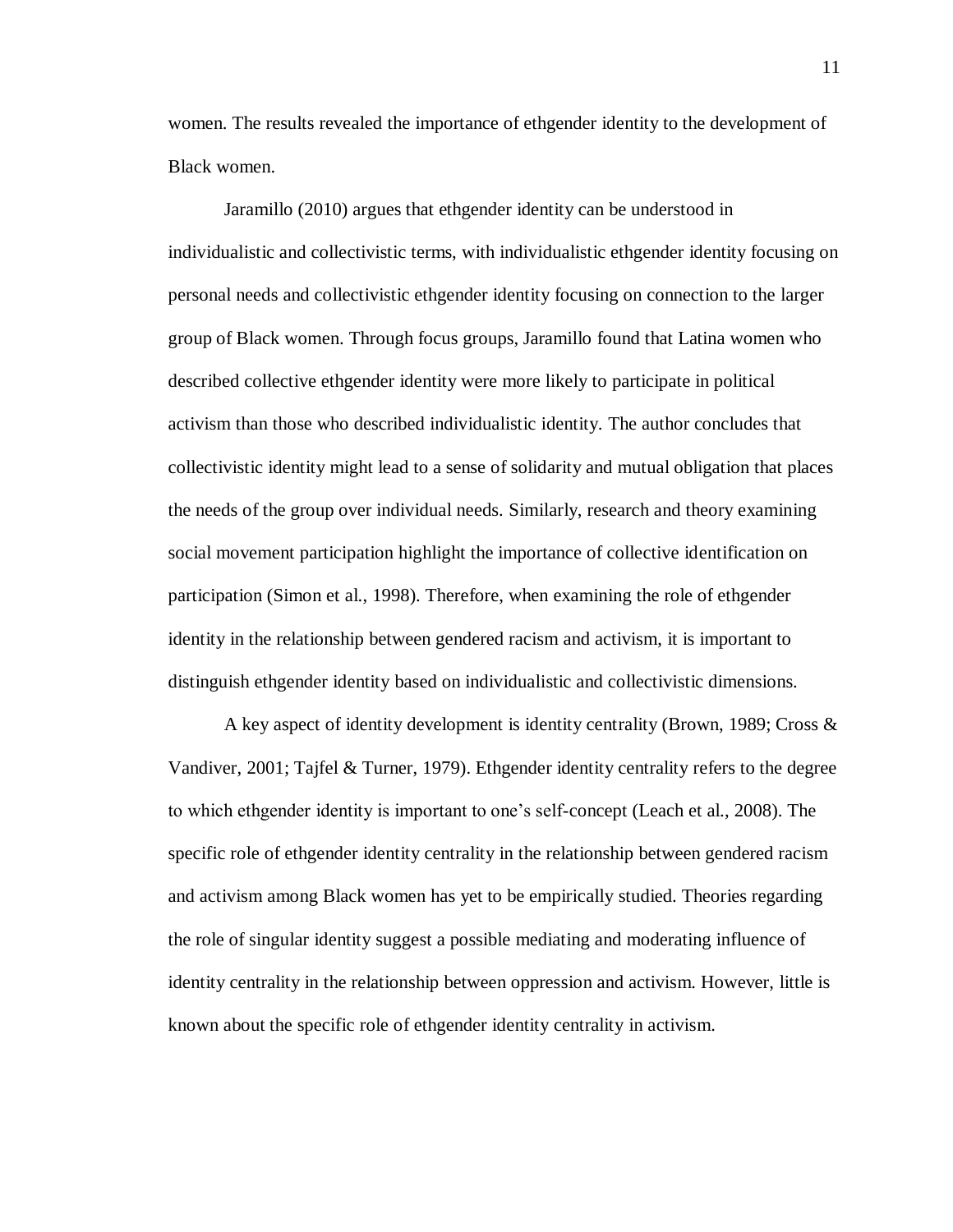women. The results revealed the importance of ethgender identity to the development of Black women.

Jaramillo (2010) argues that ethgender identity can be understood in individualistic and collectivistic terms, with individualistic ethgender identity focusing on personal needs and collectivistic ethgender identity focusing on connection to the larger group of Black women. Through focus groups, Jaramillo found that Latina women who described collective ethgender identity were more likely to participate in political activism than those who described individualistic identity. The author concludes that collectivistic identity might lead to a sense of solidarity and mutual obligation that places the needs of the group over individual needs. Similarly, research and theory examining social movement participation highlight the importance of collective identification on participation (Simon et al., 1998). Therefore, when examining the role of ethgender identity in the relationship between gendered racism and activism, it is important to distinguish ethgender identity based on individualistic and collectivistic dimensions.

A key aspect of identity development is identity centrality (Brown, 1989; Cross & Vandiver, 2001; Tajfel & Turner, 1979). Ethgender identity centrality refers to the degree to which ethgender identity is important to one's self-concept (Leach et al., 2008). The specific role of ethgender identity centrality in the relationship between gendered racism and activism among Black women has yet to be empirically studied. Theories regarding the role of singular identity suggest a possible mediating and moderating influence of identity centrality in the relationship between oppression and activism. However, little is known about the specific role of ethgender identity centrality in activism.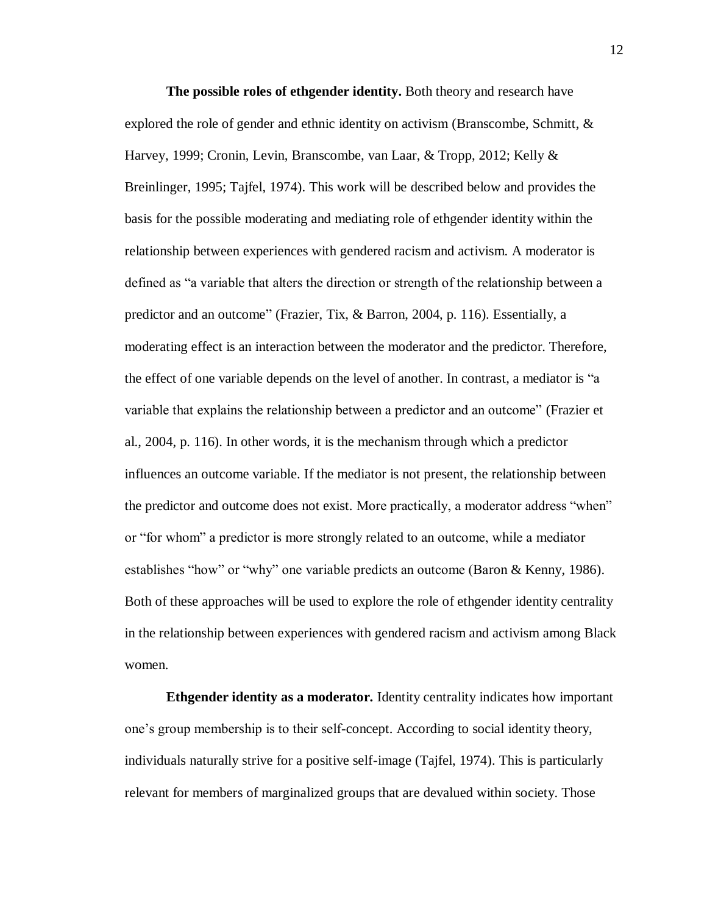**The possible roles of ethgender identity.** Both theory and research have explored the role of gender and ethnic identity on activism (Branscombe, Schmitt, & Harvey, 1999; Cronin, Levin, Branscombe, van Laar, & Tropp, 2012; Kelly & Breinlinger, 1995; Tajfel, 1974). This work will be described below and provides the basis for the possible moderating and mediating role of ethgender identity within the relationship between experiences with gendered racism and activism. A moderator is defined as "a variable that alters the direction or strength of the relationship between a predictor and an outcome" (Frazier, Tix, & Barron, 2004, p. 116). Essentially, a moderating effect is an interaction between the moderator and the predictor. Therefore, the effect of one variable depends on the level of another. In contrast, a mediator is "a variable that explains the relationship between a predictor and an outcome" (Frazier et al., 2004, p. 116). In other words, it is the mechanism through which a predictor influences an outcome variable. If the mediator is not present, the relationship between the predictor and outcome does not exist. More practically, a moderator address "when" or "for whom" a predictor is more strongly related to an outcome, while a mediator establishes "how" or "why" one variable predicts an outcome (Baron & Kenny, 1986). Both of these approaches will be used to explore the role of ethgender identity centrality in the relationship between experiences with gendered racism and activism among Black women.

**Ethgender identity as a moderator.** Identity centrality indicates how important one's group membership is to their self-concept. According to social identity theory, individuals naturally strive for a positive self-image (Tajfel, 1974). This is particularly relevant for members of marginalized groups that are devalued within society. Those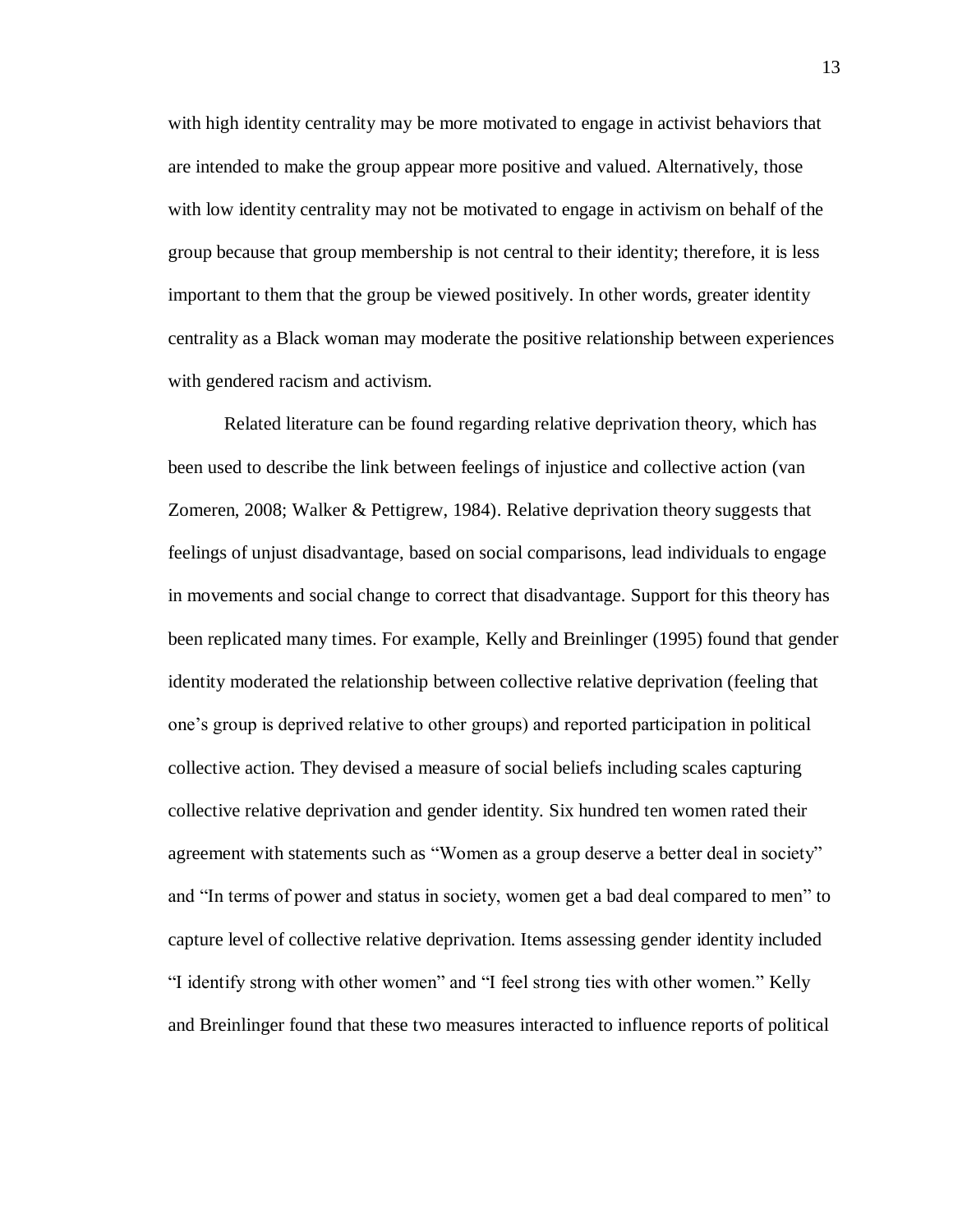with high identity centrality may be more motivated to engage in activist behaviors that are intended to make the group appear more positive and valued. Alternatively, those with low identity centrality may not be motivated to engage in activism on behalf of the group because that group membership is not central to their identity; therefore, it is less important to them that the group be viewed positively. In other words, greater identity centrality as a Black woman may moderate the positive relationship between experiences with gendered racism and activism.

Related literature can be found regarding relative deprivation theory, which has been used to describe the link between feelings of injustice and collective action (van Zomeren, 2008; Walker & Pettigrew, 1984). Relative deprivation theory suggests that feelings of unjust disadvantage, based on social comparisons, lead individuals to engage in movements and social change to correct that disadvantage. Support for this theory has been replicated many times. For example, Kelly and Breinlinger (1995) found that gender identity moderated the relationship between collective relative deprivation (feeling that one's group is deprived relative to other groups) and reported participation in political collective action. They devised a measure of social beliefs including scales capturing collective relative deprivation and gender identity. Six hundred ten women rated their agreement with statements such as "Women as a group deserve a better deal in society" and "In terms of power and status in society, women get a bad deal compared to men" to capture level of collective relative deprivation. Items assessing gender identity included "I identify strong with other women" and "I feel strong ties with other women." Kelly and Breinlinger found that these two measures interacted to influence reports of political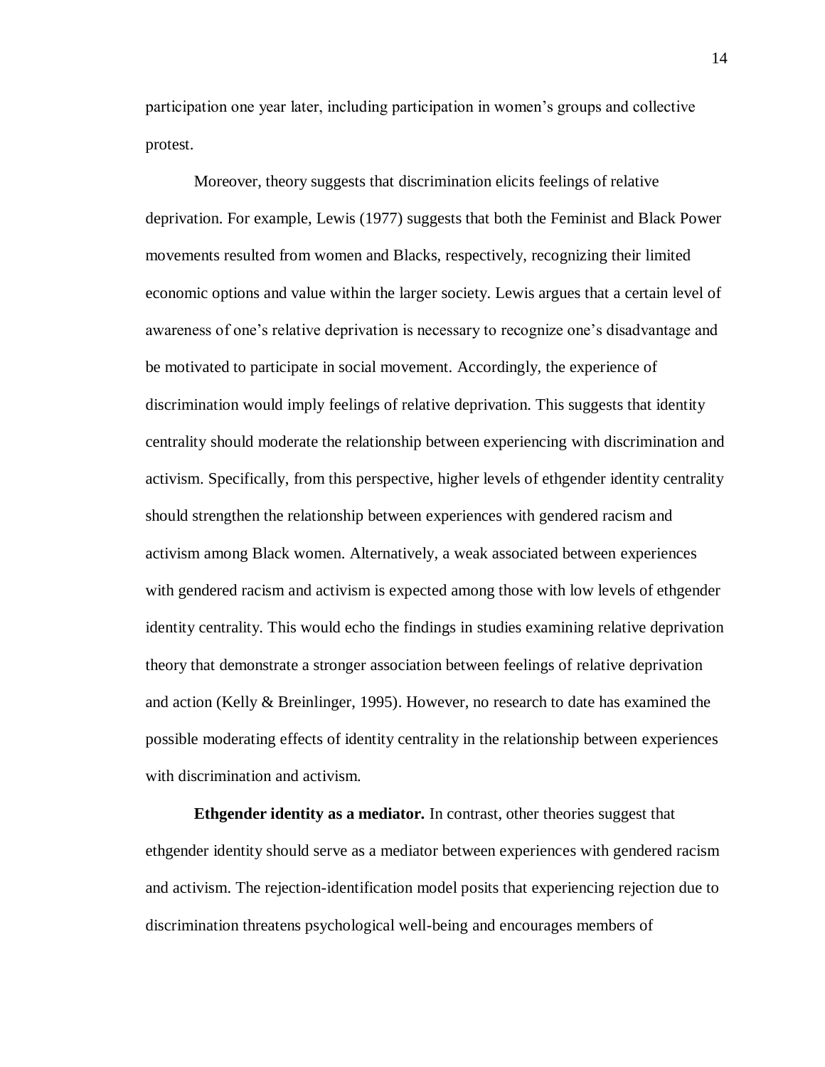participation one year later, including participation in women's groups and collective protest.

Moreover, theory suggests that discrimination elicits feelings of relative deprivation. For example, Lewis (1977) suggests that both the Feminist and Black Power movements resulted from women and Blacks, respectively, recognizing their limited economic options and value within the larger society. Lewis argues that a certain level of awareness of one's relative deprivation is necessary to recognize one's disadvantage and be motivated to participate in social movement. Accordingly, the experience of discrimination would imply feelings of relative deprivation. This suggests that identity centrality should moderate the relationship between experiencing with discrimination and activism. Specifically, from this perspective, higher levels of ethgender identity centrality should strengthen the relationship between experiences with gendered racism and activism among Black women. Alternatively, a weak associated between experiences with gendered racism and activism is expected among those with low levels of ethgender identity centrality. This would echo the findings in studies examining relative deprivation theory that demonstrate a stronger association between feelings of relative deprivation and action (Kelly & Breinlinger, 1995). However, no research to date has examined the possible moderating effects of identity centrality in the relationship between experiences with discrimination and activism.

**Ethgender identity as a mediator.** In contrast, other theories suggest that ethgender identity should serve as a mediator between experiences with gendered racism and activism. The rejection-identification model posits that experiencing rejection due to discrimination threatens psychological well-being and encourages members of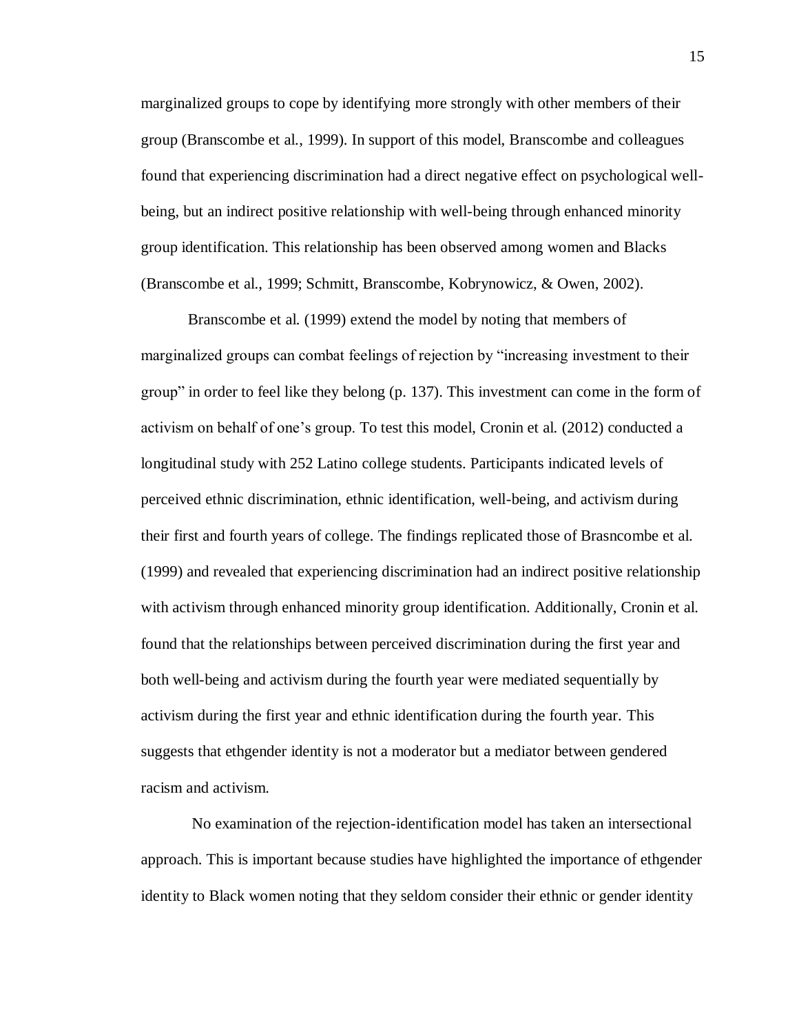marginalized groups to cope by identifying more strongly with other members of their group (Branscombe et al., 1999). In support of this model, Branscombe and colleagues found that experiencing discrimination had a direct negative effect on psychological well-being, but an indirect positive relationship with well-being through enhanced minority group identification. This relationship has been observed among women and Blacks (Branscombe et al., 1999; Schmitt, Branscombe, Kobrynowicz, & Owen, 2002).

Branscombe et al. (1999) extend the model by noting that members of marginalized groups can combat feelings of rejection by "increasing investment to their group" in order to feel like they belong (p. 137). This investment can come in the form of activism on behalf of one's group. To test this model, Cronin et al. (2012) conducted a longitudinal study with 252 Latino college students. Participants indicated levels of perceived ethnic discrimination, ethnic identification, well-being, and activism during their first and fourth years of college. The findings replicated those of Brasncombe et al. (1999) and revealed that experiencing discrimination had an indirect positive relationship with activism through enhanced minority group identification. Additionally, Cronin et al. found that the relationships between perceived discrimination during the first year and both well-being and activism during the fourth year were mediated sequentially by activism during the first year and ethnic identification during the fourth year. This suggests that ethgender identity is not a moderator but a mediator between gendered racism and activism.

No examination of the rejection-identification model has taken an intersectional approach. This is important because studies have highlighted the importance of ethgender identity to Black women noting that they seldom consider their ethnic or gender identity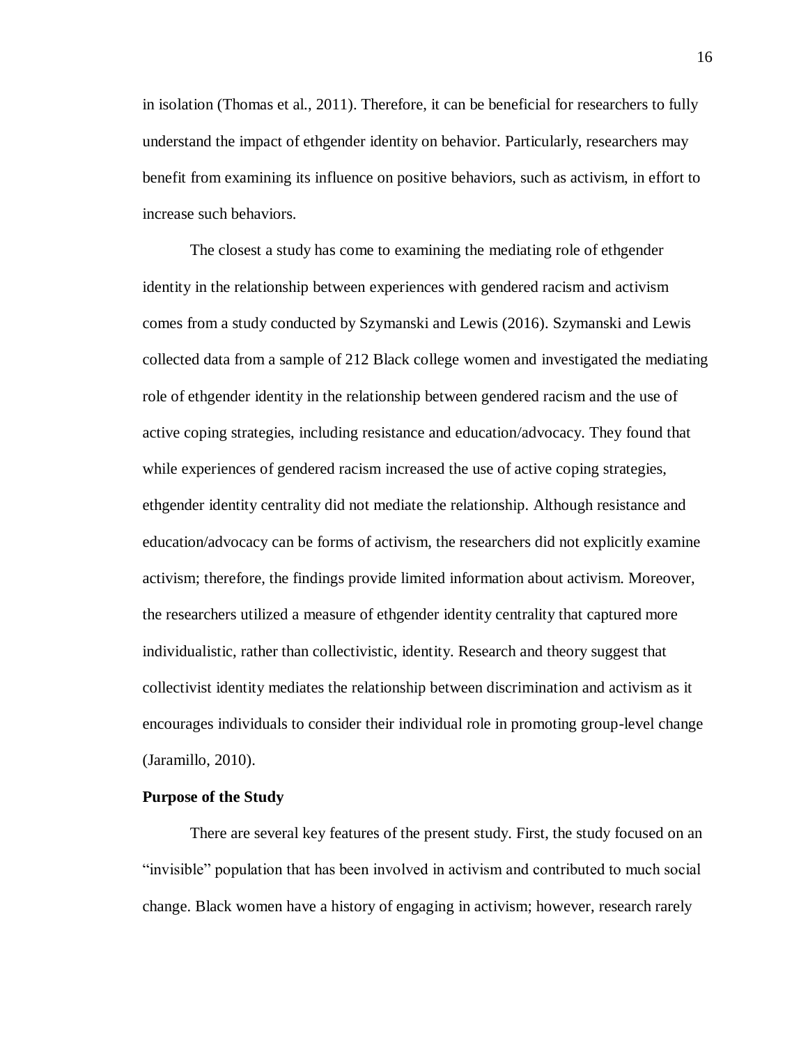in isolation (Thomas et al., 2011). Therefore, it can be beneficial for researchers to fully understand the impact of ethgender identity on behavior. Particularly, researchers may benefit from examining its influence on positive behaviors, such as activism, in effort to increase such behaviors.

The closest a study has come to examining the mediating role of ethgender identity in the relationship between experiences with gendered racism and activism comes from a study conducted by Szymanski and Lewis (2016). Szymanski and Lewis collected data from a sample of 212 Black college women and investigated the mediating role of ethgender identity in the relationship between gendered racism and the use of active coping strategies, including resistance and education/advocacy. They found that while experiences of gendered racism increased the use of active coping strategies, ethgender identity centrality did not mediate the relationship. Although resistance and education/advocacy can be forms of activism, the researchers did not explicitly examine activism; therefore, the findings provide limited information about activism. Moreover, the researchers utilized a measure of ethgender identity centrality that captured more individualistic, rather than collectivistic, identity. Research and theory suggest that collectivist identity mediates the relationship between discrimination and activism as it encourages individuals to consider their individual role in promoting group-level change (Jaramillo, 2010).

**Purpose of the Study**

There are several key features of the present study. First, the study focused on an "invisible" population that has been involved in activism and contributed to much social change. Black women have a history of engaging in activism; however, research rarely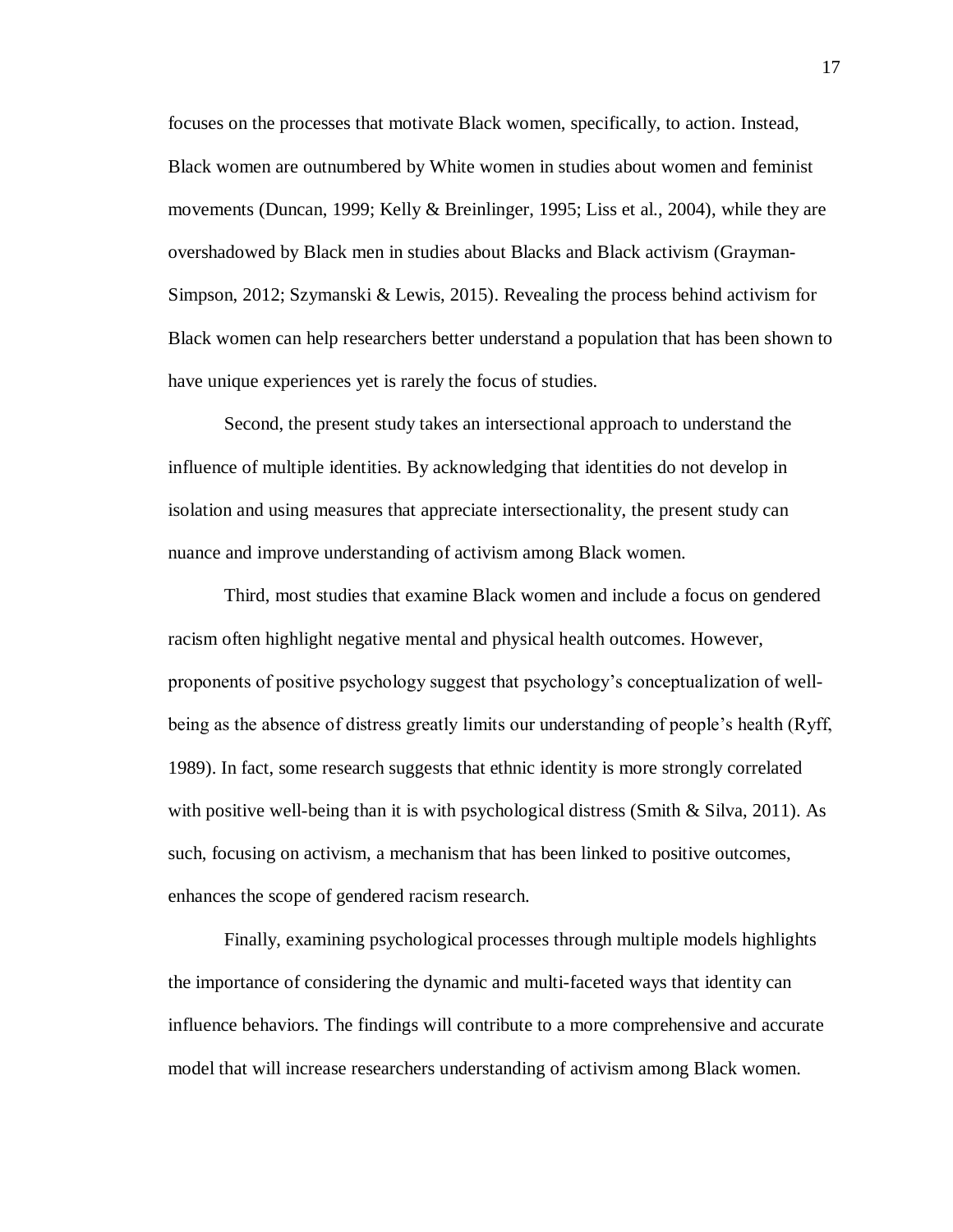focuses on the processes that motivate Black women, specifically, to action. Instead, Black women are outnumbered by White women in studies about women and feminist movements (Duncan, 1999; Kelly & Breinlinger, 1995; Liss et al., 2004), while they are overshadowed by Black men in studies about Blacks and Black activism (Grayman-Simpson, 2012; Szymanski & Lewis, 2015). Revealing the process behind activism for Black women can help researchers better understand a population that has been shown to have unique experiences yet is rarely the focus of studies.

Second, the present study takes an intersectional approach to understand the influence of multiple identities. By acknowledging that identities do not develop in isolation and using measures that appreciate intersectionality, the present study can nuance and improve understanding of activism among Black women.

Third, most studies that examine Black women and include a focus on gendered racism often highlight negative mental and physical health outcomes. However, proponents of positive psychology suggest that psychology's conceptualization of well-being as the absence of distress greatly limits our understanding of people's health (Ryff, 1989). In fact, some research suggests that ethnic identity is more strongly correlated with positive well-being than it is with psychological distress (Smith & Silva, 2011). As such, focusing on activism, a mechanism that has been linked to positive outcomes, enhances the scope of gendered racism research.

Finally, examining psychological processes through multiple models highlights the importance of considering the dynamic and multi-faceted ways that identity can influence behaviors. The findings will contribute to a more comprehensive and accurate model that will increase researchers understanding of activism among Black women.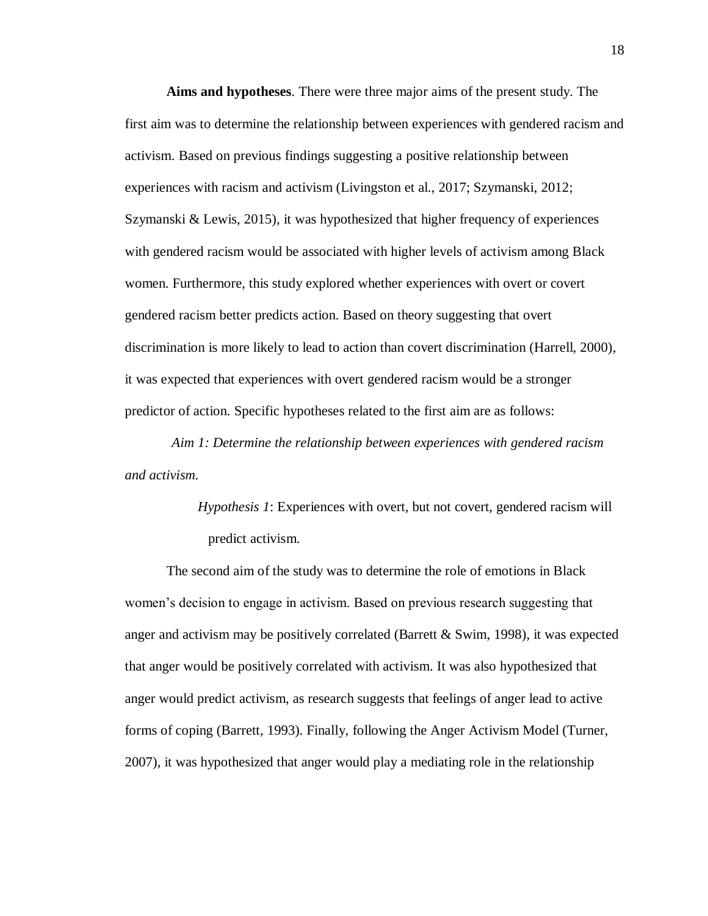**Aims and hypotheses**. There were three major aims of the present study. The first aim was to determine the relationship between experiences with gendered racism and activism. Based on previous findings suggesting a positive relationship between experiences with racism and activism (Livingston et al., 2017; Szymanski, 2012; Szymanski & Lewis, 2015), it was hypothesized that higher frequency of experiences with gendered racism would be associated with higher levels of activism among Black women. Furthermore, this study explored whether experiences with overt or covert gendered racism better predicts action. Based on theory suggesting that overt discrimination is more likely to lead to action than covert discrimination (Harrell, 2000), it was expected that experiences with overt gendered racism would be a stronger predictor of action. Specific hypotheses related to the first aim are as follows:

*Aim 1: Determine the relationship between experiences with gendered racism and activism.*

> *Hypothesis 1*: Experiences with overt, but not covert, gendered racism will predict activism.

The second aim of the study was to determine the role of emotions in Black women's decision to engage in activism. Based on previous research suggesting that anger and activism may be positively correlated (Barrett & Swim, 1998), it was expected that anger would be positively correlated with activism. It was also hypothesized that anger would predict activism, as research suggests that feelings of anger lead to active forms of coping (Barrett, 1993). Finally, following the Anger Activism Model (Turner, 2007), it was hypothesized that anger would play a mediating role in the relationship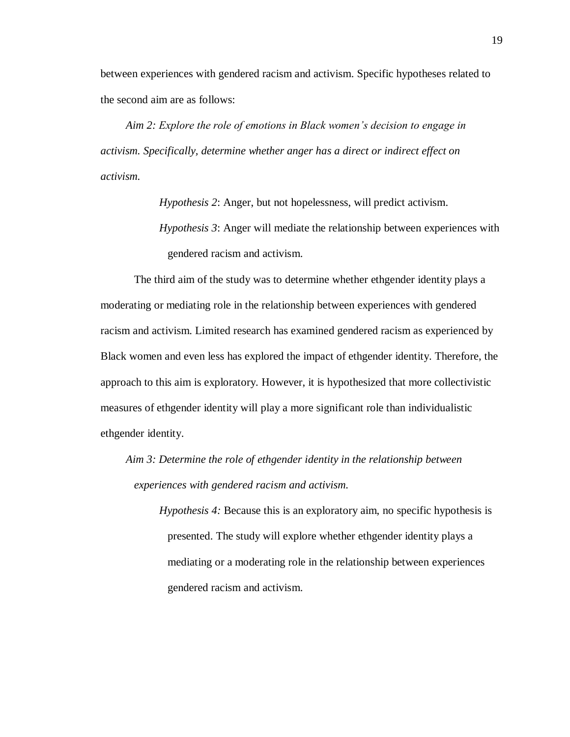between experiences with gendered racism and activism. Specific hypotheses related to the second aim are as follows:

*Aim 2: Explore the role of emotions in Black women's decision to engage in activism. Specifically, determine whether anger has a direct or indirect effect on activism.*

> *Hypothesis 2*: Anger, but not hopelessness, will predict activism.
>
> *Hypothesis 3*: Anger will mediate the relationship between experiences with gendered racism and activism.

The third aim of the study was to determine whether ethgender identity plays a moderating or mediating role in the relationship between experiences with gendered racism and activism. Limited research has examined gendered racism as experienced by Black women and even less has explored the impact of ethgender identity. Therefore, the approach to this aim is exploratory. However, it is hypothesized that more collectivistic measures of ethgender identity will play a more significant role than individualistic ethgender identity.

*Aim 3: Determine the role of ethgender identity in the relationship between experiences with gendered racism and activism.*

> *Hypothesis 4:* Because this is an exploratory aim, no specific hypothesis is presented. The study will explore whether ethgender identity plays a mediating or a moderating role in the relationship between experiences gendered racism and activism.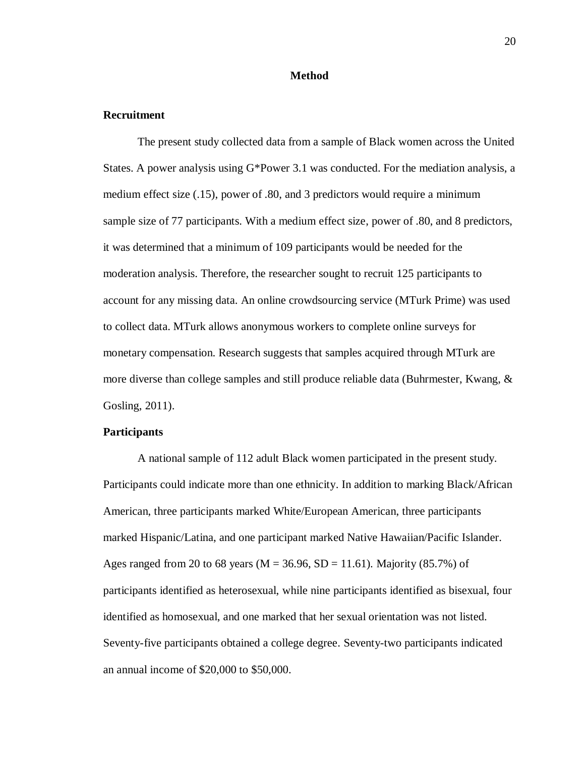# Method

## Recruitment

The present study collected data from a sample of Black women across the United States. A power analysis using G*Power 3.1 was conducted. For the mediation analysis, a medium effect size (.15), power of .80, and 3 predictors would require a minimum sample size of 77 participants. With a medium effect size, power of .80, and 8 predictors, it was determined that a minimum of 109 participants would be needed for the moderation analysis. Therefore, the researcher sought to recruit 125 participants to account for any missing data. An online crowdsourcing service (MTurk Prime) was used to collect data. MTurk allows anonymous workers to complete online surveys for monetary compensation. Research suggests that samples acquired through MTurk are more diverse than college samples and still produce reliable data (Buhrmester, Kwang, & Gosling, 2011).

## Participants

A national sample of 112 adult Black women participated in the present study. Participants could indicate more than one ethnicity. In addition to marking Black/African American, three participants marked White/European American, three participants marked Hispanic/Latina, and one participant marked Native Hawaiian/Pacific Islander. Ages ranged from 20 to 68 years ($M = 36.96$, $SD = 11.61$). Majority (85.7%) of participants identified as heterosexual, while nine participants identified as bisexual, four identified as homosexual, and one marked that her sexual orientation was not listed. Seventy-five participants obtained a college degree. Seventy-two participants indicated an annual income of $20,000 to $50,000.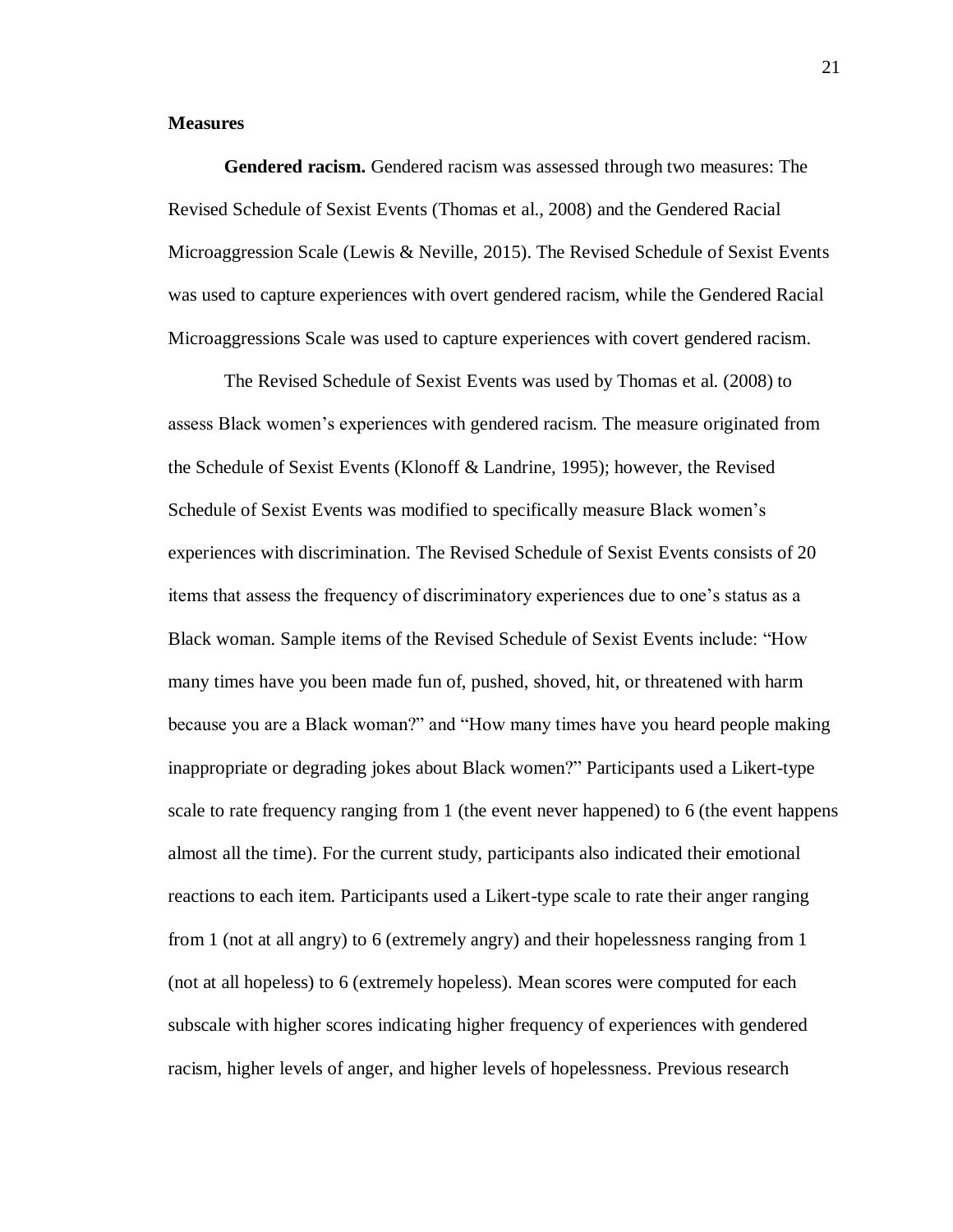**Measures**

**Gendered racism.** Gendered racism was assessed through two measures: The Revised Schedule of Sexist Events (Thomas et al., 2008) and the Gendered Racial Microaggression Scale (Lewis & Neville, 2015). The Revised Schedule of Sexist Events was used to capture experiences with overt gendered racism, while the Gendered Racial Microaggressions Scale was used to capture experiences with covert gendered racism.

The Revised Schedule of Sexist Events was used by Thomas et al. (2008) to assess Black women's experiences with gendered racism. The measure originated from the Schedule of Sexist Events (Klonoff & Landrine, 1995); however, the Revised Schedule of Sexist Events was modified to specifically measure Black women's experiences with discrimination. The Revised Schedule of Sexist Events consists of 20 items that assess the frequency of discriminatory experiences due to one's status as a Black woman. Sample items of the Revised Schedule of Sexist Events include: "How many times have you been made fun of, pushed, shoved, hit, or threatened with harm because you are a Black woman?" and "How many times have you heard people making inappropriate or degrading jokes about Black women?" Participants used a Likert-type scale to rate frequency ranging from 1 (the event never happened) to 6 (the event happens almost all the time). For the current study, participants also indicated their emotional reactions to each item. Participants used a Likert-type scale to rate their anger ranging from 1 (not at all angry) to 6 (extremely angry) and their hopelessness ranging from 1 (not at all hopeless) to 6 (extremely hopeless). Mean scores were computed for each subscale with higher scores indicating higher frequency of experiences with gendered racism, higher levels of anger, and higher levels of hopelessness. Previous research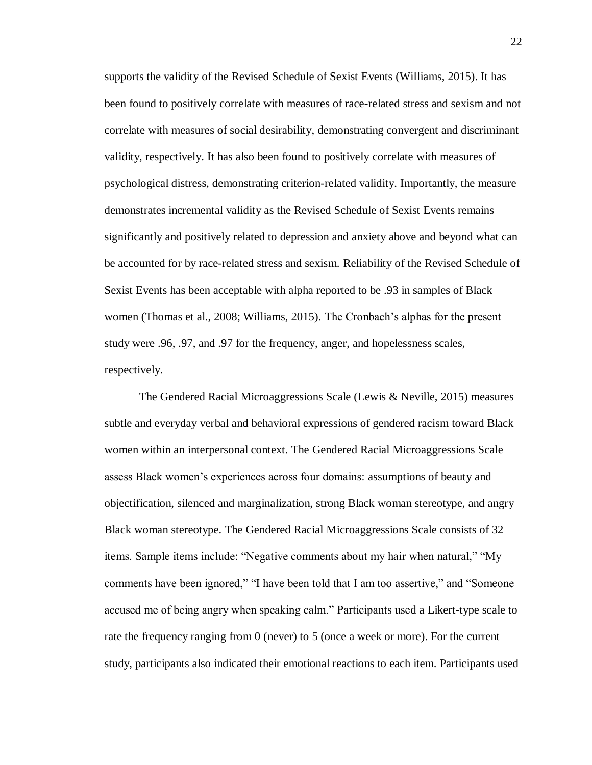supports the validity of the Revised Schedule of Sexist Events (Williams, 2015). It has been found to positively correlate with measures of race-related stress and sexism and not correlate with measures of social desirability, demonstrating convergent and discriminant validity, respectively. It has also been found to positively correlate with measures of psychological distress, demonstrating criterion-related validity. Importantly, the measure demonstrates incremental validity as the Revised Schedule of Sexist Events remains significantly and positively related to depression and anxiety above and beyond what can be accounted for by race-related stress and sexism. Reliability of the Revised Schedule of Sexist Events has been acceptable with alpha reported to be .93 in samples of Black women (Thomas et al., 2008; Williams, 2015). The Cronbach's alphas for the present study were .96, .97, and .97 for the frequency, anger, and hopelessness scales, respectively.

The Gendered Racial Microaggressions Scale (Lewis & Neville, 2015) measures subtle and everyday verbal and behavioral expressions of gendered racism toward Black women within an interpersonal context. The Gendered Racial Microaggressions Scale assess Black women's experiences across four domains: assumptions of beauty and objectification, silenced and marginalization, strong Black woman stereotype, and angry Black woman stereotype. The Gendered Racial Microaggressions Scale consists of 32 items. Sample items include: "Negative comments about my hair when natural," "My comments have been ignored," "I have been told that I am too assertive," and "Someone accused me of being angry when speaking calm." Participants used a Likert-type scale to rate the frequency ranging from 0 (never) to 5 (once a week or more). For the current study, participants also indicated their emotional reactions to each item. Participants used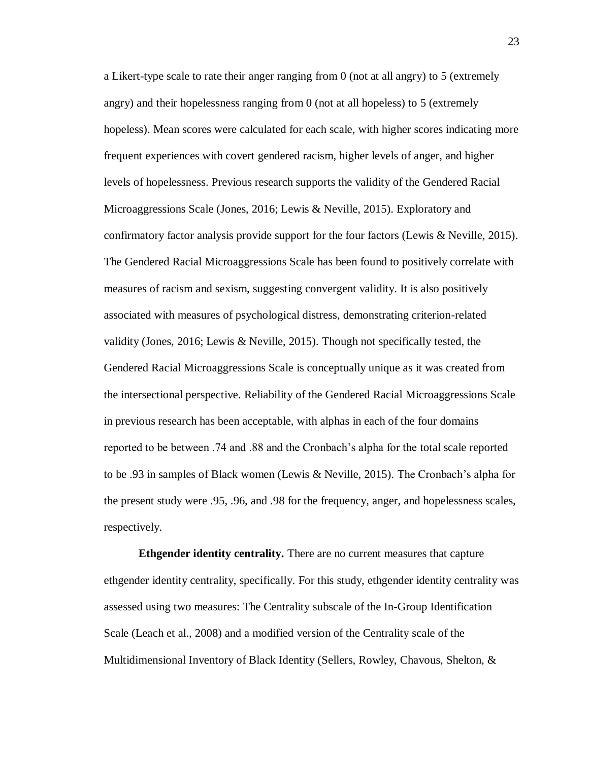a Likert-type scale to rate their anger ranging from 0 (not at all angry) to 5 (extremely angry) and their hopelessness ranging from 0 (not at all hopeless) to 5 (extremely hopeless). Mean scores were calculated for each scale, with higher scores indicating more frequent experiences with covert gendered racism, higher levels of anger, and higher levels of hopelessness. Previous research supports the validity of the Gendered Racial Microaggressions Scale (Jones, 2016; Lewis & Neville, 2015). Exploratory and confirmatory factor analysis provide support for the four factors (Lewis & Neville, 2015). The Gendered Racial Microaggressions Scale has been found to positively correlate with measures of racism and sexism, suggesting convergent validity. It is also positively associated with measures of psychological distress, demonstrating criterion-related validity (Jones, 2016; Lewis & Neville, 2015). Though not specifically tested, the Gendered Racial Microaggressions Scale is conceptually unique as it was created from the intersectional perspective. Reliability of the Gendered Racial Microaggressions Scale in previous research has been acceptable, with alphas in each of the four domains reported to be between .74 and .88 and the Cronbach's alpha for the total scale reported to be .93 in samples of Black women (Lewis & Neville, 2015). The Cronbach's alpha for the present study were .95, .96, and .98 for the frequency, anger, and hopelessness scales, respectively.

**Ethgender identity centrality.** There are no current measures that capture ethgender identity centrality, specifically. For this study, ethgender identity centrality was assessed using two measures: The Centrality subscale of the In-Group Identification Scale (Leach et al., 2008) and a modified version of the Centrality scale of the Multidimensional Inventory of Black Identity (Sellers, Rowley, Chavous, Shelton, &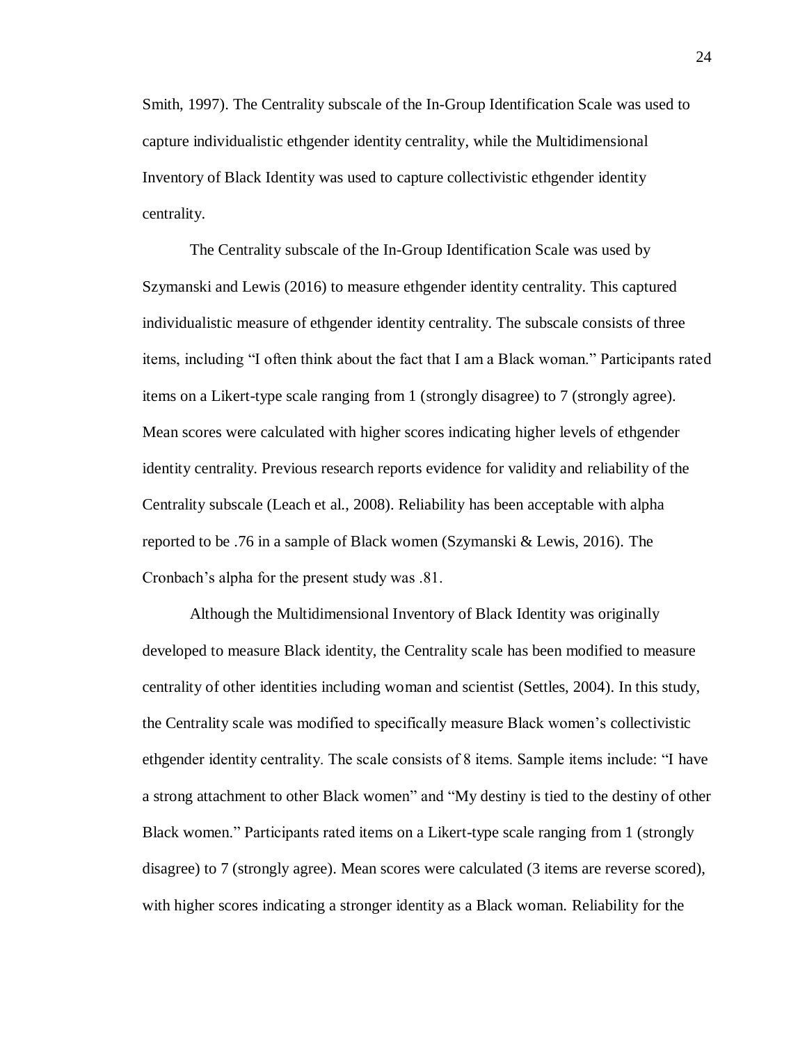Smith, 1997). The Centrality subscale of the In-Group Identification Scale was used to capture individualistic ethgender identity centrality, while the Multidimensional Inventory of Black Identity was used to capture collectivistic ethgender identity centrality.

The Centrality subscale of the In-Group Identification Scale was used by Szymanski and Lewis (2016) to measure ethgender identity centrality. This captured individualistic measure of ethgender identity centrality. The subscale consists of three items, including "I often think about the fact that I am a Black woman." Participants rated items on a Likert-type scale ranging from 1 (strongly disagree) to 7 (strongly agree). Mean scores were calculated with higher scores indicating higher levels of ethgender identity centrality. Previous research reports evidence for validity and reliability of the Centrality subscale (Leach et al., 2008). Reliability has been acceptable with alpha reported to be .76 in a sample of Black women (Szymanski & Lewis, 2016). The Cronbach's alpha for the present study was .81.

Although the Multidimensional Inventory of Black Identity was originally developed to measure Black identity, the Centrality scale has been modified to measure centrality of other identities including woman and scientist (Settles, 2004). In this study, the Centrality scale was modified to specifically measure Black women's collectivistic ethgender identity centrality. The scale consists of 8 items. Sample items include: "I have a strong attachment to other Black women" and "My destiny is tied to the destiny of other Black women." Participants rated items on a Likert-type scale ranging from 1 (strongly disagree) to 7 (strongly agree). Mean scores were calculated (3 items are reverse scored), with higher scores indicating a stronger identity as a Black woman. Reliability for the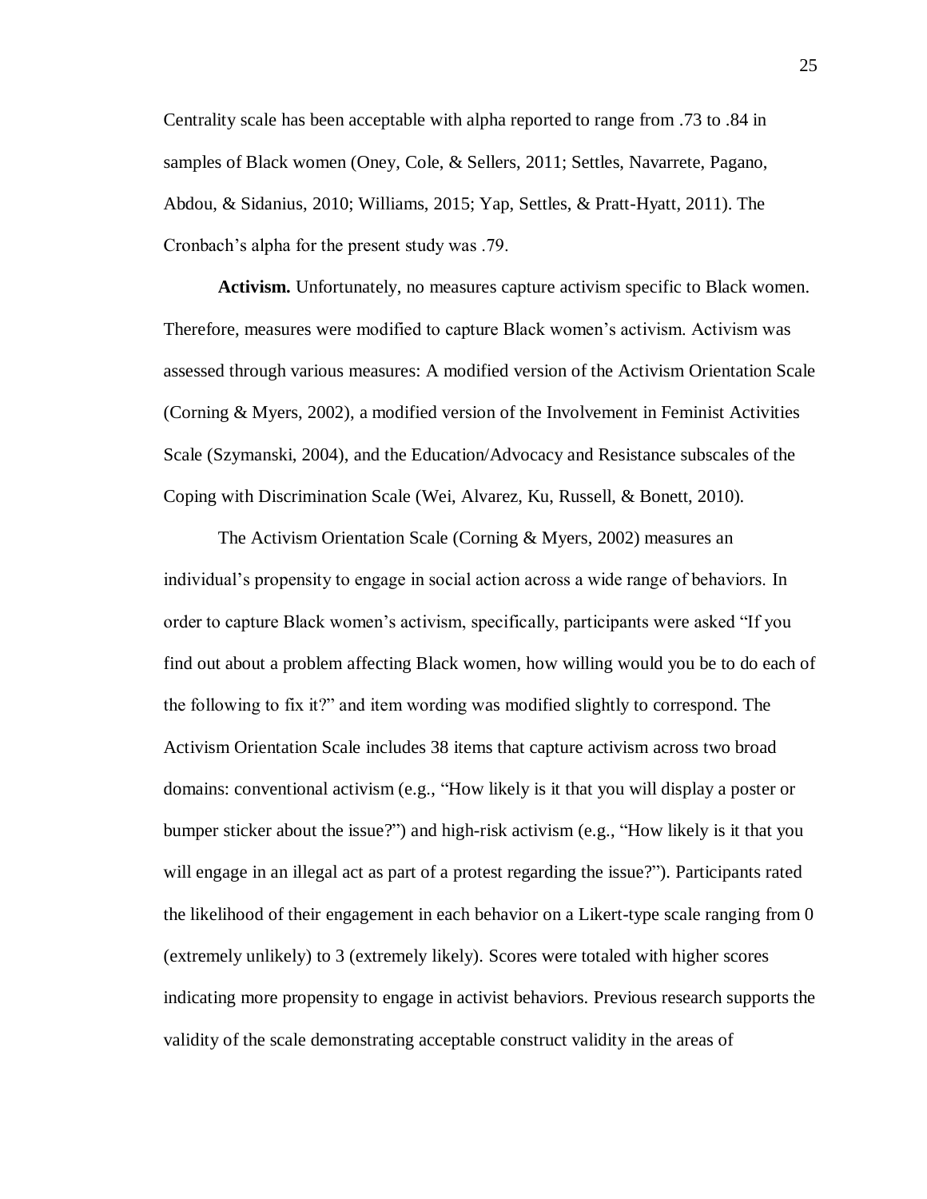Centrality scale has been acceptable with alpha reported to range from .73 to .84 in samples of Black women (Oney, Cole, & Sellers, 2011; Settles, Navarrete, Pagano, Abdou, & Sidanius, 2010; Williams, 2015; Yap, Settles, & Pratt-Hyatt, 2011). The Cronbach's alpha for the present study was .79.

**Activism.** Unfortunately, no measures capture activism specific to Black women. Therefore, measures were modified to capture Black women's activism. Activism was assessed through various measures: A modified version of the Activism Orientation Scale (Corning & Myers, 2002), a modified version of the Involvement in Feminist Activities Scale (Szymanski, 2004), and the Education/Advocacy and Resistance subscales of the Coping with Discrimination Scale (Wei, Alvarez, Ku, Russell, & Bonett, 2010).

The Activism Orientation Scale (Corning & Myers, 2002) measures an individual's propensity to engage in social action across a wide range of behaviors. In order to capture Black women's activism, specifically, participants were asked "If you find out about a problem affecting Black women, how willing would you be to do each of the following to fix it?" and item wording was modified slightly to correspond. The Activism Orientation Scale includes 38 items that capture activism across two broad domains: conventional activism (e.g., "How likely is it that you will display a poster or bumper sticker about the issue?") and high-risk activism (e.g., "How likely is it that you will engage in an illegal act as part of a protest regarding the issue?"). Participants rated the likelihood of their engagement in each behavior on a Likert-type scale ranging from 0 (extremely unlikely) to 3 (extremely likely). Scores were totaled with higher scores indicating more propensity to engage in activist behaviors. Previous research supports the validity of the scale demonstrating acceptable construct validity in the areas of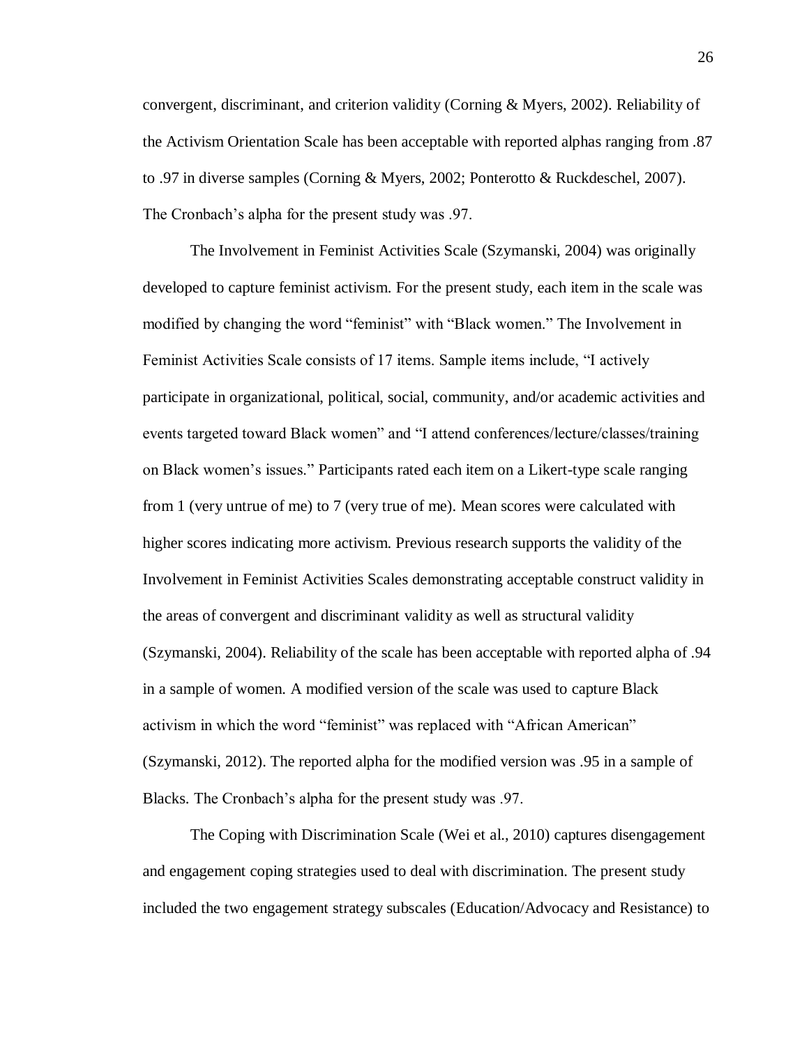convergent, discriminant, and criterion validity (Corning & Myers, 2002). Reliability of the Activism Orientation Scale has been acceptable with reported alphas ranging from .87 to .97 in diverse samples (Corning & Myers, 2002; Ponterotto & Ruckdeschel, 2007). The Cronbach's alpha for the present study was .97.

The Involvement in Feminist Activities Scale (Szymanski, 2004) was originally developed to capture feminist activism. For the present study, each item in the scale was modified by changing the word "feminist" with "Black women." The Involvement in Feminist Activities Scale consists of 17 items. Sample items include, "I actively participate in organizational, political, social, community, and/or academic activities and events targeted toward Black women" and "I attend conferences/lecture/classes/training on Black women's issues." Participants rated each item on a Likert-type scale ranging from 1 (very untrue of me) to 7 (very true of me). Mean scores were calculated with higher scores indicating more activism. Previous research supports the validity of the Involvement in Feminist Activities Scales demonstrating acceptable construct validity in the areas of convergent and discriminant validity as well as structural validity (Szymanski, 2004). Reliability of the scale has been acceptable with reported alpha of .94 in a sample of women. A modified version of the scale was used to capture Black activism in which the word "feminist" was replaced with "African American" (Szymanski, 2012). The reported alpha for the modified version was .95 in a sample of Blacks. The Cronbach's alpha for the present study was .97.

The Coping with Discrimination Scale (Wei et al., 2010) captures disengagement and engagement coping strategies used to deal with discrimination. The present study included the two engagement strategy subscales (Education/Advocacy and Resistance) to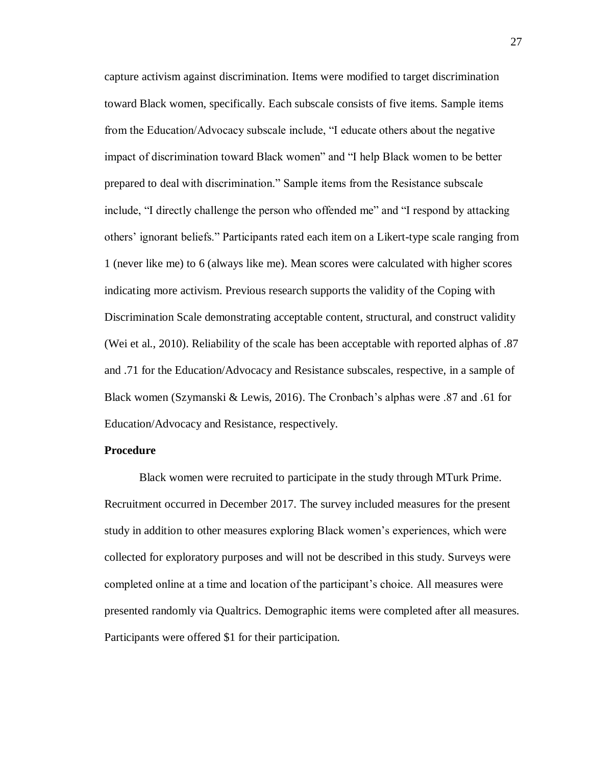capture activism against discrimination. Items were modified to target discrimination toward Black women, specifically. Each subscale consists of five items. Sample items from the Education/Advocacy subscale include, "I educate others about the negative impact of discrimination toward Black women" and "I help Black women to be better prepared to deal with discrimination." Sample items from the Resistance subscale include, "I directly challenge the person who offended me" and "I respond by attacking others' ignorant beliefs." Participants rated each item on a Likert-type scale ranging from 1 (never like me) to 6 (always like me). Mean scores were calculated with higher scores indicating more activism. Previous research supports the validity of the Coping with Discrimination Scale demonstrating acceptable content, structural, and construct validity (Wei et al., 2010). Reliability of the scale has been acceptable with reported alphas of .87 and .71 for the Education/Advocacy and Resistance subscales, respective, in a sample of Black women (Szymanski & Lewis, 2016). The Cronbach's alphas were .87 and .61 for Education/Advocacy and Resistance, respectively.

**Procedure**

Black women were recruited to participate in the study through MTurk Prime. Recruitment occurred in December 2017. The survey included measures for the present study in addition to other measures exploring Black women's experiences, which were collected for exploratory purposes and will not be described in this study. Surveys were completed online at a time and location of the participant's choice. All measures were presented randomly via Qualtrics. Demographic items were completed after all measures. Participants were offered $1 for their participation.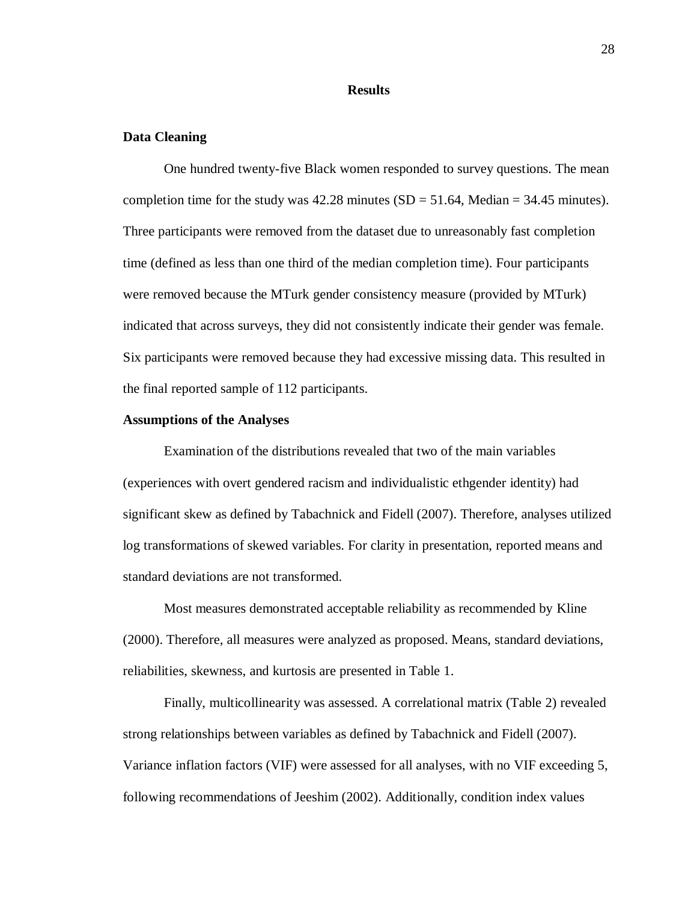# Results

## Data Cleaning

One hundred twenty-five Black women responded to survey questions. The mean completion time for the study was 42.28 minutes (SD = 51.64, Median = 34.45 minutes). Three participants were removed from the dataset due to unreasonably fast completion time (defined as less than one third of the median completion time). Four participants were removed because the MTurk gender consistency measure (provided by MTurk) indicated that across surveys, they did not consistently indicate their gender was female. Six participants were removed because they had excessive missing data. This resulted in the final reported sample of 112 participants.

## Assumptions of the Analyses

Examination of the distributions revealed that two of the main variables (experiences with overt gendered racism and individualistic ethgender identity) had significant skew as defined by Tabachnick and Fidell (2007). Therefore, analyses utilized log transformations of skewed variables. For clarity in presentation, reported means and standard deviations are not transformed.

Most measures demonstrated acceptable reliability as recommended by Kline (2000). Therefore, all measures were analyzed as proposed. Means, standard deviations, reliabilities, skewness, and kurtosis are presented in Table 1.

Finally, multicollinearity was assessed. A correlational matrix (Table 2) revealed strong relationships between variables as defined by Tabachnick and Fidell (2007). Variance inflation factors (VIF) were assessed for all analyses, with no VIF exceeding 5, following recommendations of Jeeshim (2002). Additionally, condition index values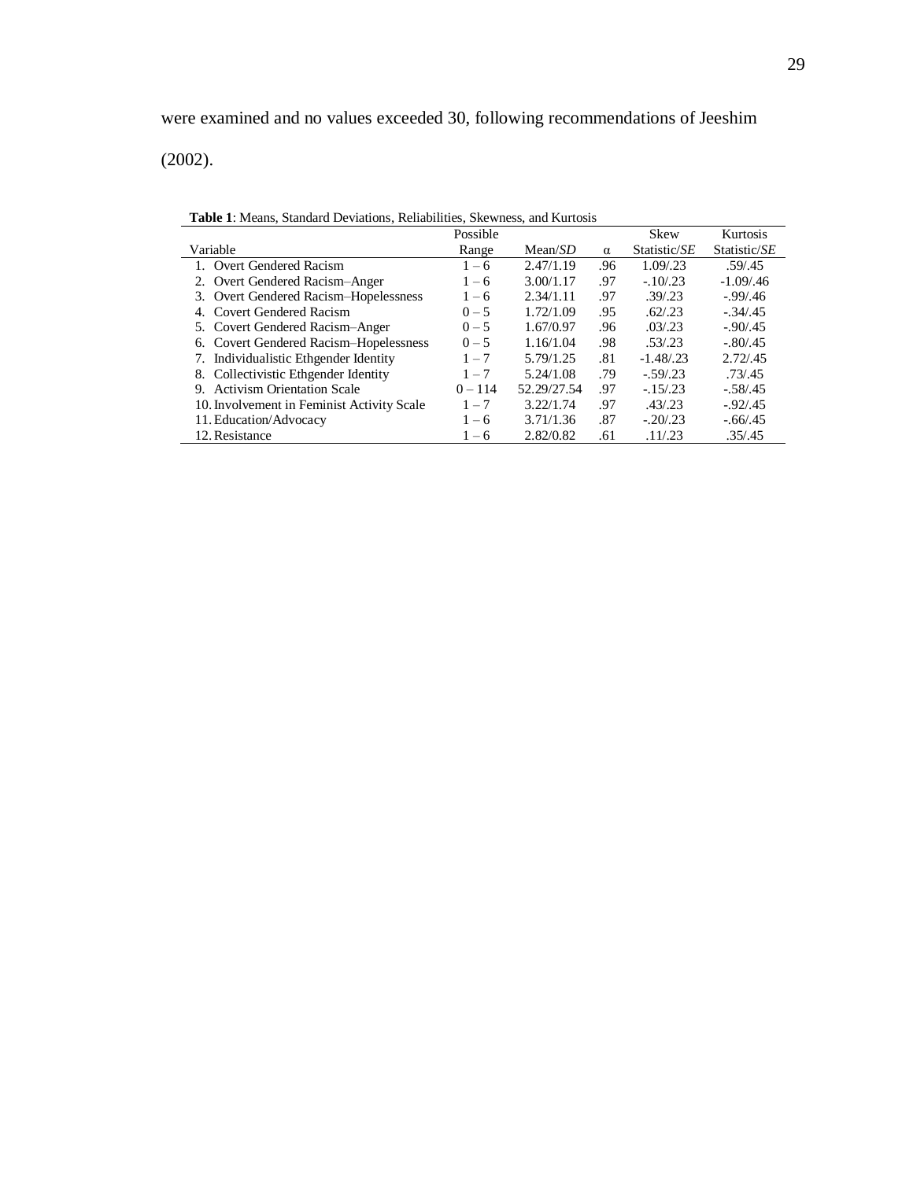were examined and no values exceeded 30, following recommendations of Jeeshim (2002).

**Table 1**: Means, Standard Deviations, Reliabilities, Skewness, and Kurtosis

| Variable | Possible Range | Mean/*SD* | α | Skew Statistic/*SE* | Kurtosis Statistic/*SE* |
|---|---|---|---|---|---|
| 1. Overt Gendered Racism | 1 – 6 | 2.47/1.19 | .96 | 1.09/.23 | .59/.45 |
| 2. Overt Gendered Racism–Anger | 1 – 6 | 3.00/1.17 | .97 | -.10/.23 | -1.09/.46 |
| 3. Overt Gendered Racism–Hopelessness | 1 – 6 | 2.34/1.11 | .97 | .39/.23 | -.99/.46 |
| 4. Covert Gendered Racism | 0 – 5 | 1.72/1.09 | .95 | .62/.23 | -.34/.45 |
| 5. Covert Gendered Racism–Anger | 0 – 5 | 1.67/0.97 | .96 | .03/.23 | -.90/.45 |
| 6. Covert Gendered Racism–Hopelessness | 0 – 5 | 1.16/1.04 | .98 | .53/.23 | -.80/.45 |
| 7. Individualistic Ethgender Identity | 1 – 7 | 5.79/1.25 | .81 | -1.48/.23 | 2.72/.45 |
| 8. Collectivistic Ethgender Identity | 1 – 7 | 5.24/1.08 | .79 | -.59/.23 | .73/.45 |
| 9. Activism Orientation Scale | 0 – 114 | 52.29/27.54 | .97 | -.15/.23 | -.58/.45 |
| 10. Involvement in Feminist Activity Scale | 1 – 7 | 3.22/1.74 | .97 | .43/.23 | -.92/.45 |
| 11. Education/Advocacy | 1 – 6 | 3.71/1.36 | .87 | -.20/.23 | -.66/.45 |
| 12. Resistance | 1 – 6 | 2.82/0.82 | .61 | .11/.23 | .35/.45 |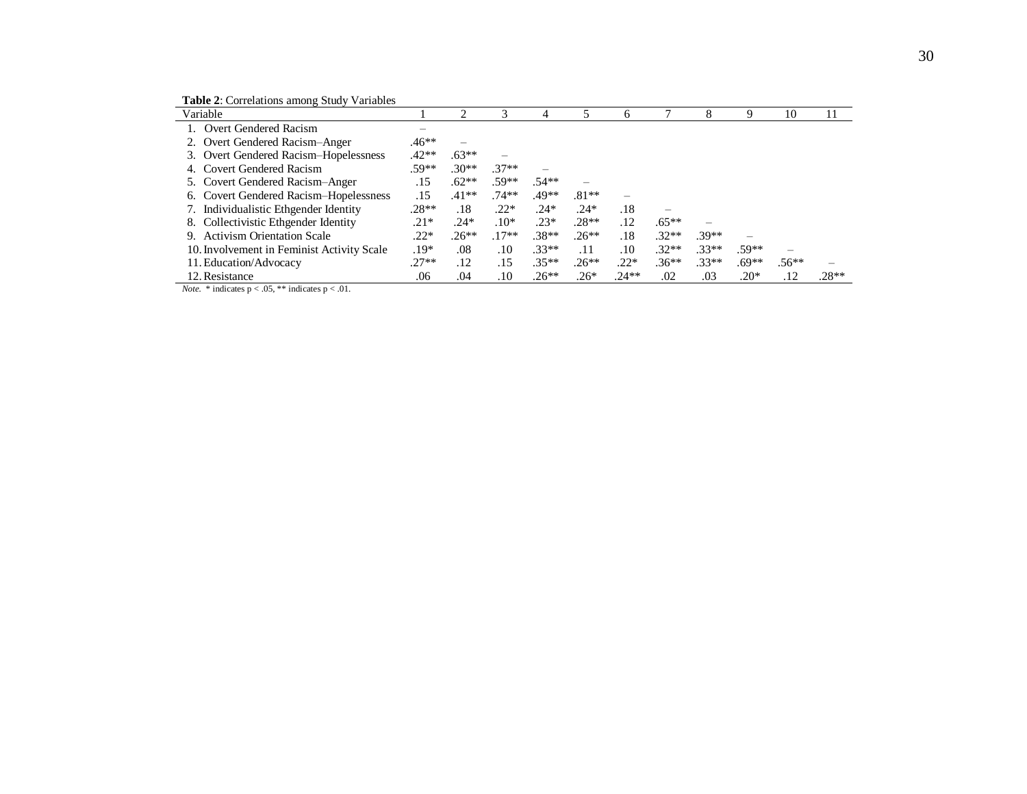**Table 2**: Correlations among Study Variables

| Variable | 1 | 2 | 3 | 4 | 5 | 6 | 7 | 8 | 9 | 10 | 11 |
|---|---|---|---|---|---|---|---|---|---|---|---|
| 1. Overt Gendered Racism | – | | | | | | | | | | |
| 2. Overt Gendered Racism–Anger | .46** | – | | | | | | | | | |
| 3. Overt Gendered Racism–Hopelessness | .42** | .63** | – | | | | | | | | |
| 4. Covert Gendered Racism | .59** | .30** | .37** | – | | | | | | | |
| 5. Covert Gendered Racism–Anger | .15 | .62** | .59** | .54** | – | | | | | | |
| 6. Covert Gendered Racism–Hopelessness | .15 | .41** | .74** | .49** | .81** | – | | | | | |
| 7. Individualistic Ethgender Identity | .28** | .18 | .22* | .24* | .24* | .18 | – | | | | |
| 8. Collectivistic Ethgender Identity | .21* | .24* | .10* | .23* | .28** | .12 | .65** | – | | | |
| 9. Activism Orientation Scale | .22* | .26** | .17** | .38** | .26** | .18 | .32** | .39** | – | | |
| 10. Involvement in Feminist Activity Scale | .19* | .08 | .10 | .33** | .11 | .10 | .32** | .33** | .59** | – | |
| 11. Education/Advocacy | .27** | .12 | .15 | .35** | .26** | .22* | .36** | .33** | .69** | .56** | – |
| 12. Resistance | .06 | .04 | .10 | .26** | .26* | .24** | .02 | .03 | .20* | .12 | .28** |

*Note.* * indicates $p < .05$, ** indicates $p < .01$.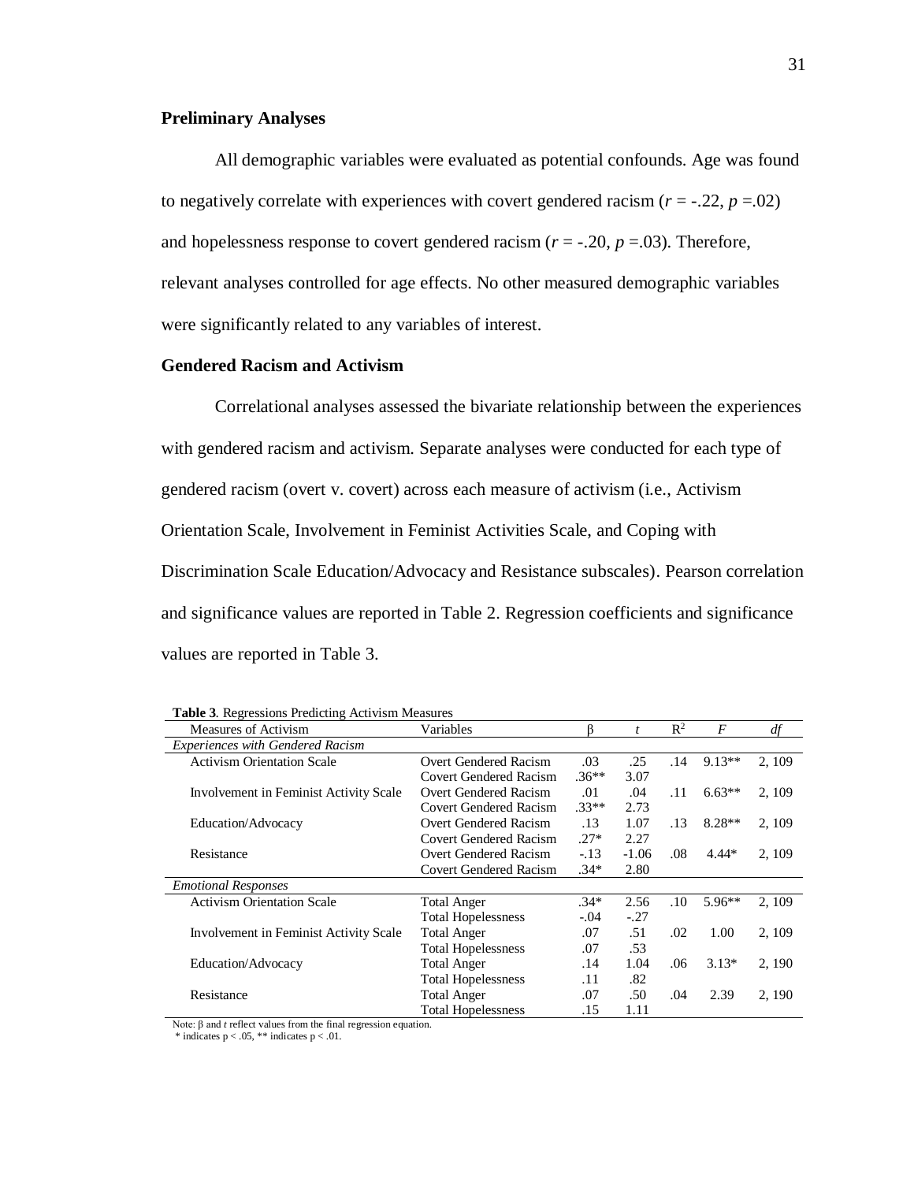## Preliminary Analyses

All demographic variables were evaluated as potential confounds. Age was found to negatively correlate with experiences with covert gendered racism ($r$ = -.22, $p$ =.02) and hopelessness response to covert gendered racism ($r$ = -.20, $p$ =.03). Therefore, relevant analyses controlled for age effects. No other measured demographic variables were significantly related to any variables of interest.

## Gendered Racism and Activism

Correlational analyses assessed the bivariate relationship between the experiences with gendered racism and activism. Separate analyses were conducted for each type of gendered racism (overt v. covert) across each measure of activism (i.e., Activism Orientation Scale, Involvement in Feminist Activities Scale, and Coping with Discrimination Scale Education/Advocacy and Resistance subscales). Pearson correlation and significance values are reported in Table 2. Regression coefficients and significance values are reported in Table 3.

**Table 3**. Regressions Predicting Activism Measures

| Measures of Activism | Variables | β | $t$ | $R^2$ | $F$ | $df$ |
|---|---|---|---|---|---|---|
| *Experiences with Gendered Racism* | | | | | | |
| Activism Orientation Scale | Overt Gendered Racism | .03 | .25 | .14 | 9.13** | 2, 109 |
| | Covert Gendered Racism | .36** | 3.07 | | | |
| Involvement in Feminist Activity Scale | Overt Gendered Racism | .01 | .04 | .11 | 6.63** | 2, 109 |
| | Covert Gendered Racism | .33** | 2.73 | | | |
| Education/Advocacy | Overt Gendered Racism | .13 | 1.07 | .13 | 8.28** | 2, 109 |
| | Covert Gendered Racism | .27* | 2.27 | | | |
| Resistance | Overt Gendered Racism | -.13 | -1.06 | .08 | 4.44* | 2, 109 |
| | Covert Gendered Racism | .34* | 2.80 | | | |
| *Emotional Responses* | | | | | | |
| Activism Orientation Scale | Total Anger | .34* | 2.56 | .10 | 5.96** | 2, 109 |
| | Total Hopelessness | -.04 | -.27 | | | |
| Involvement in Feminist Activity Scale | Total Anger | .07 | .51 | .02 | 1.00 | 2, 109 |
| | Total Hopelessness | .07 | .53 | | | |
| Education/Advocacy | Total Anger | .14 | 1.04 | .06 | 3.13* | 2, 190 |
| | Total Hopelessness | .11 | .82 | | | |
| Resistance | Total Anger | .07 | .50 | .04 | 2.39 | 2, 190 |
| | Total Hopelessness | .15 | 1.11 | | | |

Note: β and $t$ reflect values from the final regression equation.
\* indicates $p < .05$, ** indicates $p < .01$.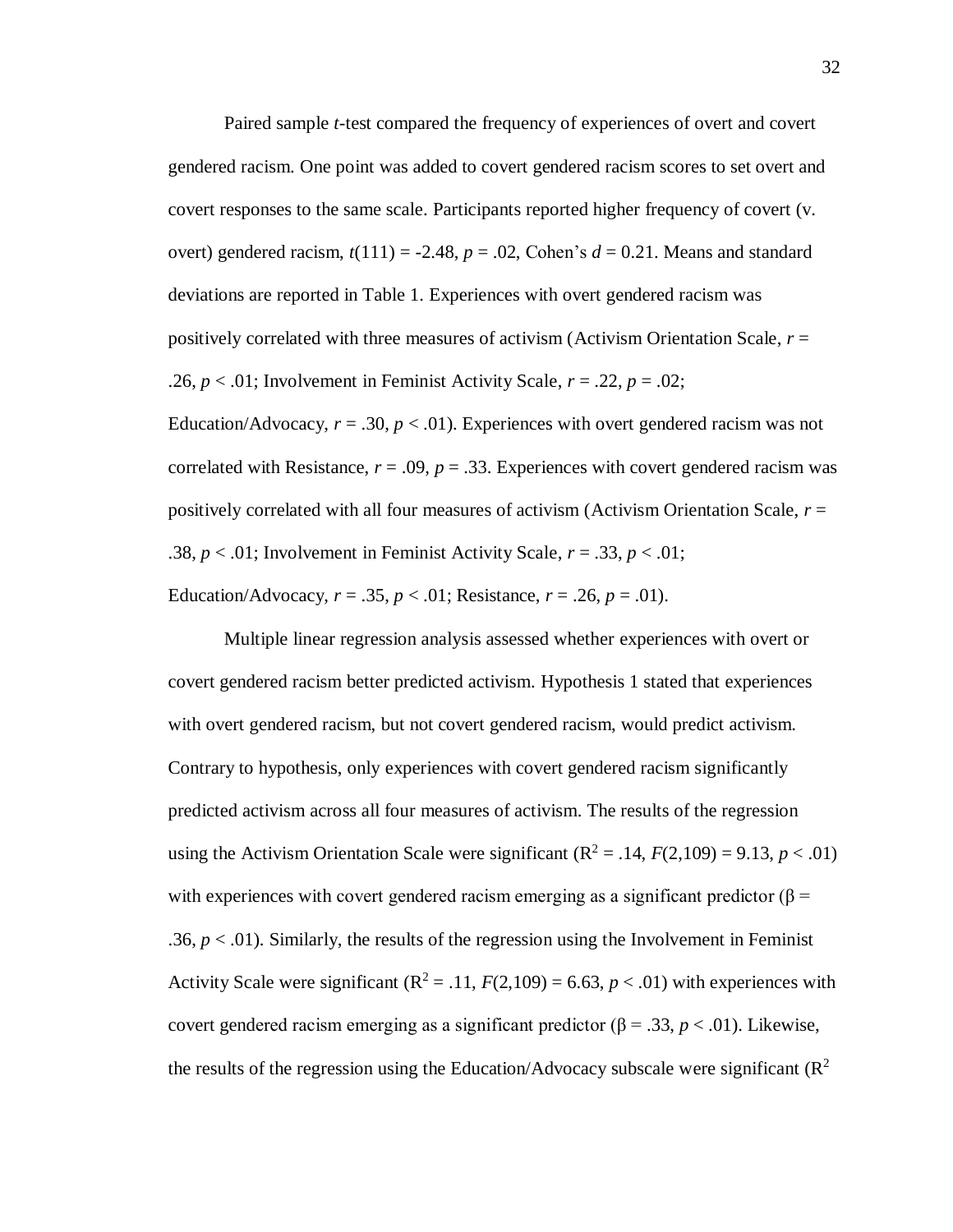Paired sample *t*-test compared the frequency of experiences of overt and covert gendered racism. One point was added to covert gendered racism scores to set overt and covert responses to the same scale. Participants reported higher frequency of covert (v. overt) gendered racism, $t(111) = -2.48$, $p = .02$, Cohen's $d = 0.21$. Means and standard deviations are reported in Table 1. Experiences with overt gendered racism was positively correlated with three measures of activism (Activism Orientation Scale, $r = .26$, $p < .01$; Involvement in Feminist Activity Scale, $r = .22$, $p = .02$; Education/Advocacy, $r = .30$, $p < .01$). Experiences with overt gendered racism was not correlated with Resistance, $r = .09$, $p = .33$. Experiences with covert gendered racism was positively correlated with all four measures of activism (Activism Orientation Scale, $r = .38$, $p < .01$; Involvement in Feminist Activity Scale, $r = .33$, $p < .01$; Education/Advocacy, $r = .35$, $p < .01$; Resistance, $r = .26$, $p = .01$).

Multiple linear regression analysis assessed whether experiences with overt or covert gendered racism better predicted activism. Hypothesis 1 stated that experiences with overt gendered racism, but not covert gendered racism, would predict activism. Contrary to hypothesis, only experiences with covert gendered racism significantly predicted activism across all four measures of activism. The results of the regression using the Activism Orientation Scale were significant ($R^2 = .14$, $F(2,109) = 9.13$, $p < .01$) with experiences with covert gendered racism emerging as a significant predictor ($\beta = .36$, $p < .01$). Similarly, the results of the regression using the Involvement in Feminist Activity Scale were significant ($R^2 = .11$, $F(2,109) = 6.63$, $p < .01$) with experiences with covert gendered racism emerging as a significant predictor ($\beta = .33$, $p < .01$). Likewise, the results of the regression using the Education/Advocacy subscale were significant ($R^2$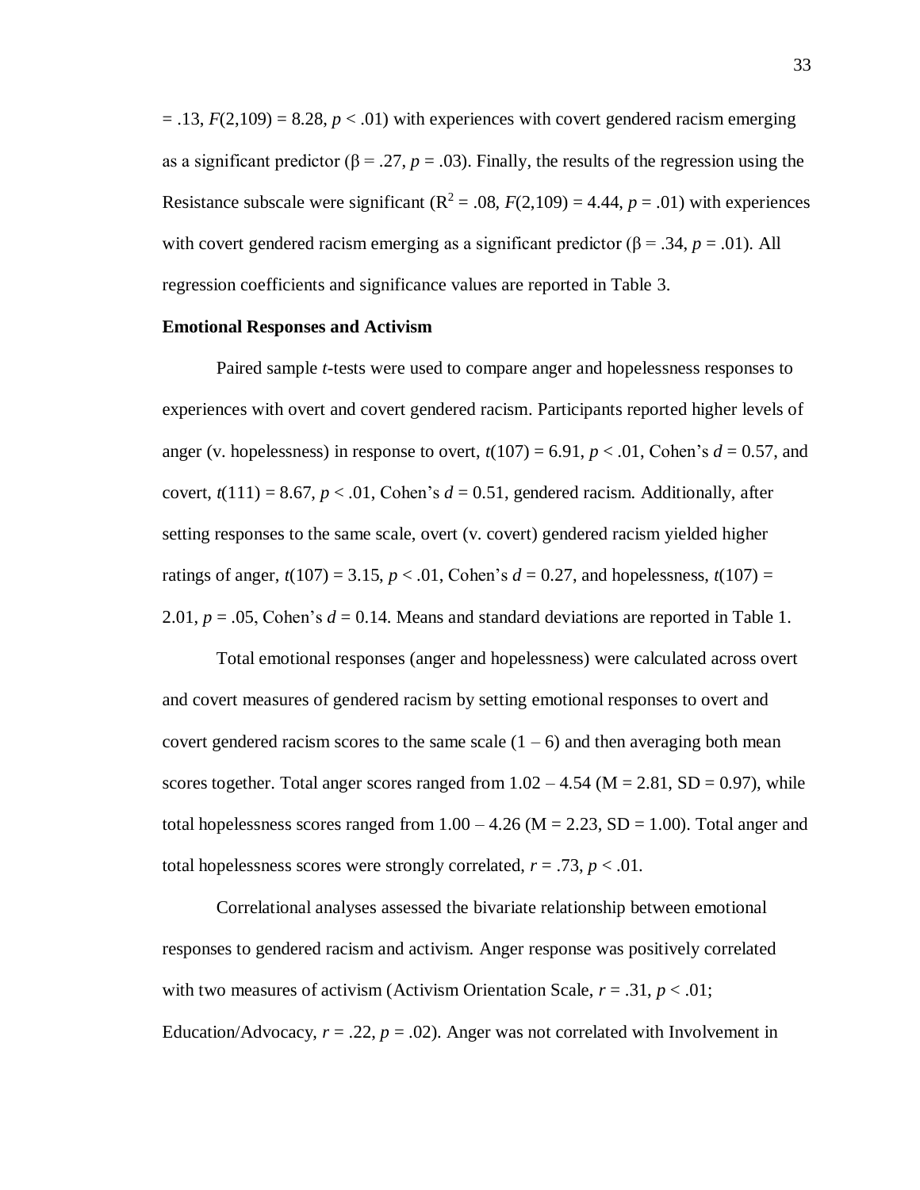= .13, $F(2,109) = 8.28$, $p < .01$) with experiences with covert gendered racism emerging as a significant predictor ($\beta = .27$, $p = .03$). Finally, the results of the regression using the Resistance subscale were significant ($R^2 = .08$, $F(2,109) = 4.44$, $p = .01$) with experiences with covert gendered racism emerging as a significant predictor ($\beta = .34$, $p = .01$). All regression coefficients and significance values are reported in Table 3.

**Emotional Responses and Activism**

Paired sample *t*-tests were used to compare anger and hopelessness responses to experiences with overt and covert gendered racism. Participants reported higher levels of anger (v. hopelessness) in response to overt, $t(107) = 6.91$, $p < .01$, Cohen's $d = 0.57$, and covert, $t(111) = 8.67$, $p < .01$, Cohen's $d = 0.51$, gendered racism. Additionally, after setting responses to the same scale, overt (v. covert) gendered racism yielded higher ratings of anger, $t(107) = 3.15$, $p < .01$, Cohen's $d = 0.27$, and hopelessness, $t(107) = 2.01$, $p = .05$, Cohen's $d = 0.14$. Means and standard deviations are reported in Table 1.

Total emotional responses (anger and hopelessness) were calculated across overt and covert measures of gendered racism by setting emotional responses to overt and covert gendered racism scores to the same scale (1 – 6) and then averaging both mean scores together. Total anger scores ranged from 1.02 – 4.54 (M = 2.81, SD = 0.97), while total hopelessness scores ranged from 1.00 – 4.26 (M = 2.23, SD = 1.00). Total anger and total hopelessness scores were strongly correlated, $r = .73$, $p < .01$.

Correlational analyses assessed the bivariate relationship between emotional responses to gendered racism and activism. Anger response was positively correlated with two measures of activism (Activism Orientation Scale, $r = .31$, $p < .01$; Education/Advocacy, $r = .22$, $p = .02$). Anger was not correlated with Involvement in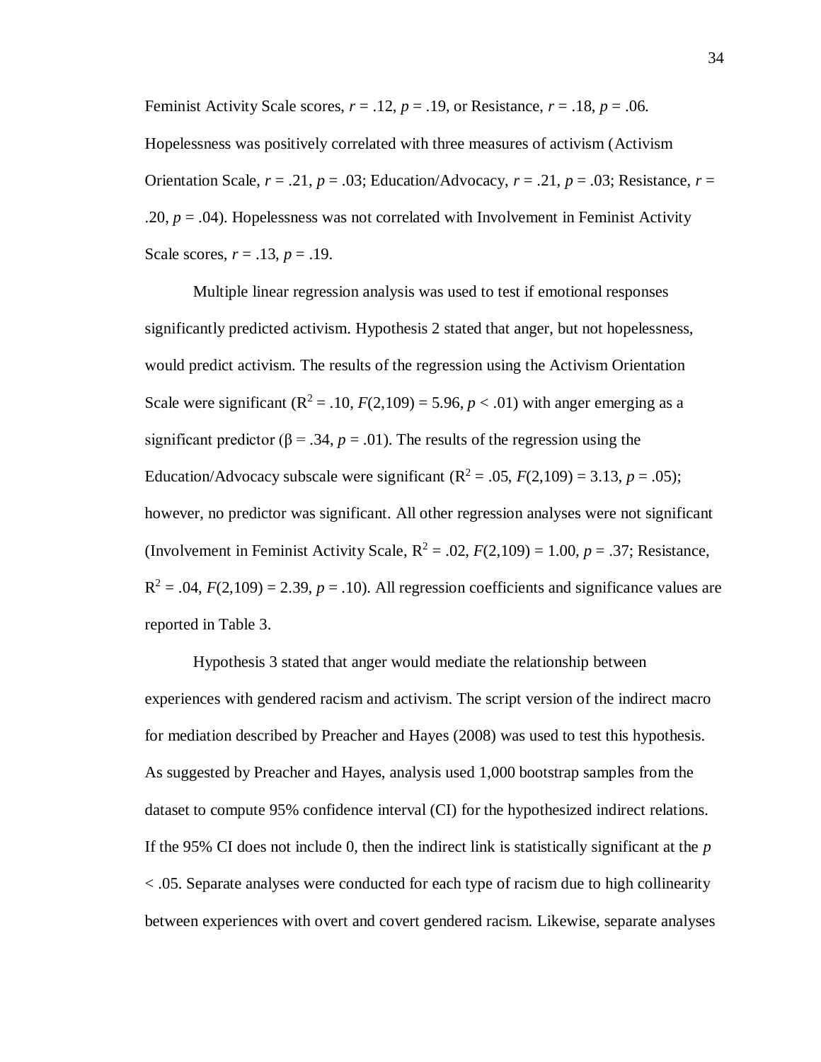Feminist Activity Scale scores, $r = .12$, $p = .19$, or Resistance, $r = .18$, $p = .06$. Hopelessness was positively correlated with three measures of activism (Activism Orientation Scale, $r = .21$, $p = .03$; Education/Advocacy, $r = .21$, $p = .03$; Resistance, $r = .20$, $p = .04$). Hopelessness was not correlated with Involvement in Feminist Activity Scale scores, $r = .13$, $p = .19$.

Multiple linear regression analysis was used to test if emotional responses significantly predicted activism. Hypothesis 2 stated that anger, but not hopelessness, would predict activism. The results of the regression using the Activism Orientation Scale were significant ($R^2 = .10$, $F(2,109) = 5.96$, $p < .01$) with anger emerging as a significant predictor ($\beta = .34$, $p = .01$). The results of the regression using the Education/Advocacy subscale were significant ($R^2 = .05$, $F(2,109) = 3.13$, $p = .05$); however, no predictor was significant. All other regression analyses were not significant (Involvement in Feminist Activity Scale, $R^2 = .02$, $F(2,109) = 1.00$, $p = .37$; Resistance, $R^2 = .04$, $F(2,109) = 2.39$, $p = .10$). All regression coefficients and significance values are reported in Table 3.

Hypothesis 3 stated that anger would mediate the relationship between experiences with gendered racism and activism. The script version of the indirect macro for mediation described by Preacher and Hayes (2008) was used to test this hypothesis. As suggested by Preacher and Hayes, analysis used 1,000 bootstrap samples from the dataset to compute 95% confidence interval (CI) for the hypothesized indirect relations. If the 95% CI does not include 0, then the indirect link is statistically significant at the $p < .05$. Separate analyses were conducted for each type of racism due to high collinearity between experiences with overt and covert gendered racism. Likewise, separate analyses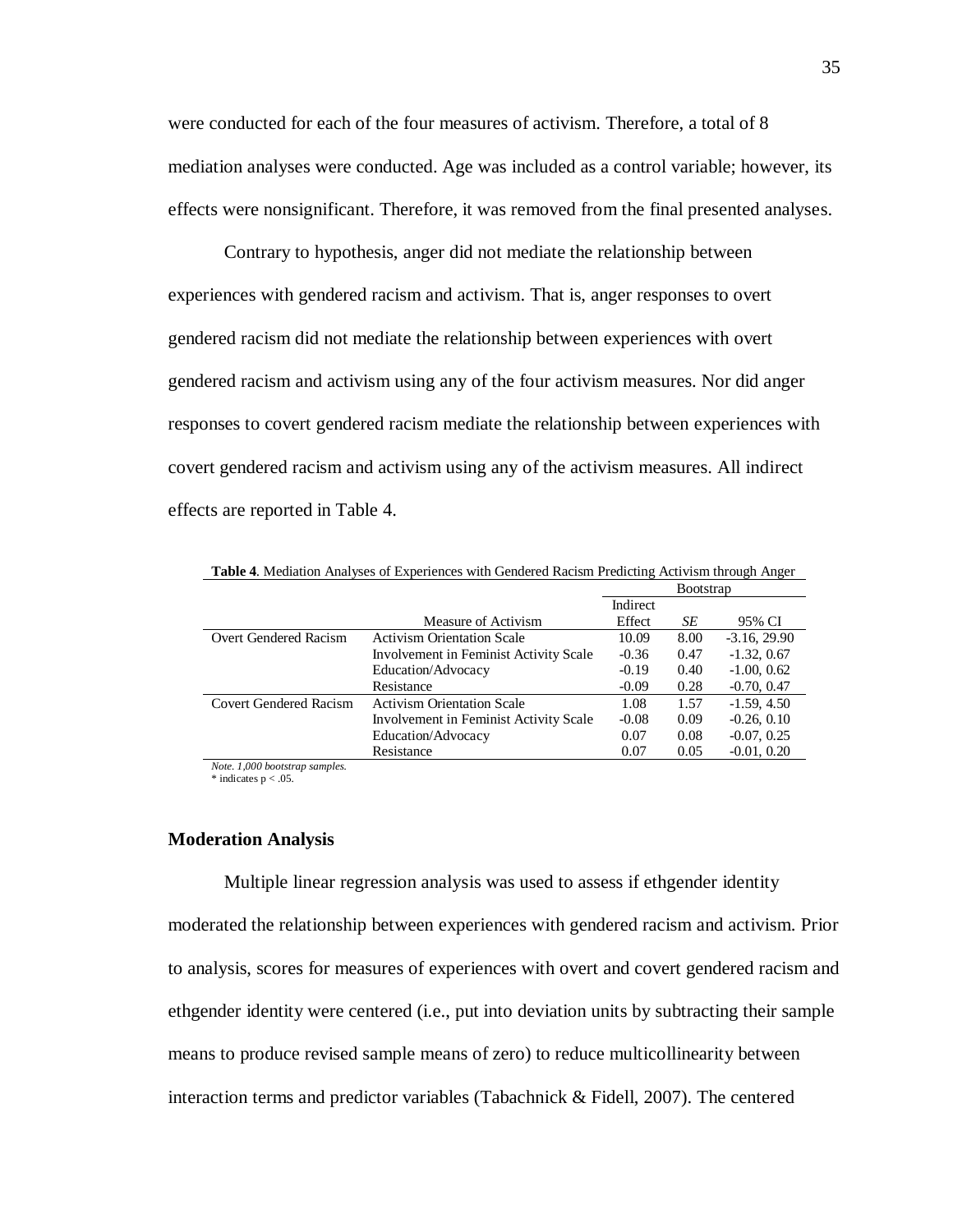were conducted for each of the four measures of activism. Therefore, a total of 8 mediation analyses were conducted. Age was included as a control variable; however, its effects were nonsignificant. Therefore, it was removed from the final presented analyses.

Contrary to hypothesis, anger did not mediate the relationship between experiences with gendered racism and activism. That is, anger responses to overt gendered racism did not mediate the relationship between experiences with overt gendered racism and activism using any of the four activism measures. Nor did anger responses to covert gendered racism mediate the relationship between experiences with covert gendered racism and activism using any of the activism measures. All indirect effects are reported in Table 4.

**Table 4**. Mediation Analyses of Experiences with Gendered Racism Predicting Activism through Anger

| | | Bootstrap | | |
|---|---|---|---|---|
| | Measure of Activism | Indirect Effect | *SE* | 95% CI |
| Overt Gendered Racism | Activism Orientation Scale | 10.09 | 8.00 | -3.16, 29.90 |
| | Involvement in Feminist Activity Scale | -0.36 | 0.47 | -1.32, 0.67 |
| | Education/Advocacy | -0.19 | 0.40 | -1.00, 0.62 |
| | Resistance | -0.09 | 0.28 | -0.70, 0.47 |
| Covert Gendered Racism | Activism Orientation Scale | 1.08 | 1.57 | -1.59, 4.50 |
| | Involvement in Feminist Activity Scale | -0.08 | 0.09 | -0.26, 0.10 |
| | Education/Advocacy | 0.07 | 0.08 | -0.07, 0.25 |
| | Resistance | 0.07 | 0.05 | -0.01, 0.20 |

*Note. 1,000 bootstrap samples.*
\* indicates $p < .05$.

## Moderation Analysis

Multiple linear regression analysis was used to assess if ethgender identity moderated the relationship between experiences with gendered racism and activism. Prior to analysis, scores for measures of experiences with overt and covert gendered racism and ethgender identity were centered (i.e., put into deviation units by subtracting their sample means to produce revised sample means of zero) to reduce multicollinearity between interaction terms and predictor variables (Tabachnick & Fidell, 2007). The centered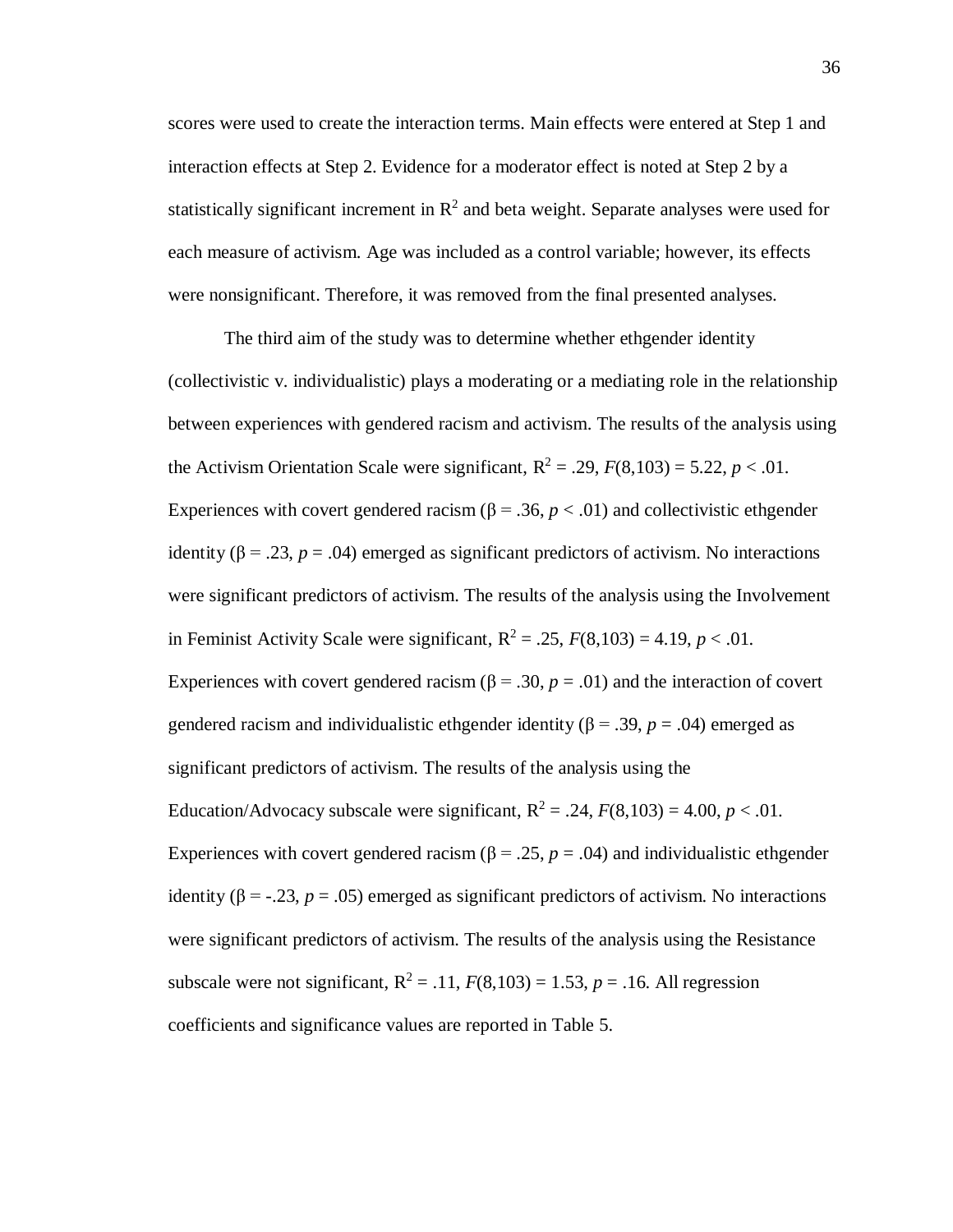scores were used to create the interaction terms. Main effects were entered at Step 1 and interaction effects at Step 2. Evidence for a moderator effect is noted at Step 2 by a statistically significant increment in $R^2$ and beta weight. Separate analyses were used for each measure of activism. Age was included as a control variable; however, its effects were nonsignificant. Therefore, it was removed from the final presented analyses.

The third aim of the study was to determine whether ethgender identity (collectivistic v. individualistic) plays a moderating or a mediating role in the relationship between experiences with gendered racism and activism. The results of the analysis using the Activism Orientation Scale were significant, $R^2 = .29$, $F(8,103) = 5.22$, $p < .01$. Experiences with covert gendered racism ($\beta = .36$, $p < .01$) and collectivistic ethgender identity ($\beta = .23$, $p = .04$) emerged as significant predictors of activism. No interactions were significant predictors of activism. The results of the analysis using the Involvement in Feminist Activity Scale were significant, $R^2 = .25$, $F(8,103) = 4.19$, $p < .01$. Experiences with covert gendered racism ($\beta = .30$, $p = .01$) and the interaction of covert gendered racism and individualistic ethgender identity ($\beta = .39$, $p = .04$) emerged as significant predictors of activism. The results of the analysis using the Education/Advocacy subscale were significant, $R^2 = .24$, $F(8,103) = 4.00$, $p < .01$. Experiences with covert gendered racism ($\beta = .25$, $p = .04$) and individualistic ethgender identity ($\beta = -.23$, $p = .05$) emerged as significant predictors of activism. No interactions were significant predictors of activism. The results of the analysis using the Resistance subscale were not significant, $R^2 = .11$, $F(8,103) = 1.53$, $p = .16$. All regression coefficients and significance values are reported in Table 5.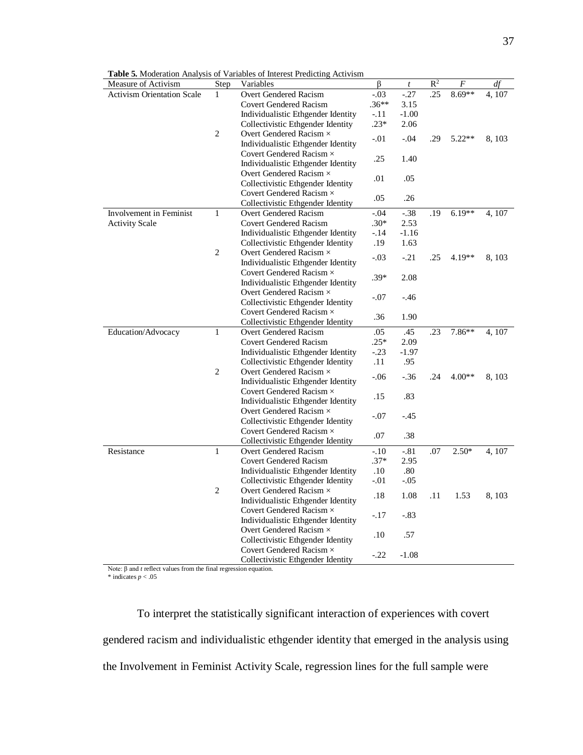**Table 5.** Moderation Analysis of Variables of Interest Predicting Activism

| Measure of Activism | Step | Variables | β | *t* | $R^2$ | *F* | *df* |
|---|---|---|---|---|---|---|---|
| Activism Orientation Scale | 1 | Overt Gendered Racism | -.03 | -.27 | .25 | 8.69** | 4, 107 |
| | | Covert Gendered Racism | .36** | 3.15 | | | |
| | | Individualistic Ethgender Identity | -.11 | -1.00 | | | |
| | | Collectivistic Ethgender Identity | .23* | 2.06 | | | |
| | 2 | Overt Gendered Racism × Individualistic Ethgender Identity | -.01 | -.04 | .29 | 5.22** | 8, 103 |
| | | Covert Gendered Racism × Individualistic Ethgender Identity | .25 | 1.40 | | | |
| | | Overt Gendered Racism × Collectivistic Ethgender Identity | .01 | .05 | | | |
| | | Covert Gendered Racism × Collectivistic Ethgender Identity | .05 | .26 | | | |
| Involvement in Feminist Activity Scale | 1 | Overt Gendered Racism | -.04 | -.38 | .19 | 6.19** | 4, 107 |
| | | Covert Gendered Racism | .30* | 2.53 | | | |
| | | Individualistic Ethgender Identity | -.14 | -1.16 | | | |
| | | Collectivistic Ethgender Identity | .19 | 1.63 | | | |
| | 2 | Overt Gendered Racism × Individualistic Ethgender Identity | -.03 | -.21 | .25 | 4.19** | 8, 103 |
| | | Covert Gendered Racism × Individualistic Ethgender Identity | .39* | 2.08 | | | |
| | | Overt Gendered Racism × Collectivistic Ethgender Identity | -.07 | -.46 | | | |
| | | Covert Gendered Racism × Collectivistic Ethgender Identity | .36 | 1.90 | | | |
| Education/Advocacy | 1 | Overt Gendered Racism | .05 | .45 | .23 | 7.86** | 4, 107 |
| | | Covert Gendered Racism | .25* | 2.09 | | | |
| | | Individualistic Ethgender Identity | -.23 | -1.97 | | | |
| | | Collectivistic Ethgender Identity | .11 | .95 | | | |
| | 2 | Overt Gendered Racism × Individualistic Ethgender Identity | -.06 | -.36 | .24 | 4.00** | 8, 103 |
| | | Covert Gendered Racism × Individualistic Ethgender Identity | .15 | .83 | | | |
| | | Overt Gendered Racism × Collectivistic Ethgender Identity | -.07 | -.45 | | | |
| | | Covert Gendered Racism × Collectivistic Ethgender Identity | .07 | .38 | | | |
| Resistance | 1 | Overt Gendered Racism | -.10 | -.81 | .07 | 2.50* | 4, 107 |
| | | Covert Gendered Racism | .37* | 2.95 | | | |
| | | Individualistic Ethgender Identity | .10 | .80 | | | |
| | | Collectivistic Ethgender Identity | -.01 | -.05 | | | |
| | 2 | Overt Gendered Racism × Individualistic Ethgender Identity | .18 | 1.08 | .11 | 1.53 | 8, 103 |
| | | Covert Gendered Racism × Individualistic Ethgender Identity | -.17 | -.83 | | | |
| | | Overt Gendered Racism × Collectivistic Ethgender Identity | .10 | .57 | | | |
| | | Covert Gendered Racism × Collectivistic Ethgender Identity | -.22 | -1.08 | | | |

Note: β and *t* reflect values from the final regression equation.
\* indicates $p < .05$

To interpret the statistically significant interaction of experiences with covert gendered racism and individualistic ethgender identity that emerged in the analysis using the Involvement in Feminist Activity Scale, regression lines for the full sample were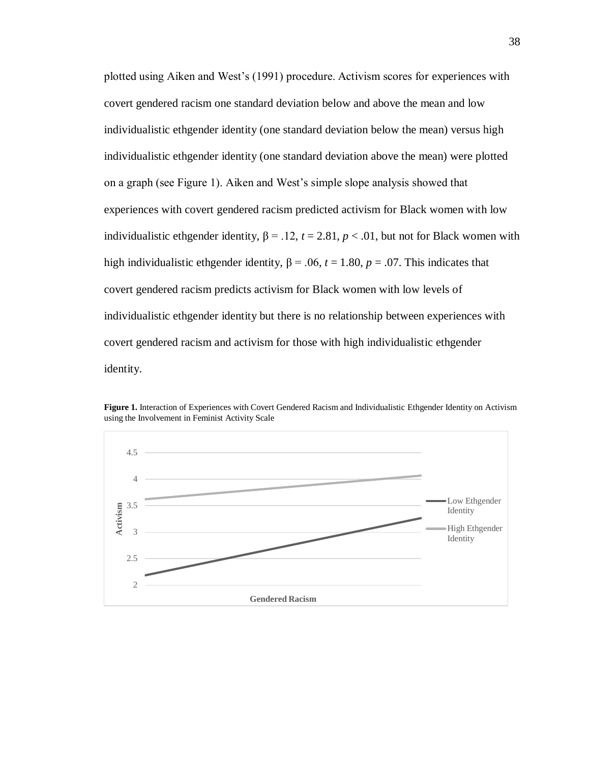plotted using Aiken and West's (1991) procedure. Activism scores for experiences with covert gendered racism one standard deviation below and above the mean and low individualistic ethgender identity (one standard deviation below the mean) versus high individualistic ethgender identity (one standard deviation above the mean) were plotted on a graph (see Figure 1). Aiken and West's simple slope analysis showed that experiences with covert gendered racism predicted activism for Black women with low individualistic ethgender identity, $\beta = .12$, $t = 2.81$, $p < .01$, but not for Black women with high individualistic ethgender identity, $\beta = .06$, $t = 1.80$, $p = .07$. This indicates that covert gendered racism predicts activism for Black women with low levels of individualistic ethgender identity but there is no relationship between experiences with covert gendered racism and activism for those with high individualistic ethgender identity.

**Figure 1.** Interaction of Experiences with Covert Gendered Racism and Individualistic Ethgender Identity on Activism using the Involvement in Feminist Activity Scale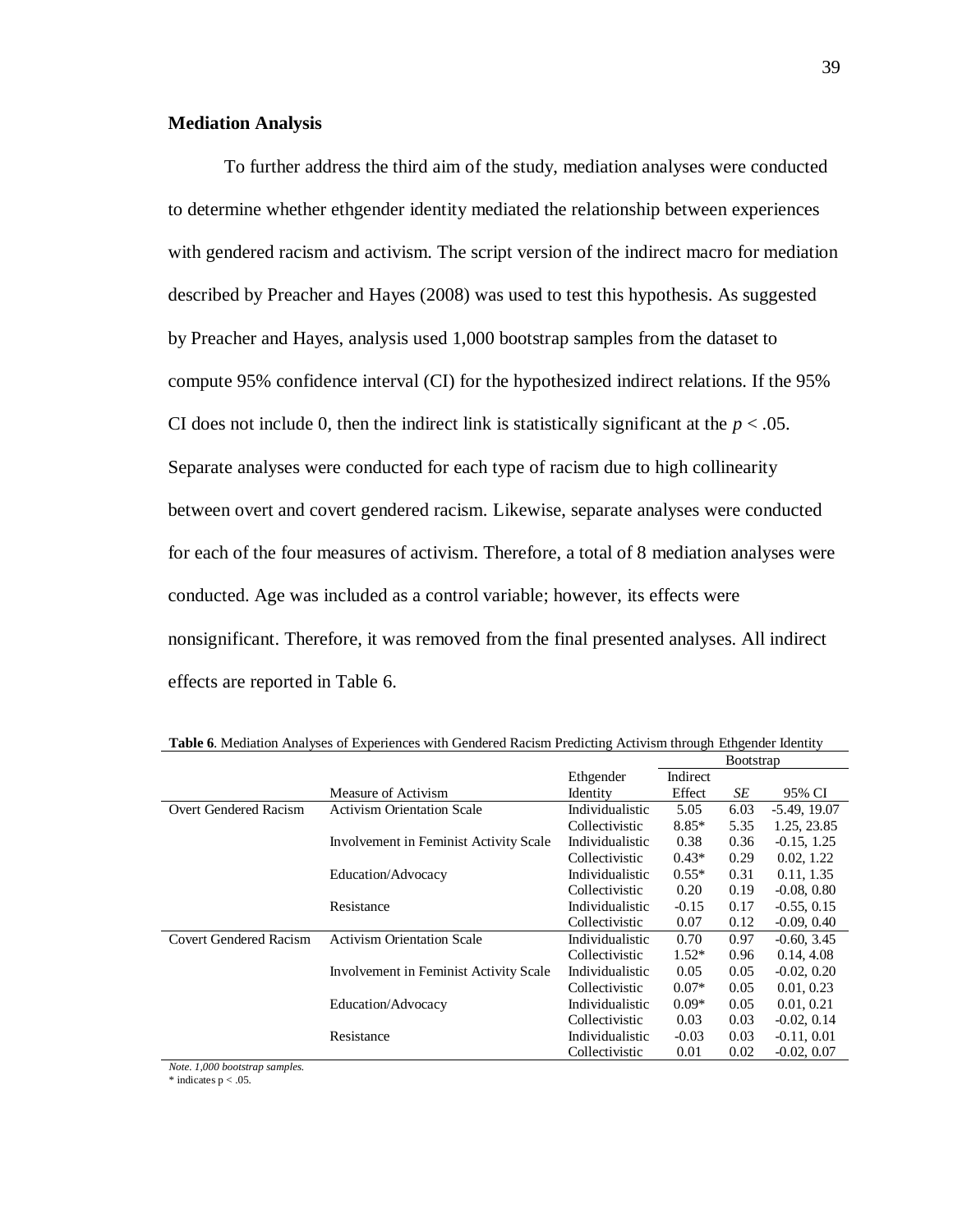**Mediation Analysis**

To further address the third aim of the study, mediation analyses were conducted to determine whether ethgender identity mediated the relationship between experiences with gendered racism and activism. The script version of the indirect macro for mediation described by Preacher and Hayes (2008) was used to test this hypothesis. As suggested by Preacher and Hayes, analysis used 1,000 bootstrap samples from the dataset to compute 95% confidence interval (CI) for the hypothesized indirect relations. If the 95% CI does not include 0, then the indirect link is statistically significant at the $p < .05$. Separate analyses were conducted for each type of racism due to high collinearity between overt and covert gendered racism. Likewise, separate analyses were conducted for each of the four measures of activism. Therefore, a total of 8 mediation analyses were conducted. Age was included as a control variable; however, its effects were nonsignificant. Therefore, it was removed from the final presented analyses. All indirect effects are reported in Table 6.

**Table 6**. Mediation Analyses of Experiences with Gendered Racism Predicting Activism through Ethgender Identity

| | | | Bootstrap | | |
|---|---|---|---|---|---|
| | Measure of Activism | Ethgender Identity | Indirect Effect | *SE* | 95% CI |
| Overt Gendered Racism | Activism Orientation Scale | Individualistic | 5.05 | 6.03 | -5.49, 19.07 |
| | | Collectivistic | 8.85* | 5.35 | 1.25, 23.85 |
| | Involvement in Feminist Activity Scale | Individualistic | 0.38 | 0.36 | -0.15, 1.25 |
| | | Collectivistic | 0.43* | 0.29 | 0.02, 1.22 |
| | Education/Advocacy | Individualistic | 0.55* | 0.31 | 0.11, 1.35 |
| | | Collectivistic | 0.20 | 0.19 | -0.08, 0.80 |
| | Resistance | Individualistic | -0.15 | 0.17 | -0.55, 0.15 |
| | | Collectivistic | 0.07 | 0.12 | -0.09, 0.40 |
| Covert Gendered Racism | Activism Orientation Scale | Individualistic | 0.70 | 0.97 | -0.60, 3.45 |
| | | Collectivistic | 1.52* | 0.96 | 0.14, 4.08 |
| | Involvement in Feminist Activity Scale | Individualistic | 0.05 | 0.05 | -0.02, 0.20 |
| | | Collectivistic | 0.07* | 0.05 | 0.01, 0.23 |
| | Education/Advocacy | Individualistic | 0.09* | 0.05 | 0.01, 0.21 |
| | | Collectivistic | 0.03 | 0.03 | -0.02, 0.14 |
| | Resistance | Individualistic | -0.03 | 0.03 | -0.11, 0.01 |
| | | Collectivistic | 0.01 | 0.02 | -0.02, 0.07 |

*Note. 1,000 bootstrap samples.*
\* indicates $p < .05$.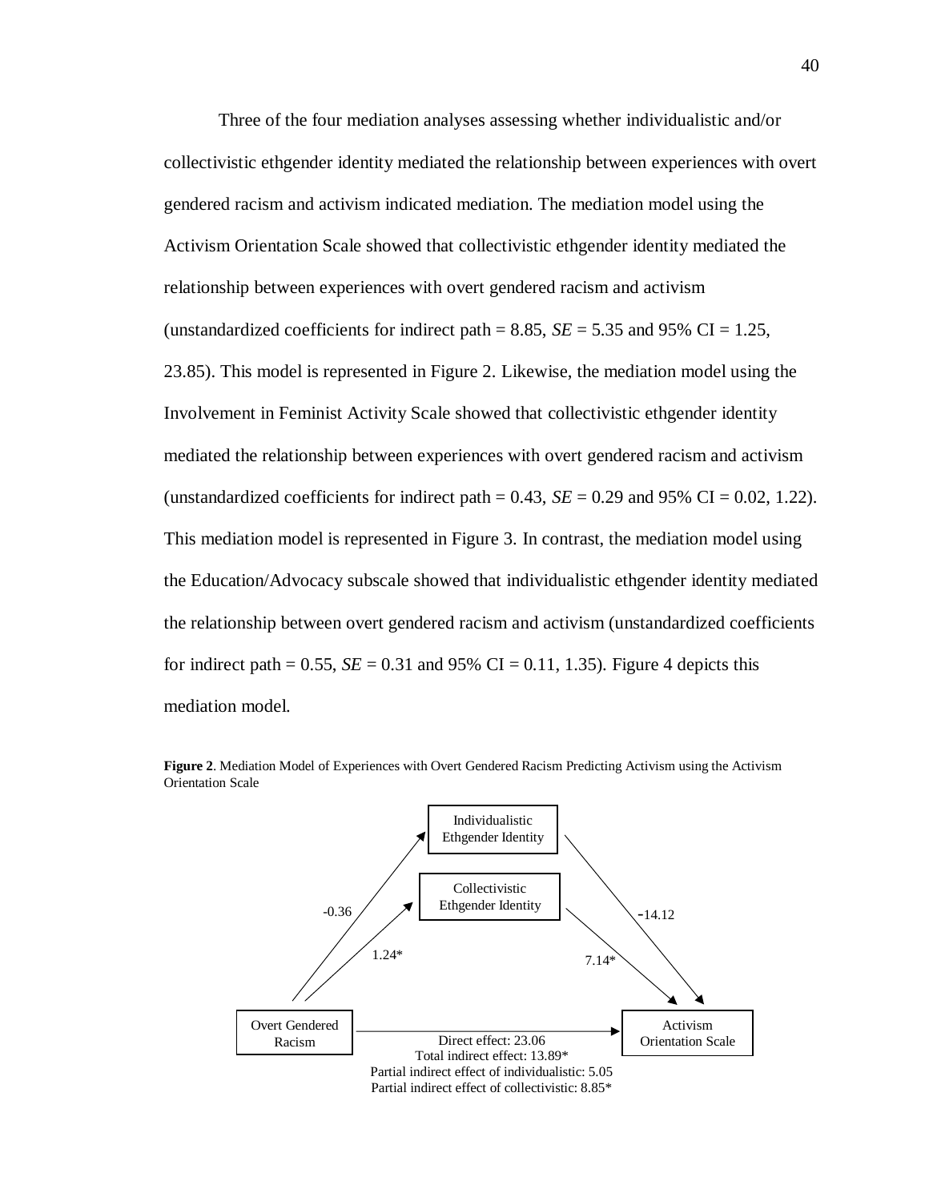Three of the four mediation analyses assessing whether individualistic and/or collectivistic ethgender identity mediated the relationship between experiences with overt gendered racism and activism indicated mediation. The mediation model using the Activism Orientation Scale showed that collectivistic ethgender identity mediated the relationship between experiences with overt gendered racism and activism (unstandardized coefficients for indirect path = 8.85, *SE* = 5.35 and 95% CI = 1.25, 23.85). This model is represented in Figure 2. Likewise, the mediation model using the Involvement in Feminist Activity Scale showed that collectivistic ethgender identity mediated the relationship between experiences with overt gendered racism and activism (unstandardized coefficients for indirect path = 0.43, *SE* = 0.29 and 95% CI = 0.02, 1.22). This mediation model is represented in Figure 3. In contrast, the mediation model using the Education/Advocacy subscale showed that individualistic ethgender identity mediated the relationship between overt gendered racism and activism (unstandardized coefficients for indirect path = 0.55, *SE* = 0.31 and 95% CI = 0.11, 1.35). Figure 4 depicts this mediation model.

**Figure 2**. Mediation Model of Experiences with Overt Gendered Racism Predicting Activism using the Activism Orientation Scale

Individualistic Ethgender Identity

Collectivistic Ethgender Identity

-0.36

1.24*

-14.12

7.14*

Overt Gendered Racism

Activism Orientation Scale

Direct effect: 23.06
Total indirect effect: 13.89*
Partial indirect effect of individualistic: 5.05
Partial indirect effect of collectivistic: 8.85*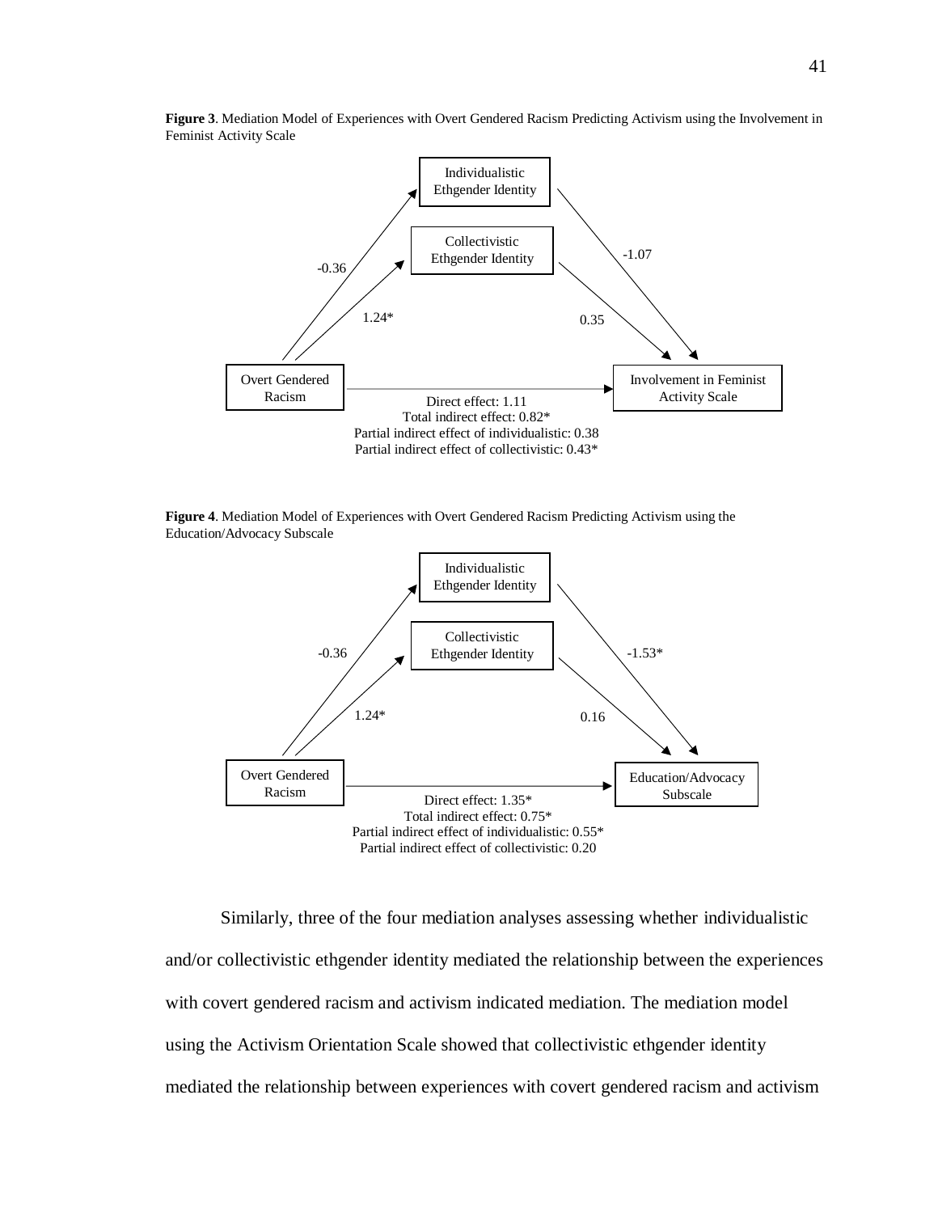**Figure 3**. Mediation Model of Experiences with Overt Gendered Racism Predicting Activism using the Involvement in Feminist Activity Scale

Individualistic Ethgender Identity

Collectivistic Ethgender Identity

-0.36

1.24*

-1.07

0.35

Overt Gendered Racism

Involvement in Feminist Activity Scale

Direct effect: 1.11
Total indirect effect: 0.82*
Partial indirect effect of individualistic: 0.38
Partial indirect effect of collectivistic: 0.43*

**Figure 4**. Mediation Model of Experiences with Overt Gendered Racism Predicting Activism using the Education/Advocacy Subscale

Individualistic Ethgender Identity

Collectivistic Ethgender Identity

-0.36

1.24*

-1.53*

0.16

Overt Gendered Racism

Education/Advocacy Subscale

Direct effect: 1.35*
Total indirect effect: 0.75*
Partial indirect effect of individualistic: 0.55*
Partial indirect effect of collectivistic: 0.20

Similarly, three of the four mediation analyses assessing whether individualistic and/or collectivistic ethgender identity mediated the relationship between the experiences with covert gendered racism and activism indicated mediation. The mediation model using the Activism Orientation Scale showed that collectivistic ethgender identity mediated the relationship between experiences with covert gendered racism and activism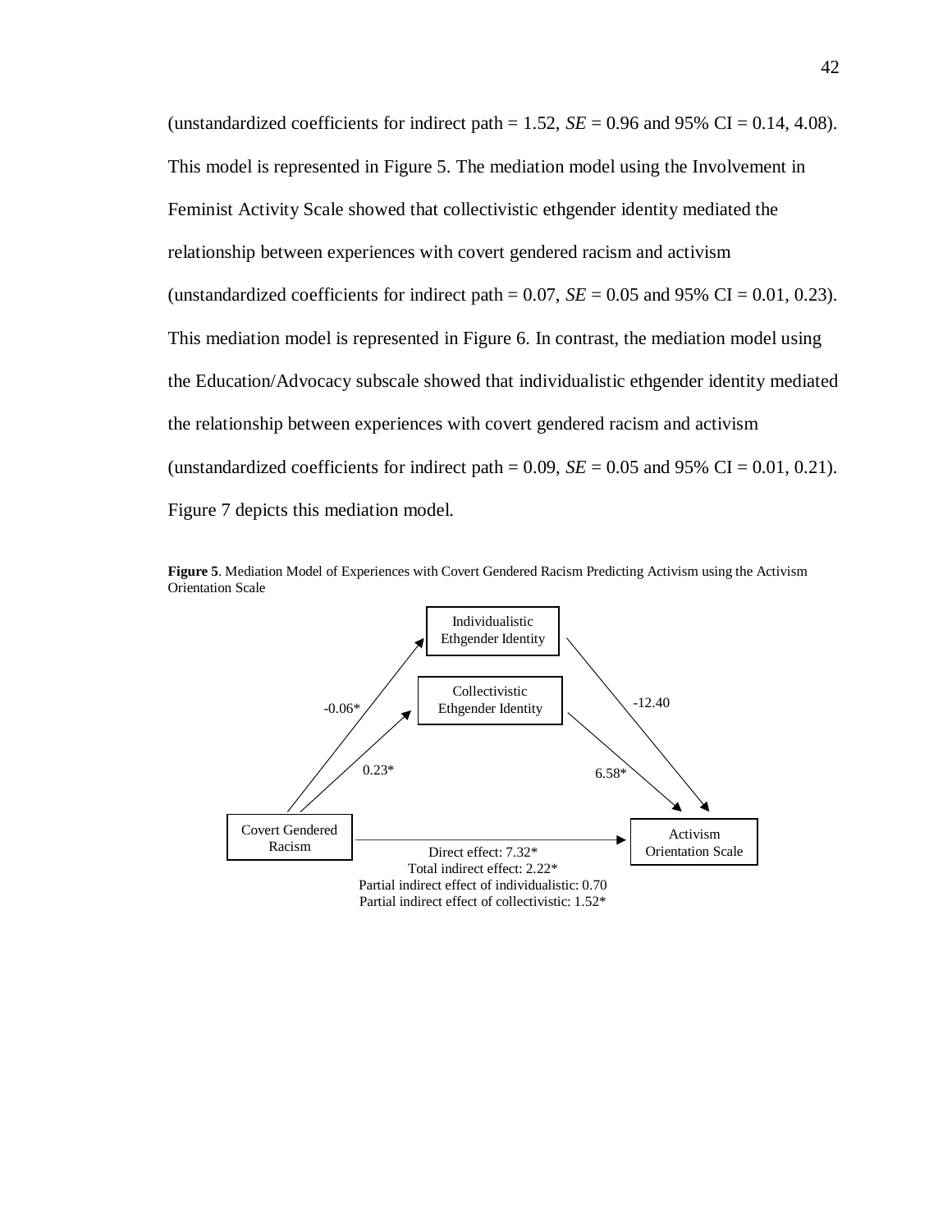(unstandardized coefficients for indirect path = 1.52, *SE* = 0.96 and 95% CI = 0.14, 4.08). This model is represented in Figure 5. The mediation model using the Involvement in Feminist Activity Scale showed that collectivistic ethgender identity mediated the relationship between experiences with covert gendered racism and activism (unstandardized coefficients for indirect path = 0.07, *SE* = 0.05 and 95% CI = 0.01, 0.23). This mediation model is represented in Figure 6. In contrast, the mediation model using the Education/Advocacy subscale showed that individualistic ethgender identity mediated the relationship between experiences with covert gendered racism and activism (unstandardized coefficients for indirect path = 0.09, *SE* = 0.05 and 95% CI = 0.01, 0.21). Figure 7 depicts this mediation model.

**Figure 5**. Mediation Model of Experiences with Covert Gendered Racism Predicting Activism using the Activism Orientation Scale

Individualistic Ethgender Identity

Collectivistic Ethgender Identity

Covert Gendered Racism

Activism Orientation Scale

-0.06*

0.23*

-12.40

6.58*

Direct effect: 7.32*
Total indirect effect: 2.22*
Partial indirect effect of individualistic: 0.70
Partial indirect effect of collectivistic: 1.52*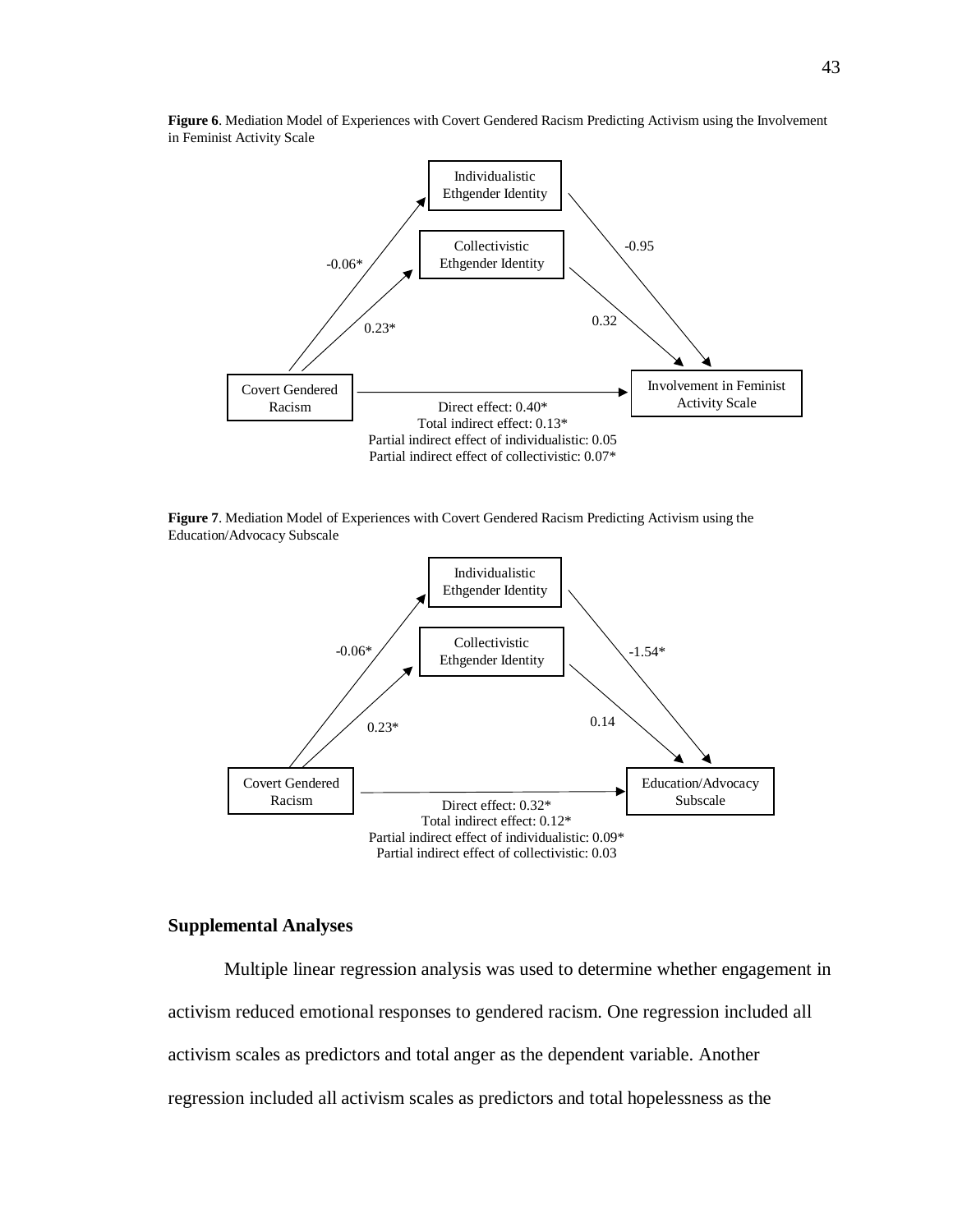**Figure 6**. Mediation Model of Experiences with Covert Gendered Racism Predicting Activism using the Involvement in Feminist Activity Scale

Individualistic Ethgender Identity

Collectivistic Ethgender Identity

-0.06*

0.23*

-0.95

0.32

Covert Gendered Racism

Involvement in Feminist Activity Scale

Direct effect: 0.40*
Total indirect effect: 0.13*
Partial indirect effect of individualistic: 0.05
Partial indirect effect of collectivistic: 0.07*

**Figure 7**. Mediation Model of Experiences with Covert Gendered Racism Predicting Activism using the Education/Advocacy Subscale

Individualistic Ethgender Identity

Collectivistic Ethgender Identity

-0.06*

0.23*

-1.54*

0.14

Covert Gendered Racism

Education/Advocacy Subscale

Direct effect: 0.32*
Total indirect effect: 0.12*
Partial indirect effect of individualistic: 0.09*
Partial indirect effect of collectivistic: 0.03

## Supplemental Analyses

Multiple linear regression analysis was used to determine whether engagement in activism reduced emotional responses to gendered racism. One regression included all activism scales as predictors and total anger as the dependent variable. Another regression included all activism scales as predictors and total hopelessness as the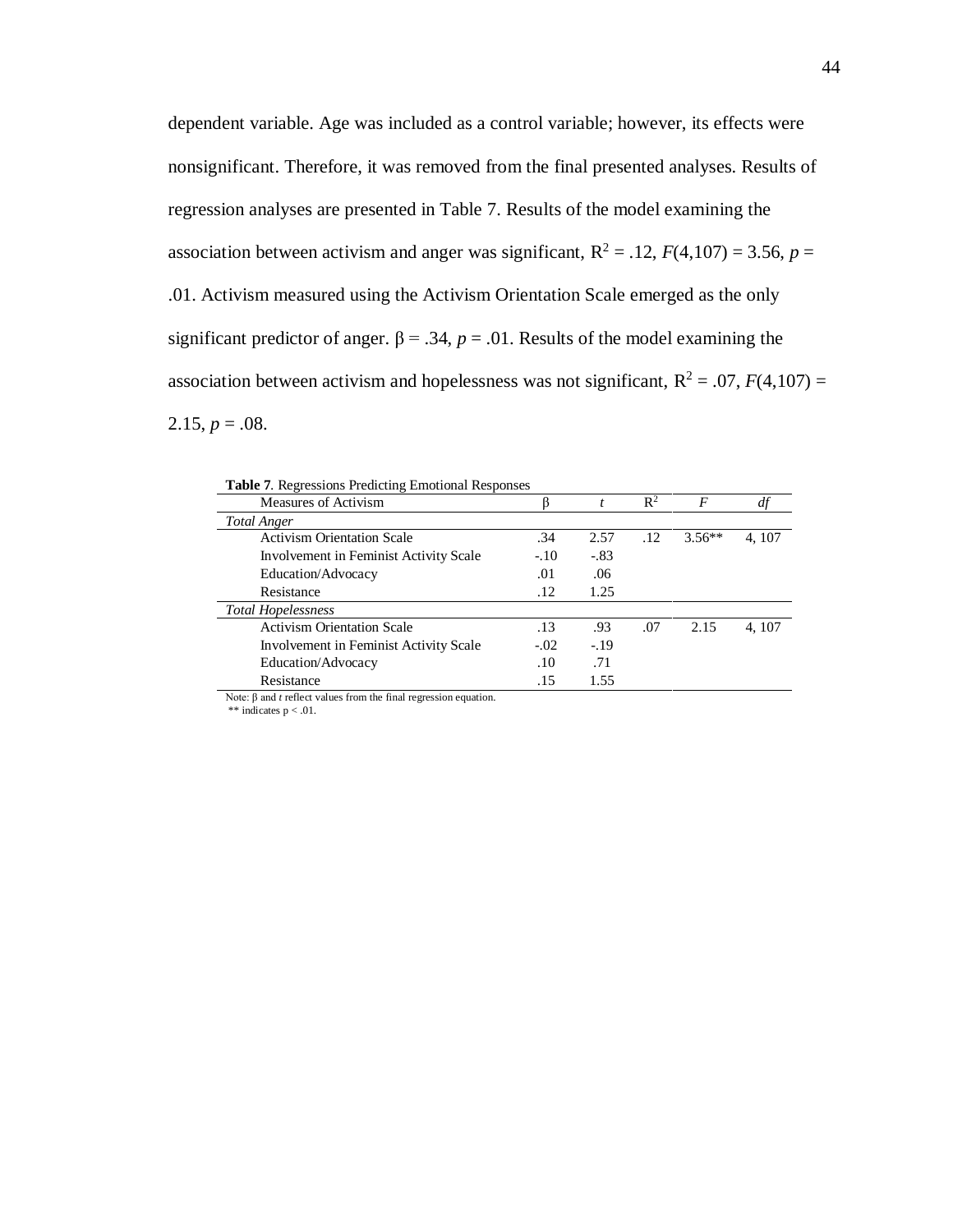dependent variable. Age was included as a control variable; however, its effects were nonsignificant. Therefore, it was removed from the final presented analyses. Results of regression analyses are presented in Table 7. Results of the model examining the association between activism and anger was significant, $R^2 = .12$, $F(4,107) = 3.56$, $p = .01$. Activism measured using the Activism Orientation Scale emerged as the only significant predictor of anger. $\beta = .34$, $p = .01$. Results of the model examining the association between activism and hopelessness was not significant, $R^2 = .07$, $F(4,107) = 2.15$, $p = .08$.

**Table 7**. Regressions Predicting Emotional Responses

| Measures of Activism | $\beta$ | *t* | $R^2$ | *F* | *df* |
|---|---|---|---|---|---|
| *Total Anger* | | | | | |
| Activism Orientation Scale | .34 | 2.57 | .12 | 3.56** | 4, 107 |
| Involvement in Feminist Activity Scale | -.10 | -.83 | | | |
| Education/Advocacy | .01 | .06 | | | |
| Resistance | .12 | 1.25 | | | |
| *Total Hopelessness* | | | | | |
| Activism Orientation Scale | .13 | .93 | .07 | 2.15 | 4, 107 |
| Involvement in Feminist Activity Scale | -.02 | -.19 | | | |
| Education/Advocacy | .10 | .71 | | | |
| Resistance | .15 | 1.55 | | | |

Note: $\beta$ and *t* reflect values from the final regression equation.
** indicates $p < .01$.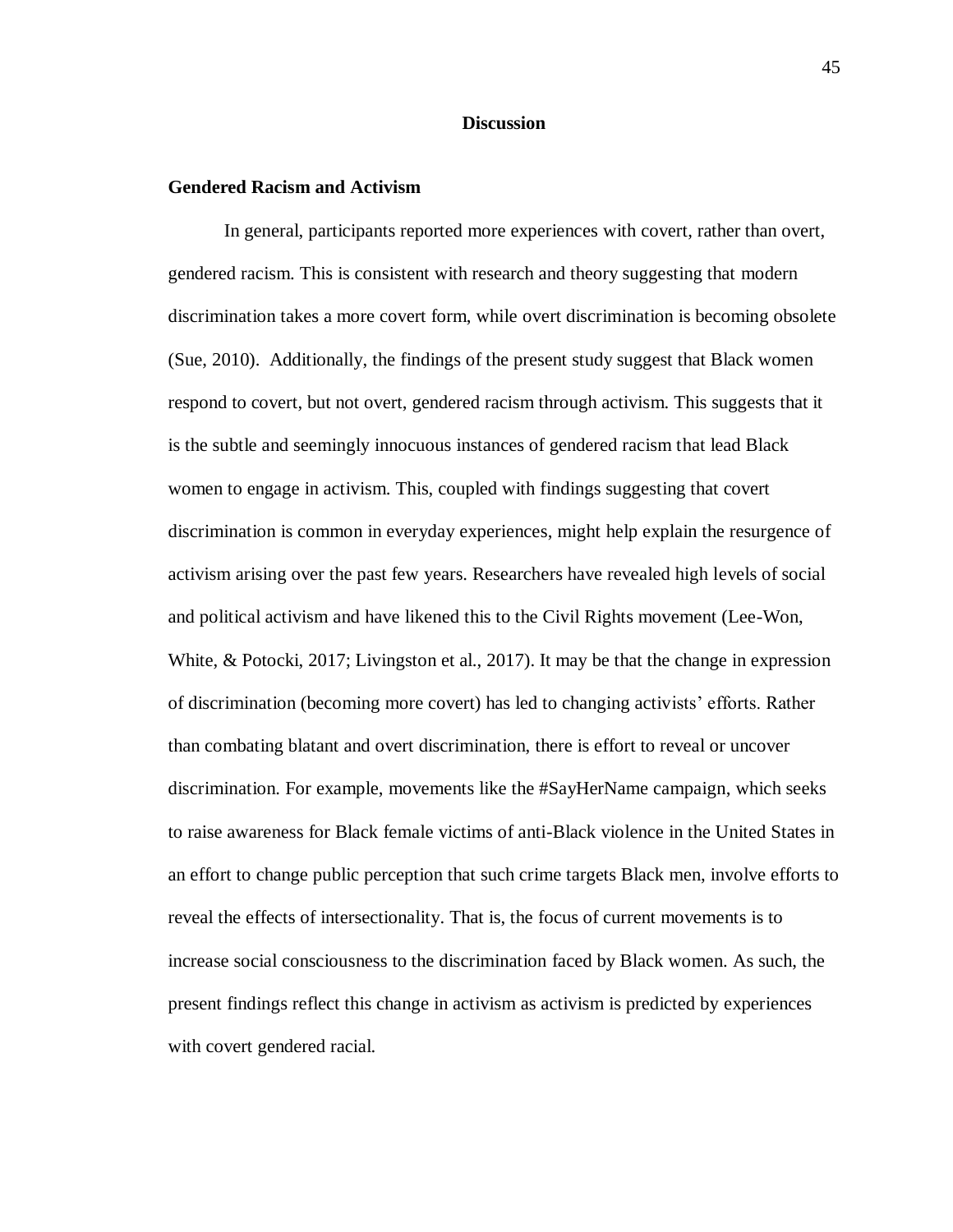## Discussion

### Gendered Racism and Activism

In general, participants reported more experiences with covert, rather than overt, gendered racism. This is consistent with research and theory suggesting that modern discrimination takes a more covert form, while overt discrimination is becoming obsolete (Sue, 2010). Additionally, the findings of the present study suggest that Black women respond to covert, but not overt, gendered racism through activism. This suggests that it is the subtle and seemingly innocuous instances of gendered racism that lead Black women to engage in activism. This, coupled with findings suggesting that covert discrimination is common in everyday experiences, might help explain the resurgence of activism arising over the past few years. Researchers have revealed high levels of social and political activism and have likened this to the Civil Rights movement (Lee-Won, White, & Potocki, 2017; Livingston et al., 2017). It may be that the change in expression of discrimination (becoming more covert) has led to changing activists' efforts. Rather than combating blatant and overt discrimination, there is effort to reveal or uncover discrimination. For example, movements like the #SayHerName campaign, which seeks to raise awareness for Black female victims of anti-Black violence in the United States in an effort to change public perception that such crime targets Black men, involve efforts to reveal the effects of intersectionality. That is, the focus of current movements is to increase social consciousness to the discrimination faced by Black women. As such, the present findings reflect this change in activism as activism is predicted by experiences with covert gendered racial.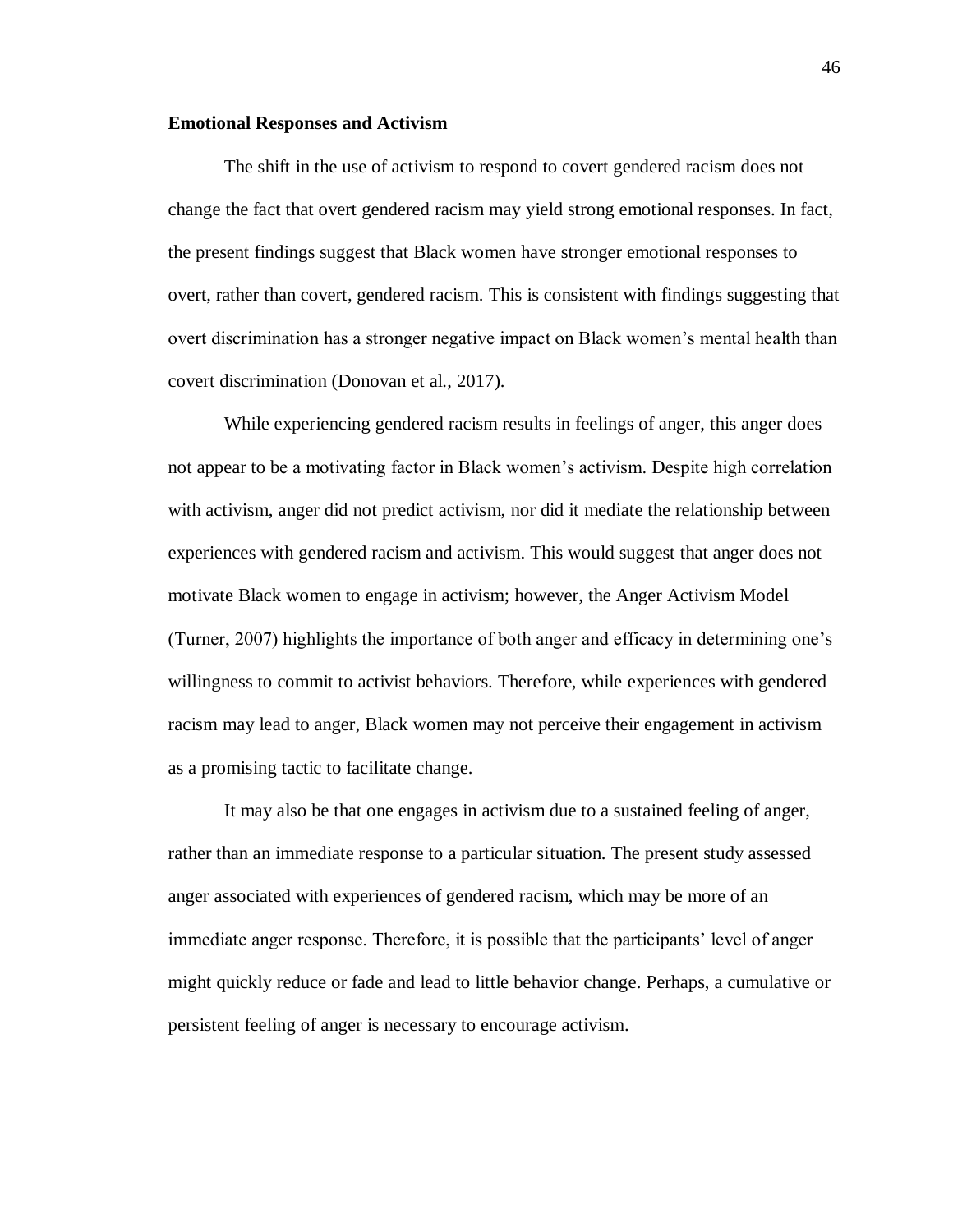**Emotional Responses and Activism**

The shift in the use of activism to respond to covert gendered racism does not change the fact that overt gendered racism may yield strong emotional responses. In fact, the present findings suggest that Black women have stronger emotional responses to overt, rather than covert, gendered racism. This is consistent with findings suggesting that overt discrimination has a stronger negative impact on Black women's mental health than covert discrimination (Donovan et al., 2017).

While experiencing gendered racism results in feelings of anger, this anger does not appear to be a motivating factor in Black women's activism. Despite high correlation with activism, anger did not predict activism, nor did it mediate the relationship between experiences with gendered racism and activism. This would suggest that anger does not motivate Black women to engage in activism; however, the Anger Activism Model (Turner, 2007) highlights the importance of both anger and efficacy in determining one's willingness to commit to activist behaviors. Therefore, while experiences with gendered racism may lead to anger, Black women may not perceive their engagement in activism as a promising tactic to facilitate change.

It may also be that one engages in activism due to a sustained feeling of anger, rather than an immediate response to a particular situation. The present study assessed anger associated with experiences of gendered racism, which may be more of an immediate anger response. Therefore, it is possible that the participants' level of anger might quickly reduce or fade and lead to little behavior change. Perhaps, a cumulative or persistent feeling of anger is necessary to encourage activism.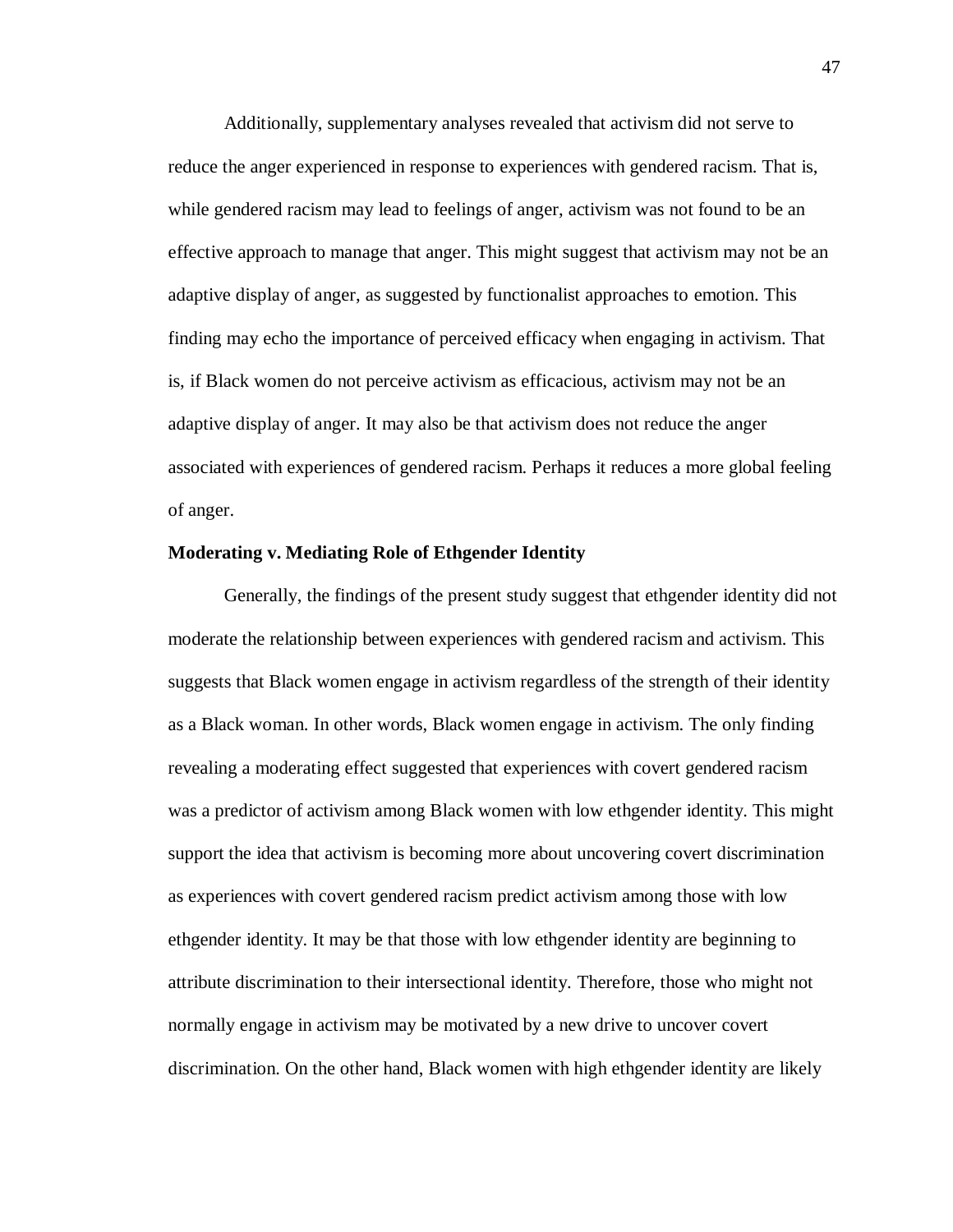Additionally, supplementary analyses revealed that activism did not serve to reduce the anger experienced in response to experiences with gendered racism. That is, while gendered racism may lead to feelings of anger, activism was not found to be an effective approach to manage that anger. This might suggest that activism may not be an adaptive display of anger, as suggested by functionalist approaches to emotion. This finding may echo the importance of perceived efficacy when engaging in activism. That is, if Black women do not perceive activism as efficacious, activism may not be an adaptive display of anger. It may also be that activism does not reduce the anger associated with experiences of gendered racism. Perhaps it reduces a more global feeling of anger.

**Moderating v. Mediating Role of Ethgender Identity**

Generally, the findings of the present study suggest that ethgender identity did not moderate the relationship between experiences with gendered racism and activism. This suggests that Black women engage in activism regardless of the strength of their identity as a Black woman. In other words, Black women engage in activism. The only finding revealing a moderating effect suggested that experiences with covert gendered racism was a predictor of activism among Black women with low ethgender identity. This might support the idea that activism is becoming more about uncovering covert discrimination as experiences with covert gendered racism predict activism among those with low ethgender identity. It may be that those with low ethgender identity are beginning to attribute discrimination to their intersectional identity. Therefore, those who might not normally engage in activism may be motivated by a new drive to uncover covert discrimination. On the other hand, Black women with high ethgender identity are likely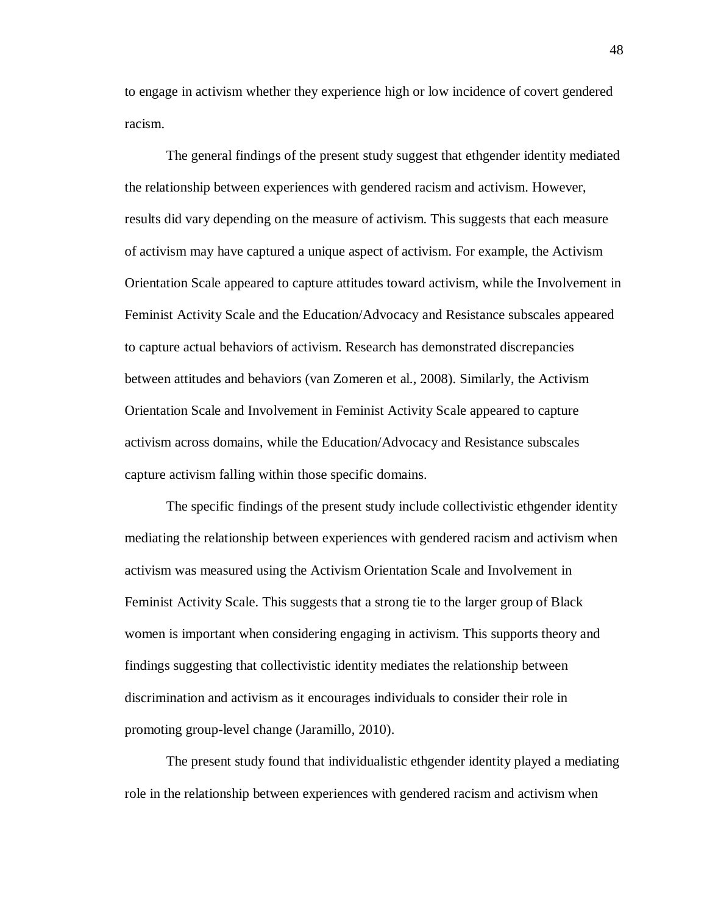to engage in activism whether they experience high or low incidence of covert gendered racism.

The general findings of the present study suggest that ethgender identity mediated the relationship between experiences with gendered racism and activism. However, results did vary depending on the measure of activism. This suggests that each measure of activism may have captured a unique aspect of activism. For example, the Activism Orientation Scale appeared to capture attitudes toward activism, while the Involvement in Feminist Activity Scale and the Education/Advocacy and Resistance subscales appeared to capture actual behaviors of activism. Research has demonstrated discrepancies between attitudes and behaviors (van Zomeren et al., 2008). Similarly, the Activism Orientation Scale and Involvement in Feminist Activity Scale appeared to capture activism across domains, while the Education/Advocacy and Resistance subscales capture activism falling within those specific domains.

The specific findings of the present study include collectivistic ethgender identity mediating the relationship between experiences with gendered racism and activism when activism was measured using the Activism Orientation Scale and Involvement in Feminist Activity Scale. This suggests that a strong tie to the larger group of Black women is important when considering engaging in activism. This supports theory and findings suggesting that collectivistic identity mediates the relationship between discrimination and activism as it encourages individuals to consider their role in promoting group-level change (Jaramillo, 2010).

The present study found that individualistic ethgender identity played a mediating role in the relationship between experiences with gendered racism and activism when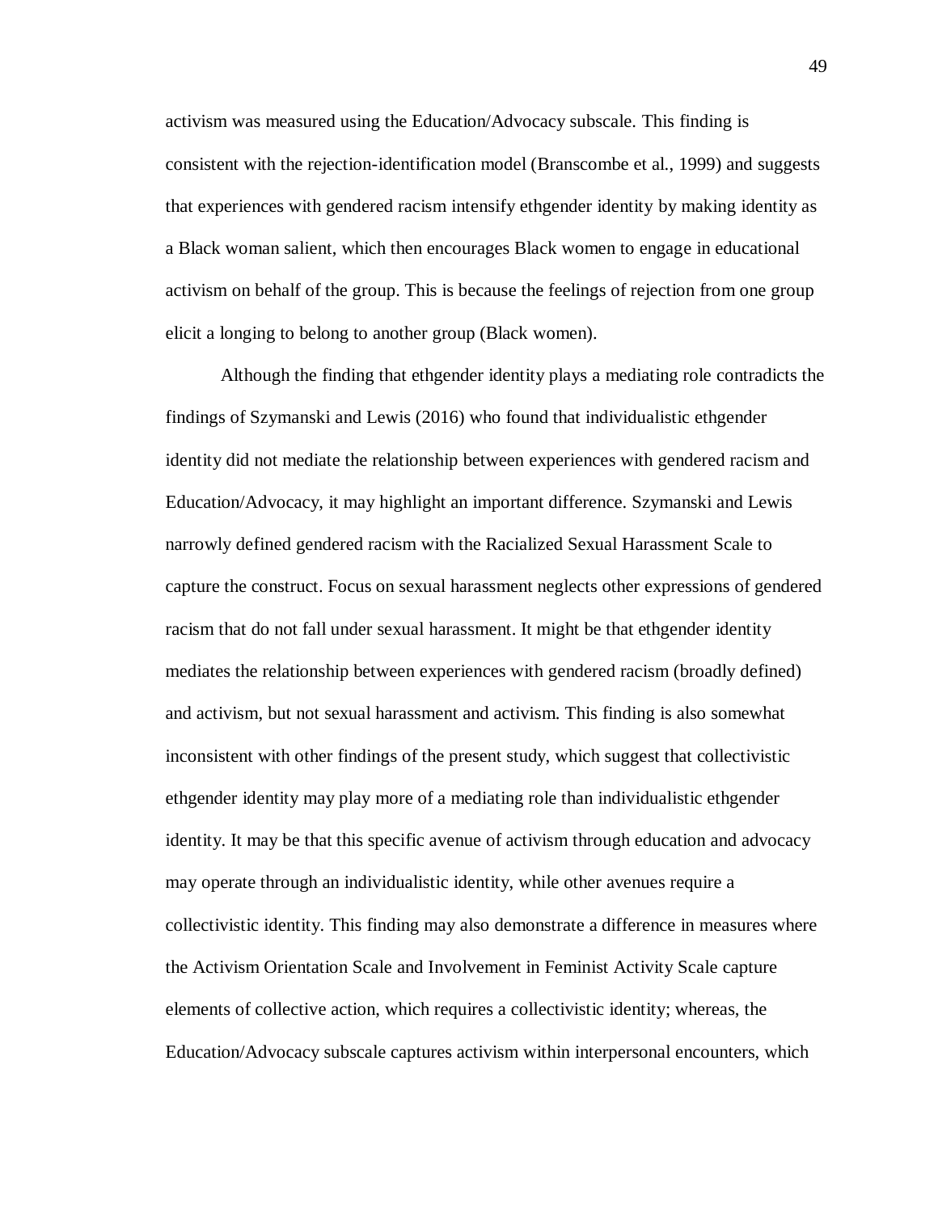activism was measured using the Education/Advocacy subscale. This finding is consistent with the rejection-identification model (Branscombe et al., 1999) and suggests that experiences with gendered racism intensify ethgender identity by making identity as a Black woman salient, which then encourages Black women to engage in educational activism on behalf of the group. This is because the feelings of rejection from one group elicit a longing to belong to another group (Black women).

Although the finding that ethgender identity plays a mediating role contradicts the findings of Szymanski and Lewis (2016) who found that individualistic ethgender identity did not mediate the relationship between experiences with gendered racism and Education/Advocacy, it may highlight an important difference. Szymanski and Lewis narrowly defined gendered racism with the Racialized Sexual Harassment Scale to capture the construct. Focus on sexual harassment neglects other expressions of gendered racism that do not fall under sexual harassment. It might be that ethgender identity mediates the relationship between experiences with gendered racism (broadly defined) and activism, but not sexual harassment and activism. This finding is also somewhat inconsistent with other findings of the present study, which suggest that collectivistic ethgender identity may play more of a mediating role than individualistic ethgender identity. It may be that this specific avenue of activism through education and advocacy may operate through an individualistic identity, while other avenues require a collectivistic identity. This finding may also demonstrate a difference in measures where the Activism Orientation Scale and Involvement in Feminist Activity Scale capture elements of collective action, which requires a collectivistic identity; whereas, the Education/Advocacy subscale captures activism within interpersonal encounters, which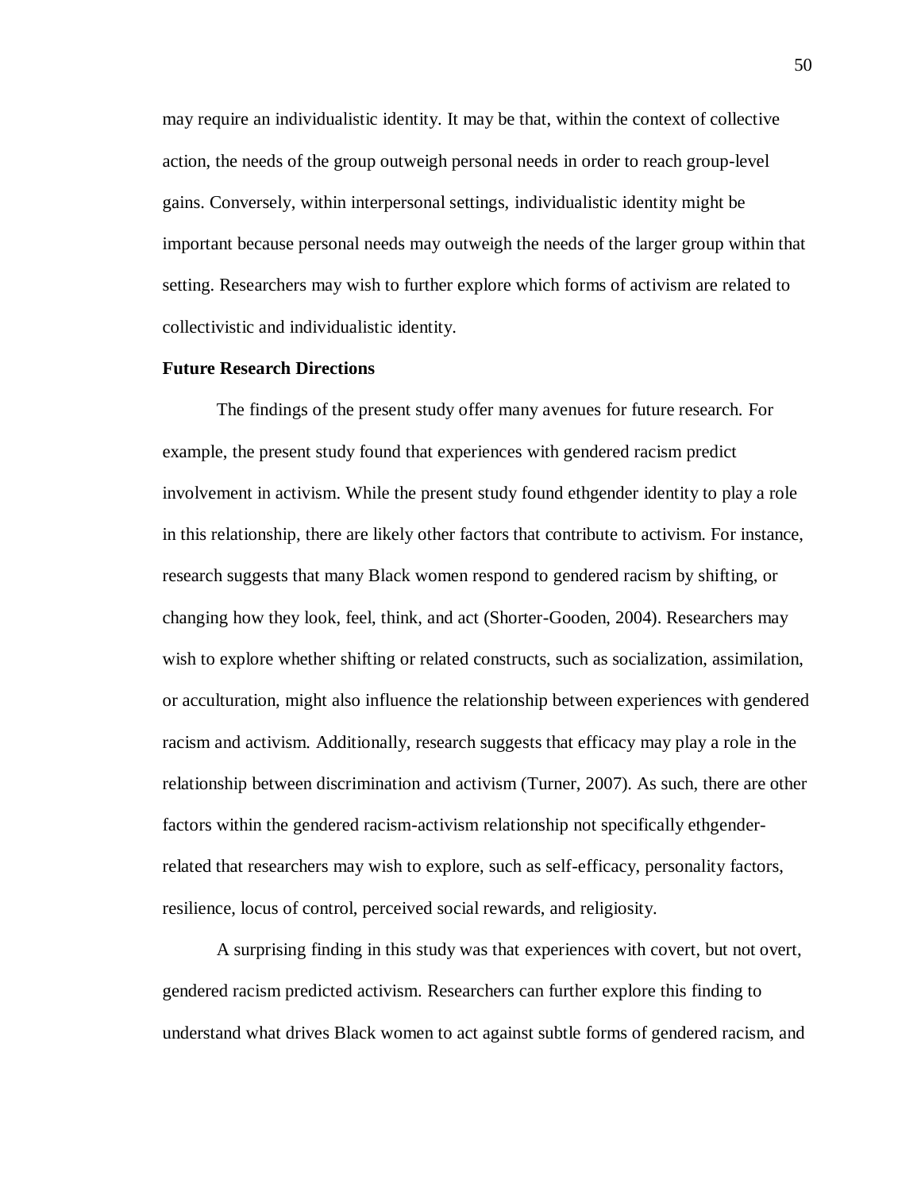may require an individualistic identity. It may be that, within the context of collective action, the needs of the group outweigh personal needs in order to reach group-level gains. Conversely, within interpersonal settings, individualistic identity might be important because personal needs may outweigh the needs of the larger group within that setting. Researchers may wish to further explore which forms of activism are related to collectivistic and individualistic identity.

**Future Research Directions**

The findings of the present study offer many avenues for future research. For example, the present study found that experiences with gendered racism predict involvement in activism. While the present study found ethgender identity to play a role in this relationship, there are likely other factors that contribute to activism. For instance, research suggests that many Black women respond to gendered racism by shifting, or changing how they look, feel, think, and act (Shorter-Gooden, 2004). Researchers may wish to explore whether shifting or related constructs, such as socialization, assimilation, or acculturation, might also influence the relationship between experiences with gendered racism and activism. Additionally, research suggests that efficacy may play a role in the relationship between discrimination and activism (Turner, 2007). As such, there are other factors within the gendered racism-activism relationship not specifically ethgender-related that researchers may wish to explore, such as self-efficacy, personality factors, resilience, locus of control, perceived social rewards, and religiosity.

A surprising finding in this study was that experiences with covert, but not overt, gendered racism predicted activism. Researchers can further explore this finding to understand what drives Black women to act against subtle forms of gendered racism, and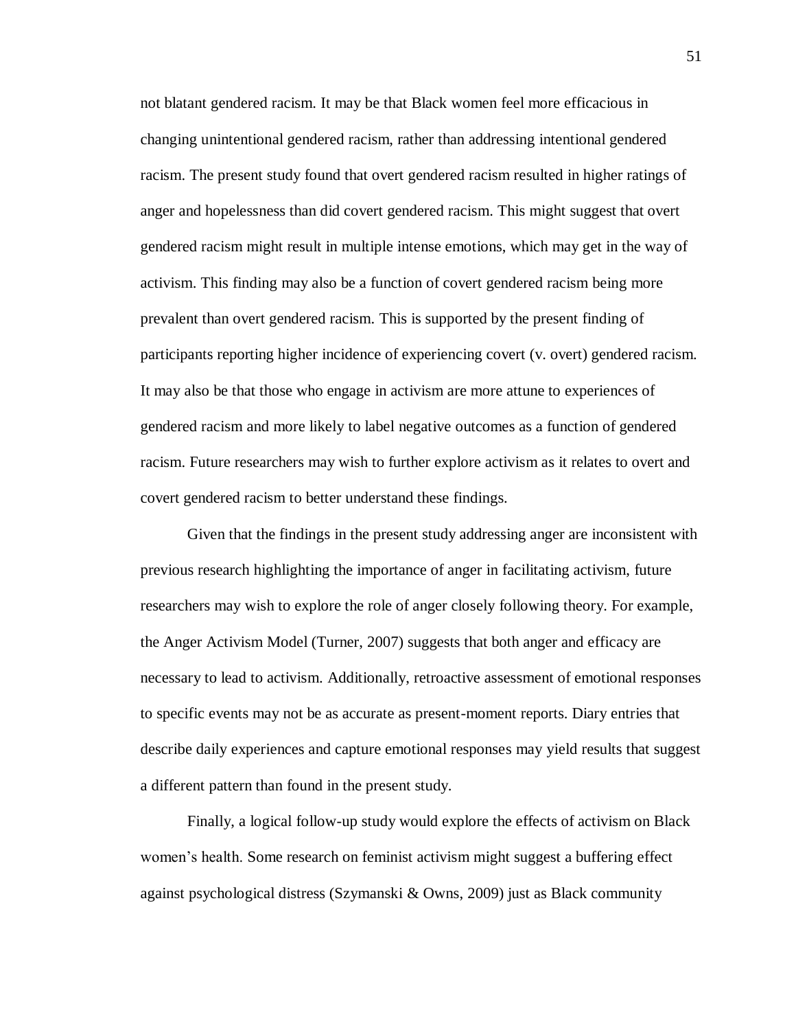not blatant gendered racism. It may be that Black women feel more efficacious in changing unintentional gendered racism, rather than addressing intentional gendered racism. The present study found that overt gendered racism resulted in higher ratings of anger and hopelessness than did covert gendered racism. This might suggest that overt gendered racism might result in multiple intense emotions, which may get in the way of activism. This finding may also be a function of covert gendered racism being more prevalent than overt gendered racism. This is supported by the present finding of participants reporting higher incidence of experiencing covert (v. overt) gendered racism. It may also be that those who engage in activism are more attune to experiences of gendered racism and more likely to label negative outcomes as a function of gendered racism. Future researchers may wish to further explore activism as it relates to overt and covert gendered racism to better understand these findings.

Given that the findings in the present study addressing anger are inconsistent with previous research highlighting the importance of anger in facilitating activism, future researchers may wish to explore the role of anger closely following theory. For example, the Anger Activism Model (Turner, 2007) suggests that both anger and efficacy are necessary to lead to activism. Additionally, retroactive assessment of emotional responses to specific events may not be as accurate as present-moment reports. Diary entries that describe daily experiences and capture emotional responses may yield results that suggest a different pattern than found in the present study.

Finally, a logical follow-up study would explore the effects of activism on Black women's health. Some research on feminist activism might suggest a buffering effect against psychological distress (Szymanski & Owns, 2009) just as Black community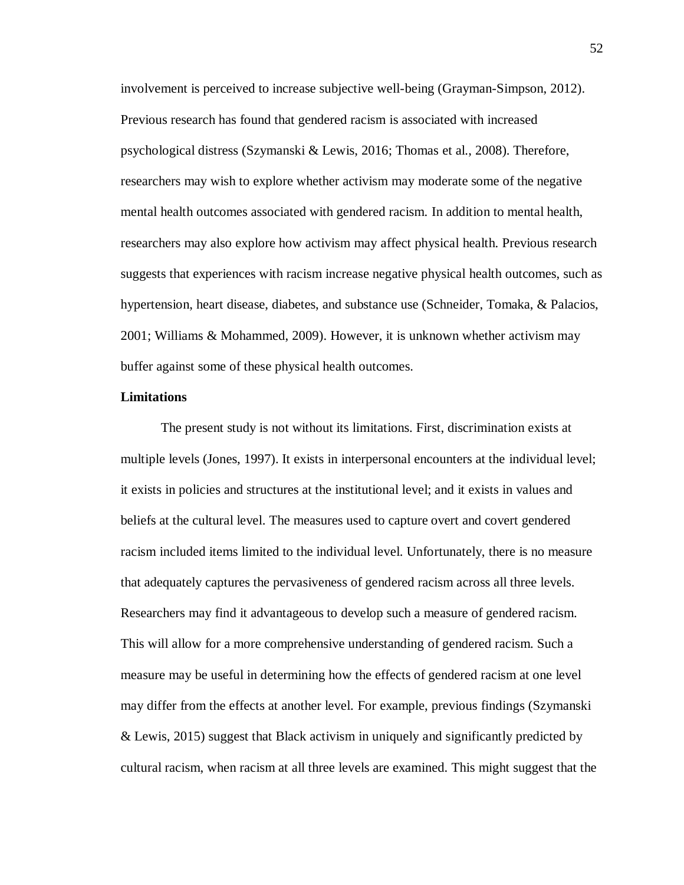involvement is perceived to increase subjective well-being (Grayman-Simpson, 2012). Previous research has found that gendered racism is associated with increased psychological distress (Szymanski & Lewis, 2016; Thomas et al., 2008). Therefore, researchers may wish to explore whether activism may moderate some of the negative mental health outcomes associated with gendered racism. In addition to mental health, researchers may also explore how activism may affect physical health. Previous research suggests that experiences with racism increase negative physical health outcomes, such as hypertension, heart disease, diabetes, and substance use (Schneider, Tomaka, & Palacios, 2001; Williams & Mohammed, 2009). However, it is unknown whether activism may buffer against some of these physical health outcomes.

**Limitations**

The present study is not without its limitations. First, discrimination exists at multiple levels (Jones, 1997). It exists in interpersonal encounters at the individual level; it exists in policies and structures at the institutional level; and it exists in values and beliefs at the cultural level. The measures used to capture overt and covert gendered racism included items limited to the individual level. Unfortunately, there is no measure that adequately captures the pervasiveness of gendered racism across all three levels. Researchers may find it advantageous to develop such a measure of gendered racism. This will allow for a more comprehensive understanding of gendered racism. Such a measure may be useful in determining how the effects of gendered racism at one level may differ from the effects at another level. For example, previous findings (Szymanski & Lewis, 2015) suggest that Black activism in uniquely and significantly predicted by cultural racism, when racism at all three levels are examined. This might suggest that the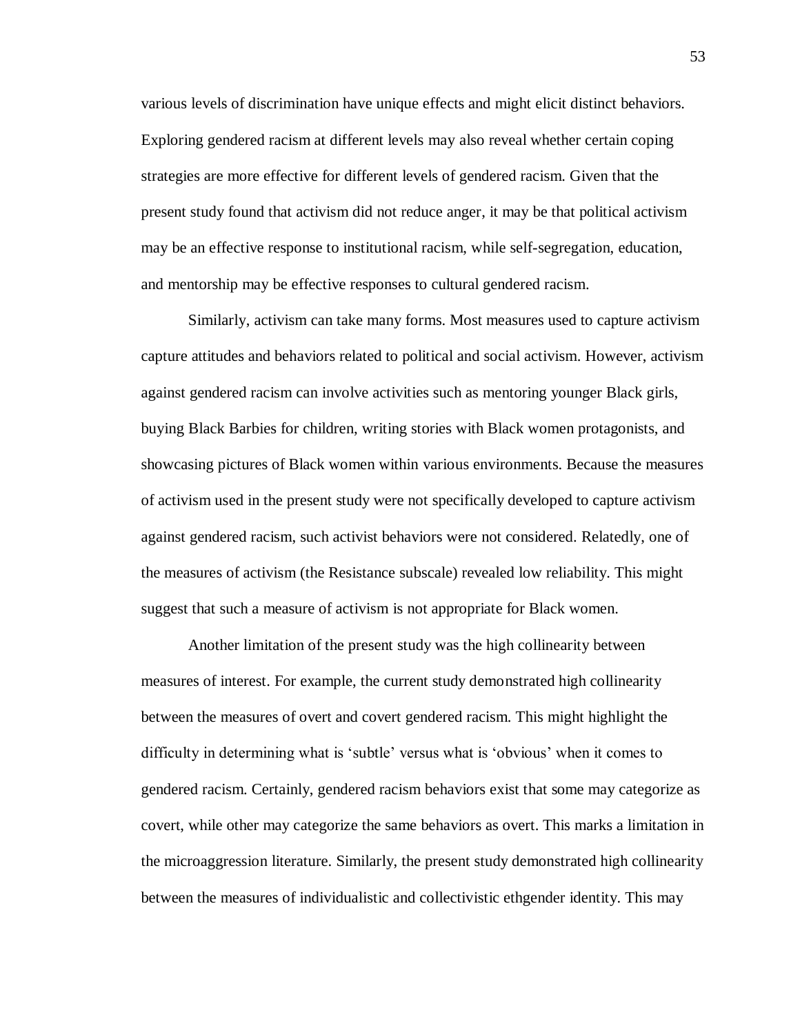various levels of discrimination have unique effects and might elicit distinct behaviors. Exploring gendered racism at different levels may also reveal whether certain coping strategies are more effective for different levels of gendered racism. Given that the present study found that activism did not reduce anger, it may be that political activism may be an effective response to institutional racism, while self-segregation, education, and mentorship may be effective responses to cultural gendered racism.

Similarly, activism can take many forms. Most measures used to capture activism capture attitudes and behaviors related to political and social activism. However, activism against gendered racism can involve activities such as mentoring younger Black girls, buying Black Barbies for children, writing stories with Black women protagonists, and showcasing pictures of Black women within various environments. Because the measures of activism used in the present study were not specifically developed to capture activism against gendered racism, such activist behaviors were not considered. Relatedly, one of the measures of activism (the Resistance subscale) revealed low reliability. This might suggest that such a measure of activism is not appropriate for Black women.

Another limitation of the present study was the high collinearity between measures of interest. For example, the current study demonstrated high collinearity between the measures of overt and covert gendered racism. This might highlight the difficulty in determining what is 'subtle' versus what is 'obvious' when it comes to gendered racism. Certainly, gendered racism behaviors exist that some may categorize as covert, while other may categorize the same behaviors as overt. This marks a limitation in the microaggression literature. Similarly, the present study demonstrated high collinearity between the measures of individualistic and collectivistic ethgender identity. This may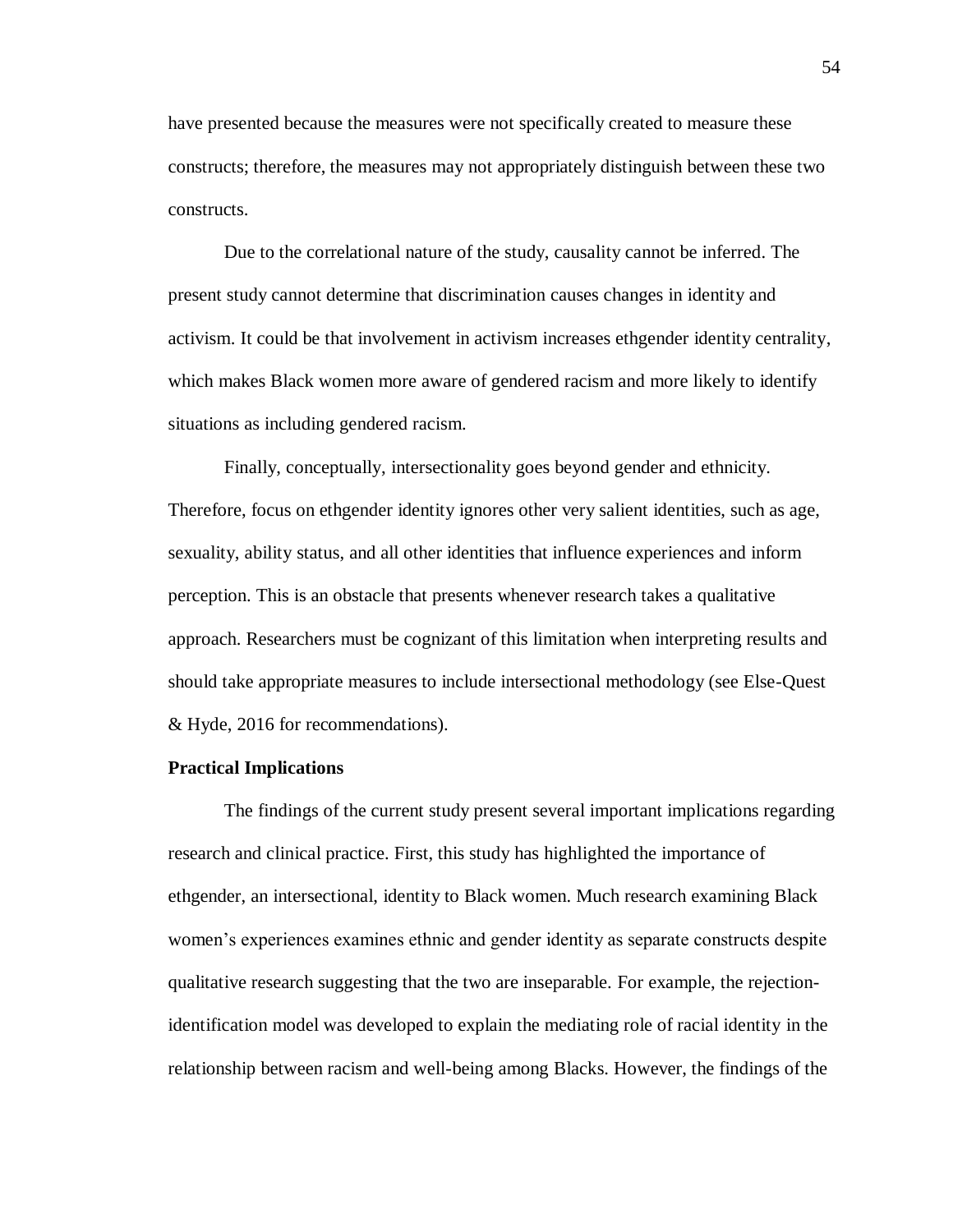have presented because the measures were not specifically created to measure these constructs; therefore, the measures may not appropriately distinguish between these two constructs.

Due to the correlational nature of the study, causality cannot be inferred. The present study cannot determine that discrimination causes changes in identity and activism. It could be that involvement in activism increases ethgender identity centrality, which makes Black women more aware of gendered racism and more likely to identify situations as including gendered racism.

Finally, conceptually, intersectionality goes beyond gender and ethnicity. Therefore, focus on ethgender identity ignores other very salient identities, such as age, sexuality, ability status, and all other identities that influence experiences and inform perception. This is an obstacle that presents whenever research takes a qualitative approach. Researchers must be cognizant of this limitation when interpreting results and should take appropriate measures to include intersectional methodology (see Else-Quest & Hyde, 2016 for recommendations).

**Practical Implications**

The findings of the current study present several important implications regarding research and clinical practice. First, this study has highlighted the importance of ethgender, an intersectional, identity to Black women. Much research examining Black women's experiences examines ethnic and gender identity as separate constructs despite qualitative research suggesting that the two are inseparable. For example, the rejection-identification model was developed to explain the mediating role of racial identity in the relationship between racism and well-being among Blacks. However, the findings of the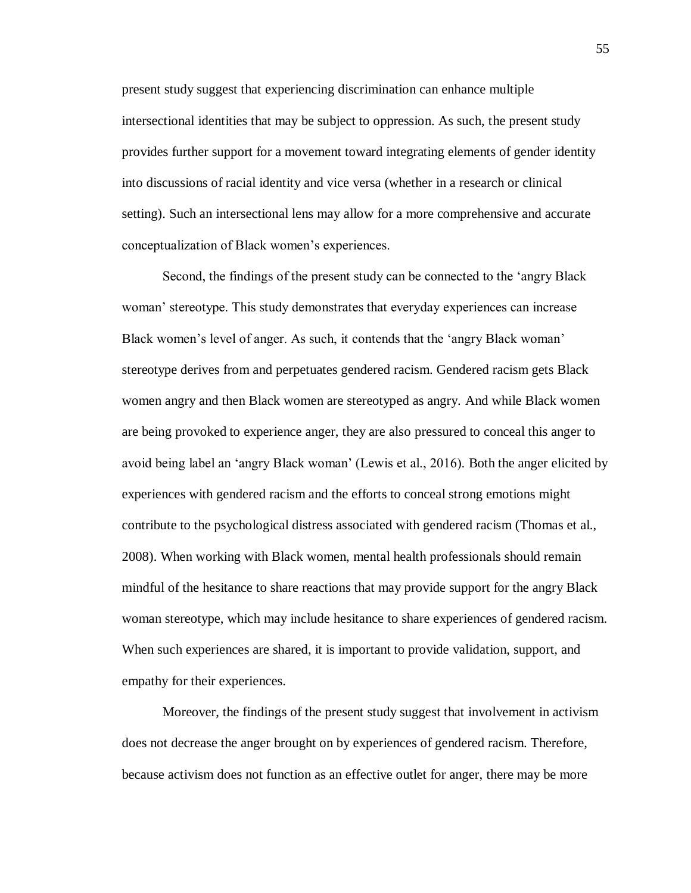present study suggest that experiencing discrimination can enhance multiple intersectional identities that may be subject to oppression. As such, the present study provides further support for a movement toward integrating elements of gender identity into discussions of racial identity and vice versa (whether in a research or clinical setting). Such an intersectional lens may allow for a more comprehensive and accurate conceptualization of Black women's experiences.

Second, the findings of the present study can be connected to the 'angry Black woman' stereotype. This study demonstrates that everyday experiences can increase Black women's level of anger. As such, it contends that the 'angry Black woman' stereotype derives from and perpetuates gendered racism. Gendered racism gets Black women angry and then Black women are stereotyped as angry. And while Black women are being provoked to experience anger, they are also pressured to conceal this anger to avoid being label an 'angry Black woman' (Lewis et al., 2016). Both the anger elicited by experiences with gendered racism and the efforts to conceal strong emotions might contribute to the psychological distress associated with gendered racism (Thomas et al., 2008). When working with Black women, mental health professionals should remain mindful of the hesitance to share reactions that may provide support for the angry Black woman stereotype, which may include hesitance to share experiences of gendered racism. When such experiences are shared, it is important to provide validation, support, and empathy for their experiences.

Moreover, the findings of the present study suggest that involvement in activism does not decrease the anger brought on by experiences of gendered racism. Therefore, because activism does not function as an effective outlet for anger, there may be more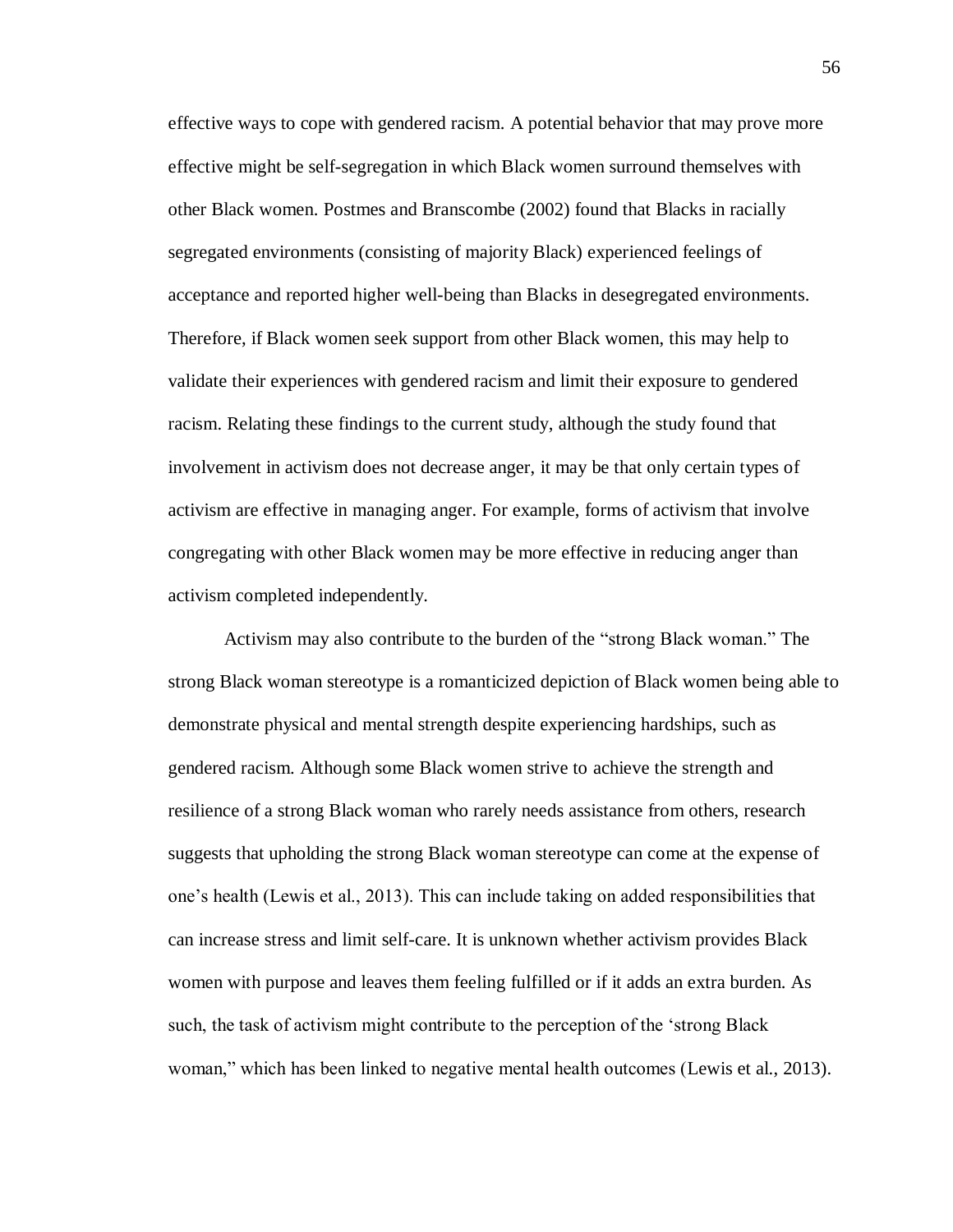effective ways to cope with gendered racism. A potential behavior that may prove more effective might be self-segregation in which Black women surround themselves with other Black women. Postmes and Branscombe (2002) found that Blacks in racially segregated environments (consisting of majority Black) experienced feelings of acceptance and reported higher well-being than Blacks in desegregated environments. Therefore, if Black women seek support from other Black women, this may help to validate their experiences with gendered racism and limit their exposure to gendered racism. Relating these findings to the current study, although the study found that involvement in activism does not decrease anger, it may be that only certain types of activism are effective in managing anger. For example, forms of activism that involve congregating with other Black women may be more effective in reducing anger than activism completed independently.

Activism may also contribute to the burden of the "strong Black woman." The strong Black woman stereotype is a romanticized depiction of Black women being able to demonstrate physical and mental strength despite experiencing hardships, such as gendered racism. Although some Black women strive to achieve the strength and resilience of a strong Black woman who rarely needs assistance from others, research suggests that upholding the strong Black woman stereotype can come at the expense of one's health (Lewis et al., 2013). This can include taking on added responsibilities that can increase stress and limit self-care. It is unknown whether activism provides Black women with purpose and leaves them feeling fulfilled or if it adds an extra burden. As such, the task of activism might contribute to the perception of the 'strong Black woman," which has been linked to negative mental health outcomes (Lewis et al., 2013).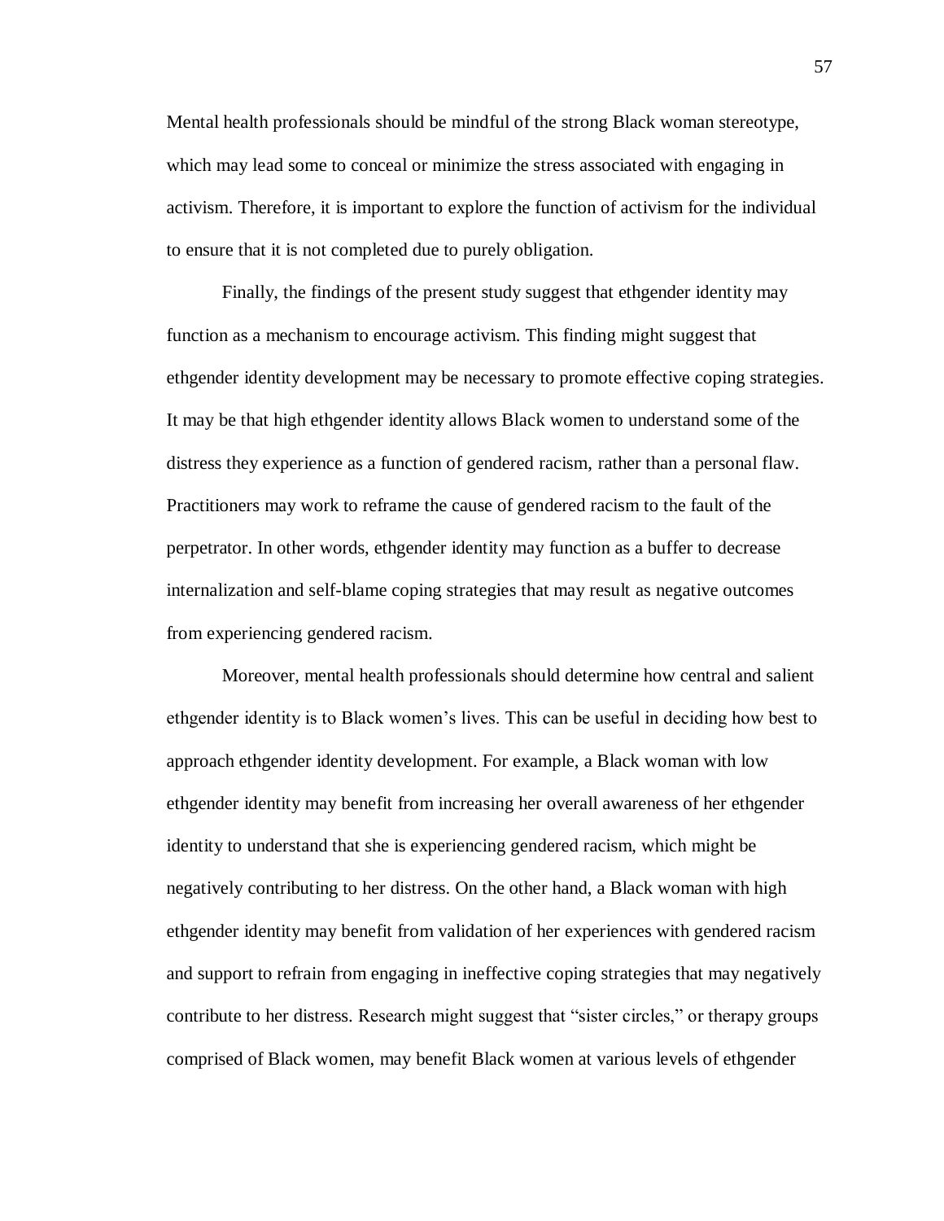Mental health professionals should be mindful of the strong Black woman stereotype, which may lead some to conceal or minimize the stress associated with engaging in activism. Therefore, it is important to explore the function of activism for the individual to ensure that it is not completed due to purely obligation.

Finally, the findings of the present study suggest that ethgender identity may function as a mechanism to encourage activism. This finding might suggest that ethgender identity development may be necessary to promote effective coping strategies. It may be that high ethgender identity allows Black women to understand some of the distress they experience as a function of gendered racism, rather than a personal flaw. Practitioners may work to reframe the cause of gendered racism to the fault of the perpetrator. In other words, ethgender identity may function as a buffer to decrease internalization and self-blame coping strategies that may result as negative outcomes from experiencing gendered racism.

Moreover, mental health professionals should determine how central and salient ethgender identity is to Black women's lives. This can be useful in deciding how best to approach ethgender identity development. For example, a Black woman with low ethgender identity may benefit from increasing her overall awareness of her ethgender identity to understand that she is experiencing gendered racism, which might be negatively contributing to her distress. On the other hand, a Black woman with high ethgender identity may benefit from validation of her experiences with gendered racism and support to refrain from engaging in ineffective coping strategies that may negatively contribute to her distress. Research might suggest that "sister circles," or therapy groups comprised of Black women, may benefit Black women at various levels of ethgender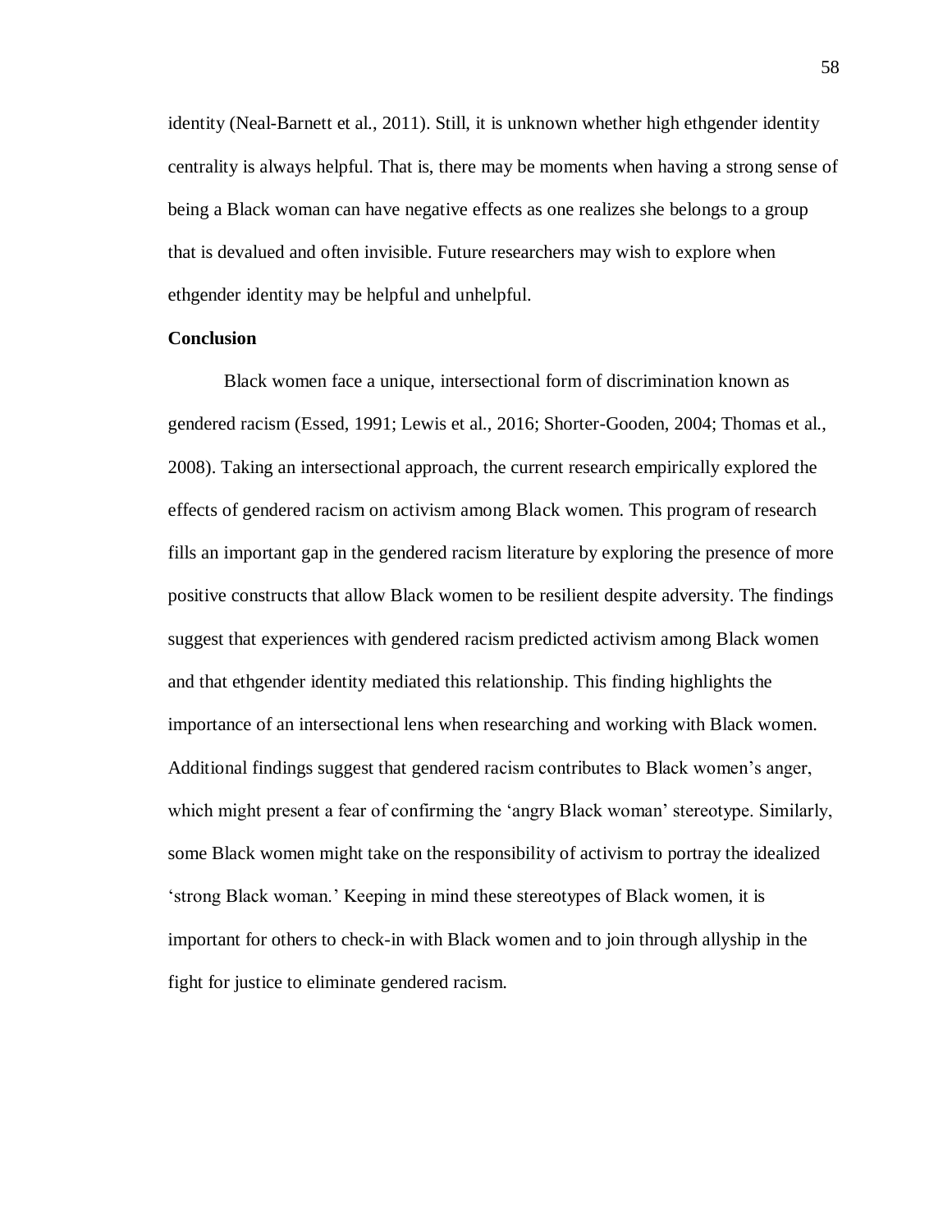identity (Neal-Barnett et al., 2011). Still, it is unknown whether high ethgender identity centrality is always helpful. That is, there may be moments when having a strong sense of being a Black woman can have negative effects as one realizes she belongs to a group that is devalued and often invisible. Future researchers may wish to explore when ethgender identity may be helpful and unhelpful.

## Conclusion

Black women face a unique, intersectional form of discrimination known as gendered racism (Essed, 1991; Lewis et al., 2016; Shorter-Gooden, 2004; Thomas et al., 2008). Taking an intersectional approach, the current research empirically explored the effects of gendered racism on activism among Black women. This program of research fills an important gap in the gendered racism literature by exploring the presence of more positive constructs that allow Black women to be resilient despite adversity. The findings suggest that experiences with gendered racism predicted activism among Black women and that ethgender identity mediated this relationship. This finding highlights the importance of an intersectional lens when researching and working with Black women. Additional findings suggest that gendered racism contributes to Black women's anger, which might present a fear of confirming the 'angry Black woman' stereotype. Similarly, some Black women might take on the responsibility of activism to portray the idealized 'strong Black woman.' Keeping in mind these stereotypes of Black women, it is important for others to check-in with Black women and to join through allyship in the fight for justice to eliminate gendered racism.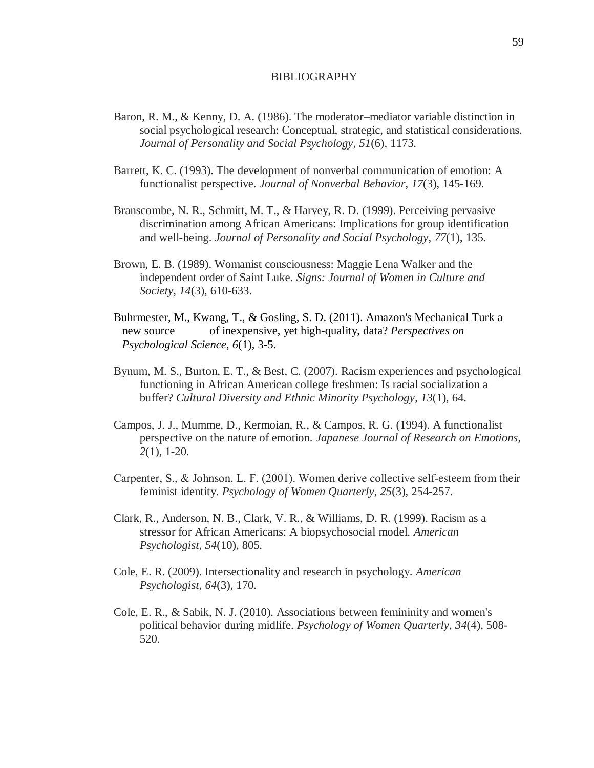# BIBLIOGRAPHY

Baron, R. M., & Kenny, D. A. (1986). The moderator–mediator variable distinction in social psychological research: Conceptual, strategic, and statistical considerations. *Journal of Personality and Social Psychology*, *51*(6), 1173.

Barrett, K. C. (1993). The development of nonverbal communication of emotion: A functionalist perspective. *Journal of Nonverbal Behavior*, *17*(3), 145-169.

Branscombe, N. R., Schmitt, M. T., & Harvey, R. D. (1999). Perceiving pervasive discrimination among African Americans: Implications for group identification and well-being. *Journal of Personality and Social Psychology*, *77*(1), 135.

Brown, E. B. (1989). Womanist consciousness: Maggie Lena Walker and the independent order of Saint Luke. *Signs: Journal of Women in Culture and Society*, *14*(3), 610-633.

Buhrmester, M., Kwang, T., & Gosling, S. D. (2011). Amazon's Mechanical Turk a new source of inexpensive, yet high-quality, data? *Perspectives on Psychological Science*, *6*(1), 3-5.

Bynum, M. S., Burton, E. T., & Best, C. (2007). Racism experiences and psychological functioning in African American college freshmen: Is racial socialization a buffer? *Cultural Diversity and Ethnic Minority Psychology*, *13*(1), 64.

Campos, J. J., Mumme, D., Kermoian, R., & Campos, R. G. (1994). A functionalist perspective on the nature of emotion. *Japanese Journal of Research on Emotions*, *2*(1), 1-20.

Carpenter, S., & Johnson, L. F. (2001). Women derive collective self-esteem from their feminist identity. *Psychology of Women Quarterly*, *25*(3), 254-257.

Clark, R., Anderson, N. B., Clark, V. R., & Williams, D. R. (1999). Racism as a stressor for African Americans: A biopsychosocial model. *American Psychologist*, *54*(10), 805.

Cole, E. R. (2009). Intersectionality and research in psychology. *American Psychologist*, *64*(3), 170.

Cole, E. R., & Sabik, N. J. (2010). Associations between femininity and women's political behavior during midlife. *Psychology of Women Quarterly*, *34*(4), 508-520.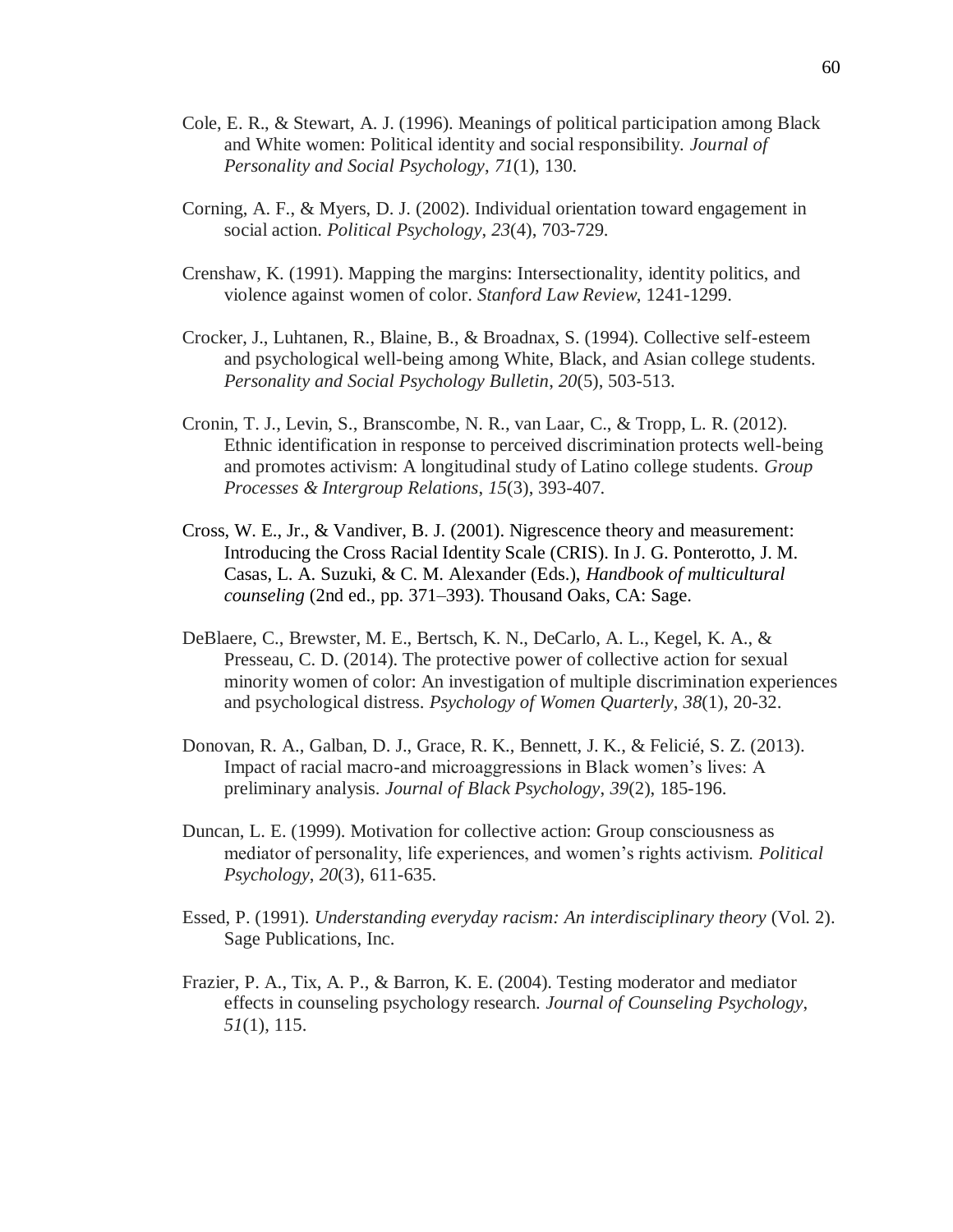Cole, E. R., & Stewart, A. J. (1996). Meanings of political participation among Black and White women: Political identity and social responsibility. *Journal of Personality and Social Psychology*, *71*(1), 130.

Corning, A. F., & Myers, D. J. (2002). Individual orientation toward engagement in social action. *Political Psychology*, *23*(4), 703-729.

Crenshaw, K. (1991). Mapping the margins: Intersectionality, identity politics, and violence against women of color. *Stanford Law Review*, 1241-1299.

Crocker, J., Luhtanen, R., Blaine, B., & Broadnax, S. (1994). Collective self-esteem and psychological well-being among White, Black, and Asian college students. *Personality and Social Psychology Bulletin*, *20*(5), 503-513.

Cronin, T. J., Levin, S., Branscombe, N. R., van Laar, C., & Tropp, L. R. (2012). Ethnic identification in response to perceived discrimination protects well-being and promotes activism: A longitudinal study of Latino college students. *Group Processes & Intergroup Relations*, *15*(3), 393-407.

Cross, W. E., Jr., & Vandiver, B. J. (2001). Nigrescence theory and measurement: Introducing the Cross Racial Identity Scale (CRIS). In J. G. Ponterotto, J. M. Casas, L. A. Suzuki, & C. M. Alexander (Eds.), *Handbook of multicultural counseling* (2nd ed., pp. 371–393). Thousand Oaks, CA: Sage.

DeBlaere, C., Brewster, M. E., Bertsch, K. N., DeCarlo, A. L., Kegel, K. A., & Presseau, C. D. (2014). The protective power of collective action for sexual minority women of color: An investigation of multiple discrimination experiences and psychological distress. *Psychology of Women Quarterly*, *38*(1), 20-32.

Donovan, R. A., Galban, D. J., Grace, R. K., Bennett, J. K., & Felicié, S. Z. (2013). Impact of racial macro-and microaggressions in Black women's lives: A preliminary analysis. *Journal of Black Psychology*, *39*(2), 185-196.

Duncan, L. E. (1999). Motivation for collective action: Group consciousness as mediator of personality, life experiences, and women's rights activism. *Political Psychology*, *20*(3), 611-635.

Essed, P. (1991). *Understanding everyday racism: An interdisciplinary theory* (Vol. 2). Sage Publications, Inc.

Frazier, P. A., Tix, A. P., & Barron, K. E. (2004). Testing moderator and mediator effects in counseling psychology research. *Journal of Counseling Psychology*, *51*(1), 115.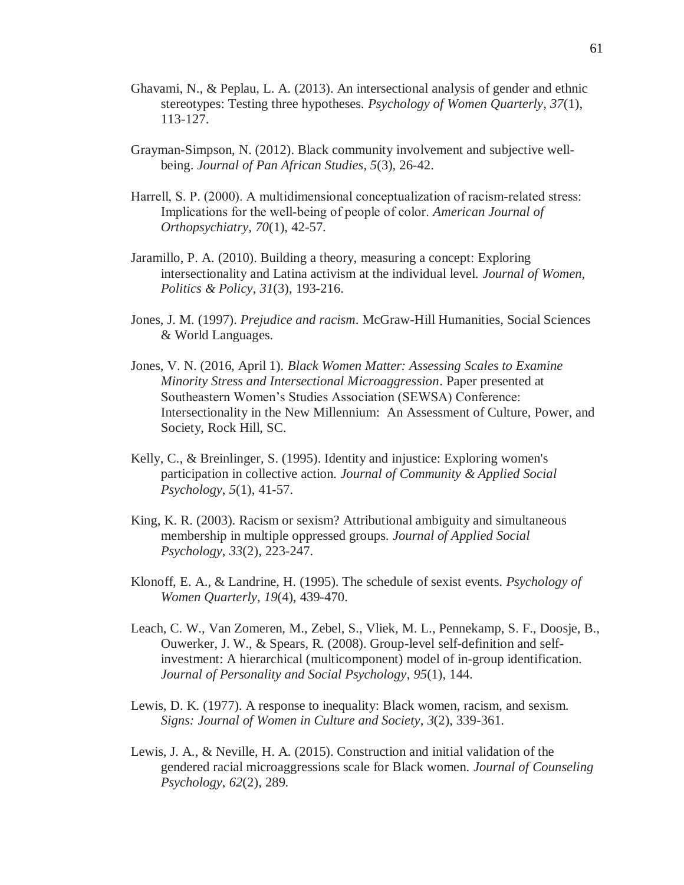Ghavami, N., & Peplau, L. A. (2013). An intersectional analysis of gender and ethnic stereotypes: Testing three hypotheses. *Psychology of Women Quarterly*, *37*(1), 113-127.

Grayman-Simpson, N. (2012). Black community involvement and subjective well-being. *Journal of Pan African Studies*, *5*(3), 26-42.

Harrell, S. P. (2000). A multidimensional conceptualization of racism-related stress: Implications for the well-being of people of color. *American Journal of Orthopsychiatry*, *70*(1), 42-57.

Jaramillo, P. A. (2010). Building a theory, measuring a concept: Exploring intersectionality and Latina activism at the individual level. *Journal of Women, Politics & Policy*, *31*(3), 193-216.

Jones, J. M. (1997). *Prejudice and racism*. McGraw-Hill Humanities, Social Sciences & World Languages.

Jones, V. N. (2016, April 1). *Black Women Matter: Assessing Scales to Examine Minority Stress and Intersectional Microaggression*. Paper presented at Southeastern Women's Studies Association (SEWSA) Conference: Intersectionality in the New Millennium: An Assessment of Culture, Power, and Society, Rock Hill, SC.

Kelly, C., & Breinlinger, S. (1995). Identity and injustice: Exploring women's participation in collective action. *Journal of Community & Applied Social Psychology*, *5*(1), 41-57.

King, K. R. (2003). Racism or sexism? Attributional ambiguity and simultaneous membership in multiple oppressed groups. *Journal of Applied Social Psychology*, *33*(2), 223-247.

Klonoff, E. A., & Landrine, H. (1995). The schedule of sexist events. *Psychology of Women Quarterly*, *19*(4), 439-470.

Leach, C. W., Van Zomeren, M., Zebel, S., Vliek, M. L., Pennekamp, S. F., Doosje, B., Ouwerker, J. W., & Spears, R. (2008). Group-level self-definition and self-investment: A hierarchical (multicomponent) model of in-group identification. *Journal of Personality and Social Psychology*, *95*(1), 144.

Lewis, D. K. (1977). A response to inequality: Black women, racism, and sexism. *Signs: Journal of Women in Culture and Society*, *3*(2), 339-361.

Lewis, J. A., & Neville, H. A. (2015). Construction and initial validation of the gendered racial microaggressions scale for Black women. *Journal of Counseling Psychology*, *62*(2), 289.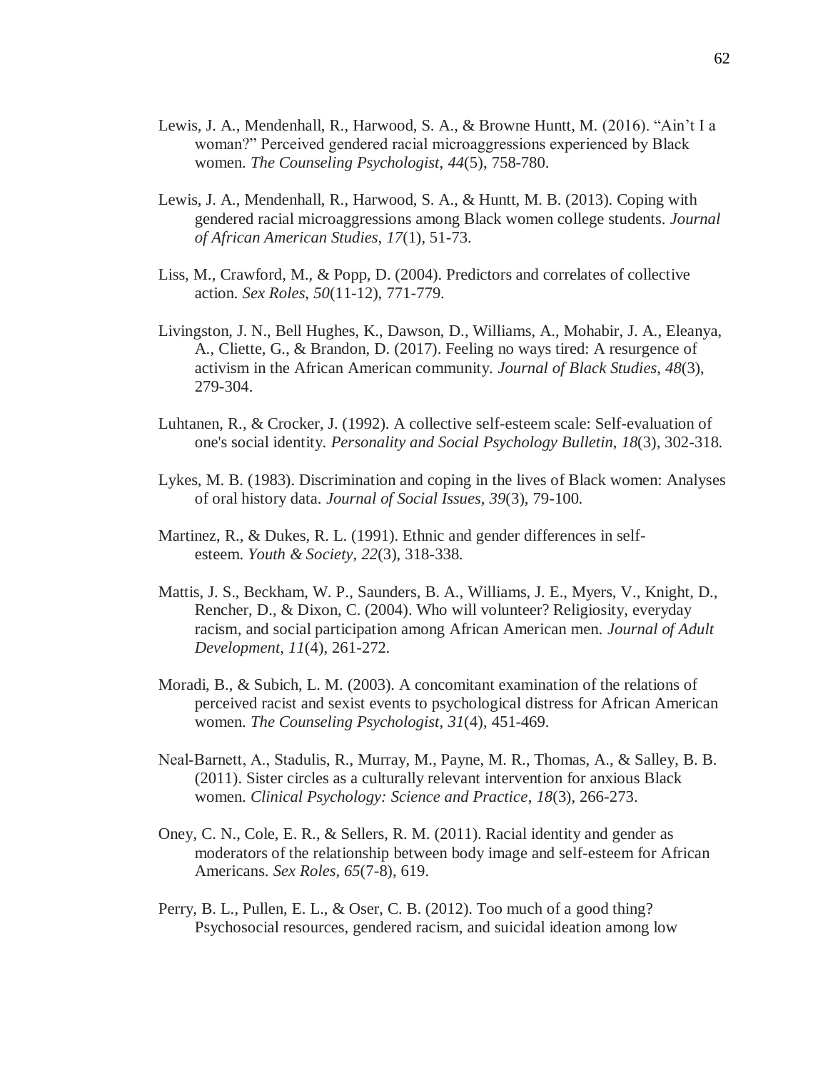Lewis, J. A., Mendenhall, R., Harwood, S. A., & Browne Huntt, M. (2016). “Ain’t I a woman?” Perceived gendered racial microaggressions experienced by Black women. *The Counseling Psychologist*, *44*(5), 758-780.

Lewis, J. A., Mendenhall, R., Harwood, S. A., & Huntt, M. B. (2013). Coping with gendered racial microaggressions among Black women college students. *Journal of African American Studies*, *17*(1), 51-73.

Liss, M., Crawford, M., & Popp, D. (2004). Predictors and correlates of collective action. *Sex Roles*, *50*(11-12), 771-779.

Livingston, J. N., Bell Hughes, K., Dawson, D., Williams, A., Mohabir, J. A., Eleanya, A., Cliette, G., & Brandon, D. (2017). Feeling no ways tired: A resurgence of activism in the African American community. *Journal of Black Studies*, *48*(3), 279-304.

Luhtanen, R., & Crocker, J. (1992). A collective self-esteem scale: Self-evaluation of one's social identity. *Personality and Social Psychology Bulletin*, *18*(3), 302-318.

Lykes, M. B. (1983). Discrimination and coping in the lives of Black women: Analyses of oral history data. *Journal of Social Issues*, *39*(3), 79-100.

Martinez, R., & Dukes, R. L. (1991). Ethnic and gender differences in self-esteem. *Youth & Society*, *22*(3), 318-338.

Mattis, J. S., Beckham, W. P., Saunders, B. A., Williams, J. E., Myers, V., Knight, D., Rencher, D., & Dixon, C. (2004). Who will volunteer? Religiosity, everyday racism, and social participation among African American men. *Journal of Adult Development*, *11*(4), 261-272.

Moradi, B., & Subich, L. M. (2003). A concomitant examination of the relations of perceived racist and sexist events to psychological distress for African American women. *The Counseling Psychologist*, *31*(4), 451-469.

Neal-Barnett, A., Stadulis, R., Murray, M., Payne, M. R., Thomas, A., & Salley, B. B. (2011). Sister circles as a culturally relevant intervention for anxious Black women. *Clinical Psychology: Science and Practice*, *18*(3), 266-273.

Oney, C. N., Cole, E. R., & Sellers, R. M. (2011). Racial identity and gender as moderators of the relationship between body image and self-esteem for African Americans. *Sex Roles*, *65*(7-8), 619.

Perry, B. L., Pullen, E. L., & Oser, C. B. (2012). Too much of a good thing? Psychosocial resources, gendered racism, and suicidal ideation among low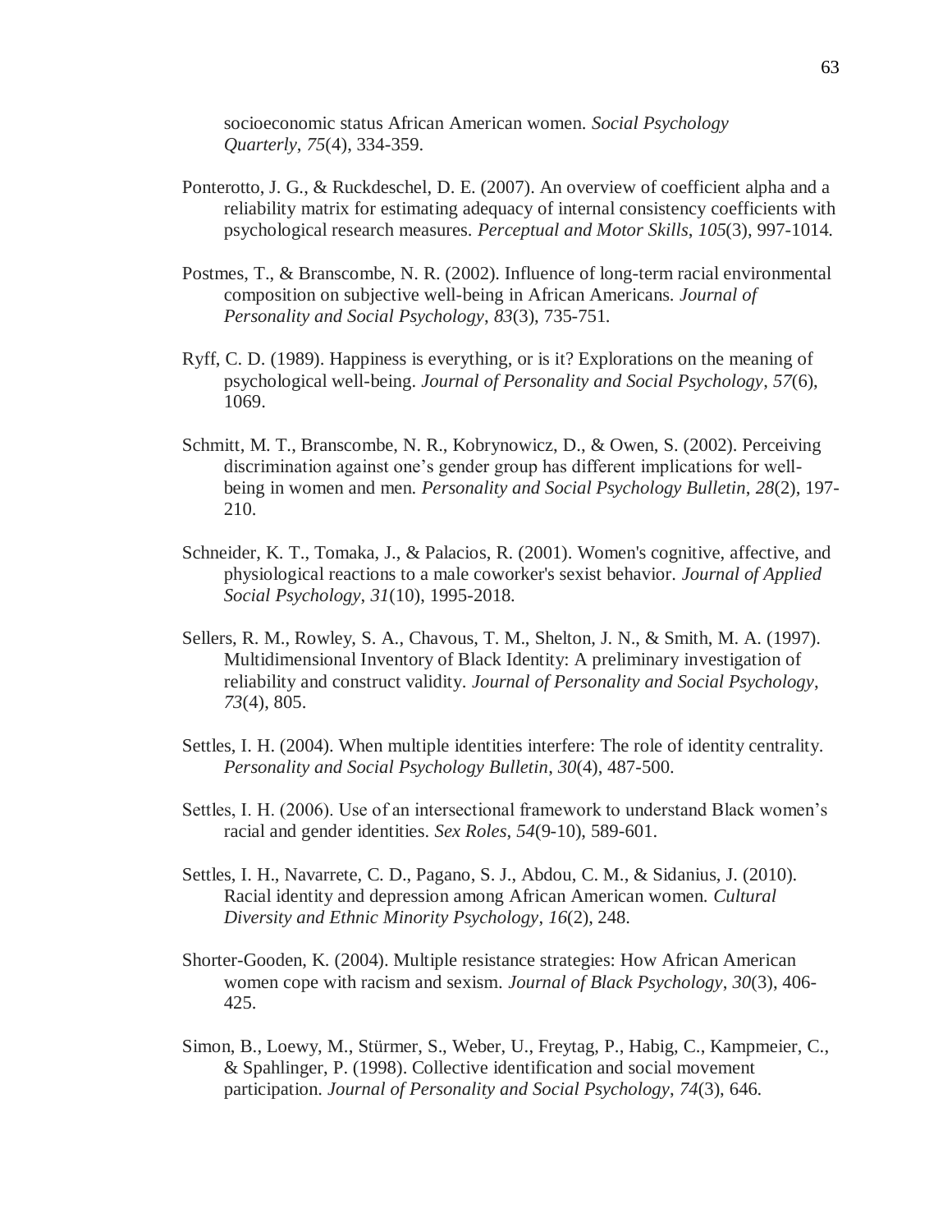socioeconomic status African American women. *Social Psychology Quarterly*, *75*(4), 334-359.

Ponterotto, J. G., & Ruckdeschel, D. E. (2007). An overview of coefficient alpha and a reliability matrix for estimating adequacy of internal consistency coefficients with psychological research measures. *Perceptual and Motor Skills*, *105*(3), 997-1014.

Postmes, T., & Branscombe, N. R. (2002). Influence of long-term racial environmental composition on subjective well-being in African Americans. *Journal of Personality and Social Psychology*, *83*(3), 735-751.

Ryff, C. D. (1989). Happiness is everything, or is it? Explorations on the meaning of psychological well-being. *Journal of Personality and Social Psychology*, *57*(6), 1069.

Schmitt, M. T., Branscombe, N. R., Kobrynowicz, D., & Owen, S. (2002). Perceiving discrimination against one's gender group has different implications for well-being in women and men. *Personality and Social Psychology Bulletin*, *28*(2), 197-210.

Schneider, K. T., Tomaka, J., & Palacios, R. (2001). Women's cognitive, affective, and physiological reactions to a male coworker's sexist behavior. *Journal of Applied Social Psychology*, *31*(10), 1995-2018.

Sellers, R. M., Rowley, S. A., Chavous, T. M., Shelton, J. N., & Smith, M. A. (1997). Multidimensional Inventory of Black Identity: A preliminary investigation of reliability and construct validity. *Journal of Personality and Social Psychology*, *73*(4), 805.

Settles, I. H. (2004). When multiple identities interfere: The role of identity centrality. *Personality and Social Psychology Bulletin*, *30*(4), 487-500.

Settles, I. H. (2006). Use of an intersectional framework to understand Black women's racial and gender identities. *Sex Roles*, *54*(9-10), 589-601.

Settles, I. H., Navarrete, C. D., Pagano, S. J., Abdou, C. M., & Sidanius, J. (2010). Racial identity and depression among African American women. *Cultural Diversity and Ethnic Minority Psychology*, *16*(2), 248.

Shorter-Gooden, K. (2004). Multiple resistance strategies: How African American women cope with racism and sexism. *Journal of Black Psychology*, *30*(3), 406-425.

Simon, B., Loewy, M., Stürmer, S., Weber, U., Freytag, P., Habig, C., Kampmeier, C., & Spahlinger, P. (1998). Collective identification and social movement participation. *Journal of Personality and Social Psychology*, *74*(3), 646.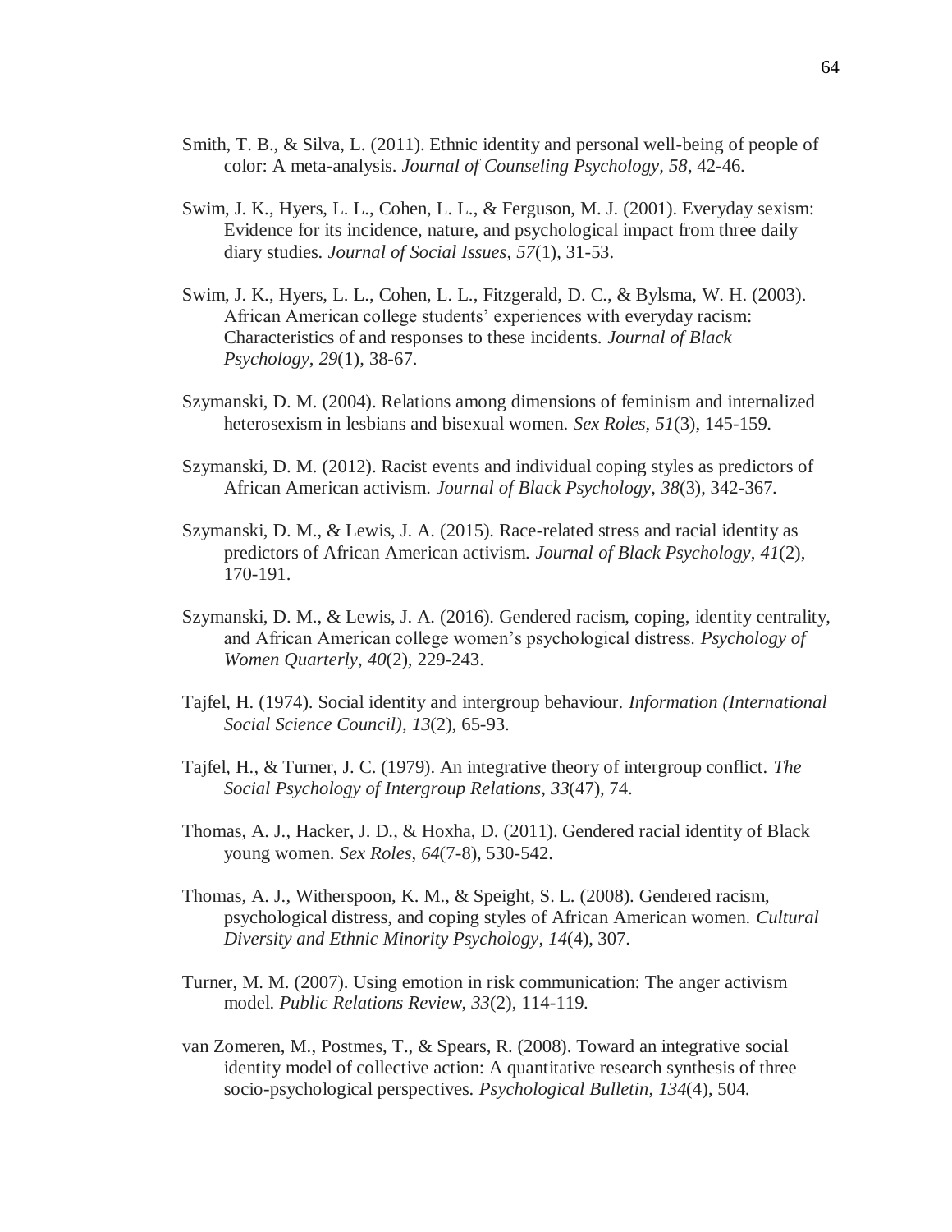Smith, T. B., & Silva, L. (2011). Ethnic identity and personal well-being of people of color: A meta-analysis. *Journal of Counseling Psychology, 58*, 42-46.

Swim, J. K., Hyers, L. L., Cohen, L. L., & Ferguson, M. J. (2001). Everyday sexism: Evidence for its incidence, nature, and psychological impact from three daily diary studies. *Journal of Social Issues*, *57*(1), 31-53.

Swim, J. K., Hyers, L. L., Cohen, L. L., Fitzgerald, D. C., & Bylsma, W. H. (2003). African American college students' experiences with everyday racism: Characteristics of and responses to these incidents. *Journal of Black Psychology*, *29*(1), 38-67.

Szymanski, D. M. (2004). Relations among dimensions of feminism and internalized heterosexism in lesbians and bisexual women. *Sex Roles*, *51*(3), 145-159.

Szymanski, D. M. (2012). Racist events and individual coping styles as predictors of African American activism. *Journal of Black Psychology*, *38*(3), 342-367.

Szymanski, D. M., & Lewis, J. A. (2015). Race-related stress and racial identity as predictors of African American activism. *Journal of Black Psychology*, *41*(2), 170-191.

Szymanski, D. M., & Lewis, J. A. (2016). Gendered racism, coping, identity centrality, and African American college women's psychological distress. *Psychology of Women Quarterly*, *40*(2), 229-243.

Tajfel, H. (1974). Social identity and intergroup behaviour. *Information (International Social Science Council)*, *13*(2), 65-93.

Tajfel, H., & Turner, J. C. (1979). An integrative theory of intergroup conflict. *The Social Psychology of Intergroup Relations*, *33*(47), 74.

Thomas, A. J., Hacker, J. D., & Hoxha, D. (2011). Gendered racial identity of Black young women. *Sex Roles*, *64*(7-8), 530-542.

Thomas, A. J., Witherspoon, K. M., & Speight, S. L. (2008). Gendered racism, psychological distress, and coping styles of African American women. *Cultural Diversity and Ethnic Minority Psychology*, *14*(4), 307.

Turner, M. M. (2007). Using emotion in risk communication: The anger activism model. *Public Relations Review*, *33*(2), 114-119.

van Zomeren, M., Postmes, T., & Spears, R. (2008). Toward an integrative social identity model of collective action: A quantitative research synthesis of three socio-psychological perspectives. *Psychological Bulletin*, *134*(4), 504.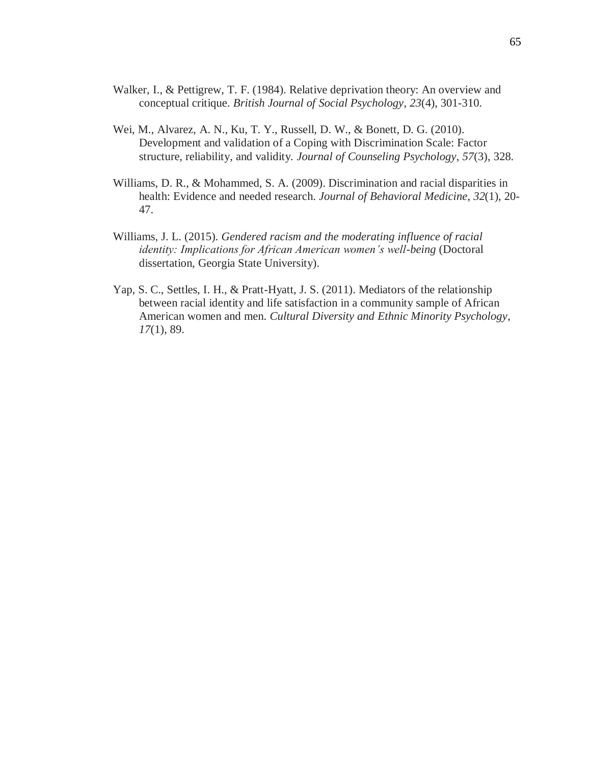Walker, I., & Pettigrew, T. F. (1984). Relative deprivation theory: An overview and conceptual critique. *British Journal of Social Psychology*, *23*(4), 301-310.

Wei, M., Alvarez, A. N., Ku, T. Y., Russell, D. W., & Bonett, D. G. (2010). Development and validation of a Coping with Discrimination Scale: Factor structure, reliability, and validity. *Journal of Counseling Psychology*, *57*(3), 328.

Williams, D. R., & Mohammed, S. A. (2009). Discrimination and racial disparities in health: Evidence and needed research. *Journal of Behavioral Medicine*, *32*(1), 20-47.

Williams, J. L. (2015). *Gendered racism and the moderating influence of racial identity: Implications for African American women's well-being* (Doctoral dissertation, Georgia State University).

Yap, S. C., Settles, I. H., & Pratt-Hyatt, J. S. (2011). Mediators of the relationship between racial identity and life satisfaction in a community sample of African American women and men. *Cultural Diversity and Ethnic Minority Psychology*, *17*(1), 89.